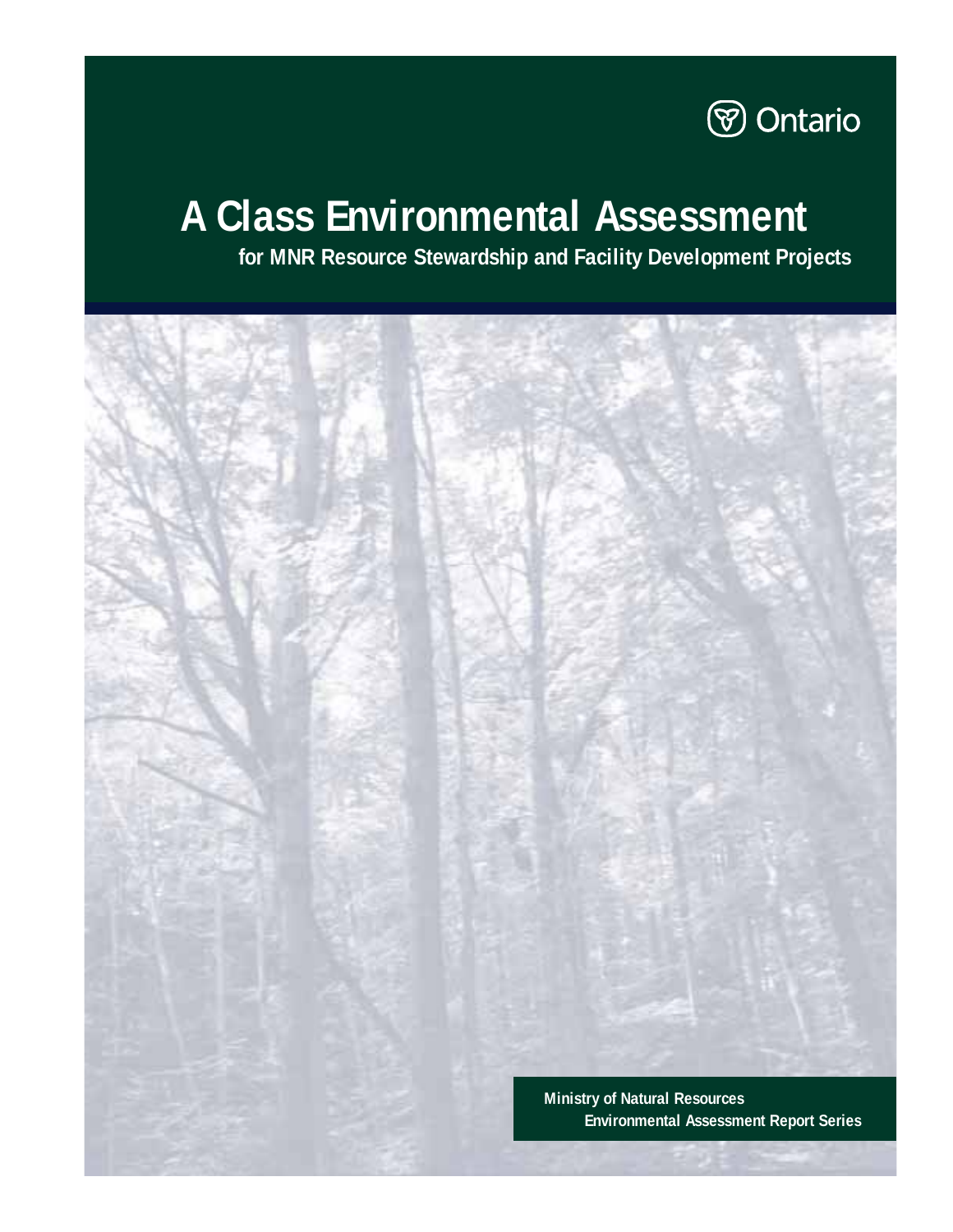Ontario

# A Class Environmental Assessment

## for MNR Resource Stewardship and Facility Development Projects

Ministry of Natural Resources
Environmental Assessment Report Series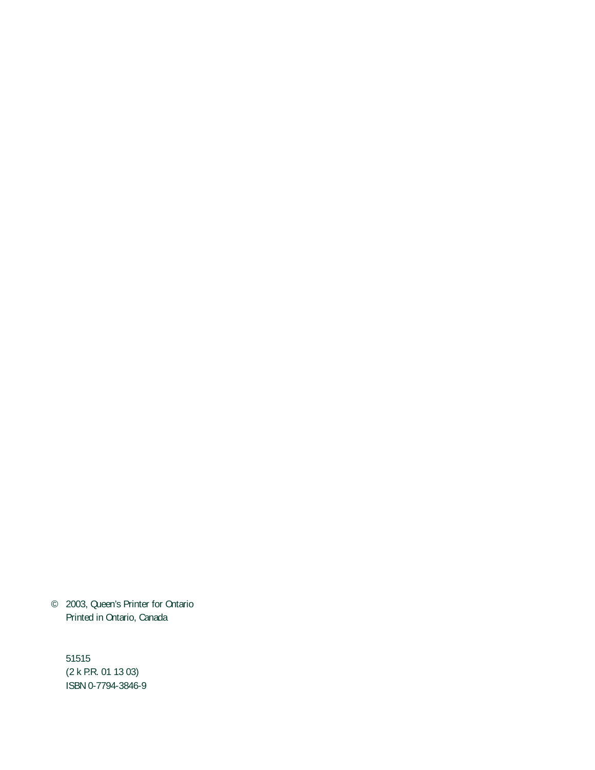© 2003, Queen's Printer for Ontario
Printed in Ontario, Canada

51515
(2 k P.R. 01 13 03)
ISBN 0-7794-3846-9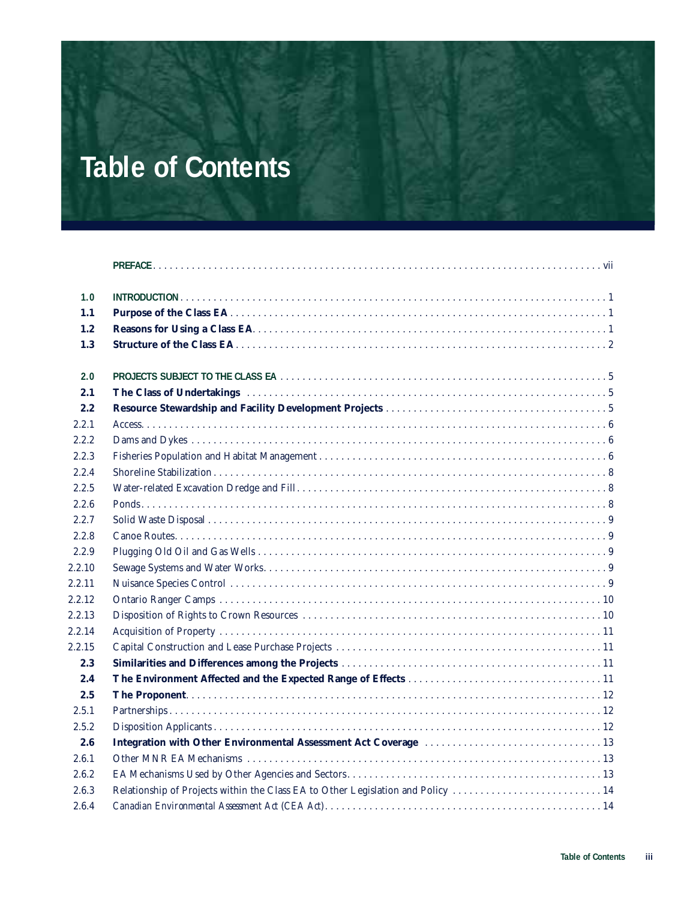# Table of Contents

| | | |
|---|---|---|
| | PREFACE | vii |
| 1.0 | INTRODUCTION | 1 |
| **1.1** | **Purpose of the Class EA** | 1 |
| **1.2** | **Reasons for Using a Class EA** | 1 |
| **1.3** | **Structure of the Class EA** | 2 |
| 2.0 | PROJECTS SUBJECT TO THE CLASS EA | 5 |
| **2.1** | **The Class of Undertakings** | 5 |
| **2.2** | **Resource Stewardship and Facility Development Projects** | 5 |
| 2.2.1 | Access | 6 |
| 2.2.2 | Dams and Dykes | 6 |
| 2.2.3 | Fisheries Population and Habitat Management | 6 |
| 2.2.4 | Shoreline Stabilization | 8 |
| 2.2.5 | Water-related Excavation Dredge and Fill | 8 |
| 2.2.6 | Ponds | 8 |
| 2.2.7 | Solid Waste Disposal | 9 |
| 2.2.8 | Canoe Routes | 9 |
| 2.2.9 | Plugging Old Oil and Gas Wells | 9 |
| 2.2.10 | Sewage Systems and Water Works | 9 |
| 2.2.11 | Nuisance Species Control | 9 |
| 2.2.12 | Ontario Ranger Camps | 10 |
| 2.2.13 | Disposition of Rights to Crown Resources | 10 |
| 2.2.14 | Acquisition of Property | 11 |
| 2.2.15 | Capital Construction and Lease Purchase Projects | 11 |
| **2.3** | **Similarities and Differences among the Projects** | 11 |
| **2.4** | **The Environment Affected and the Expected Range of Effects** | 11 |
| **2.5** | **The Proponent** | 12 |
| 2.5.1 | Partnerships | 12 |
| 2.5.2 | Disposition Applicants | 12 |
| **2.6** | **Integration with Other Environmental Assessment Act Coverage** | 13 |
| 2.6.1 | Other MNR EA Mechanisms | 13 |
| 2.6.2 | EA Mechanisms Used by Other Agencies and Sectors | 13 |
| 2.6.3 | Relationship of Projects within the Class EA to Other Legislation and Policy | 14 |
| 2.6.4 | *Canadian Environmental Assessment Act* (CEA Act) | 14 |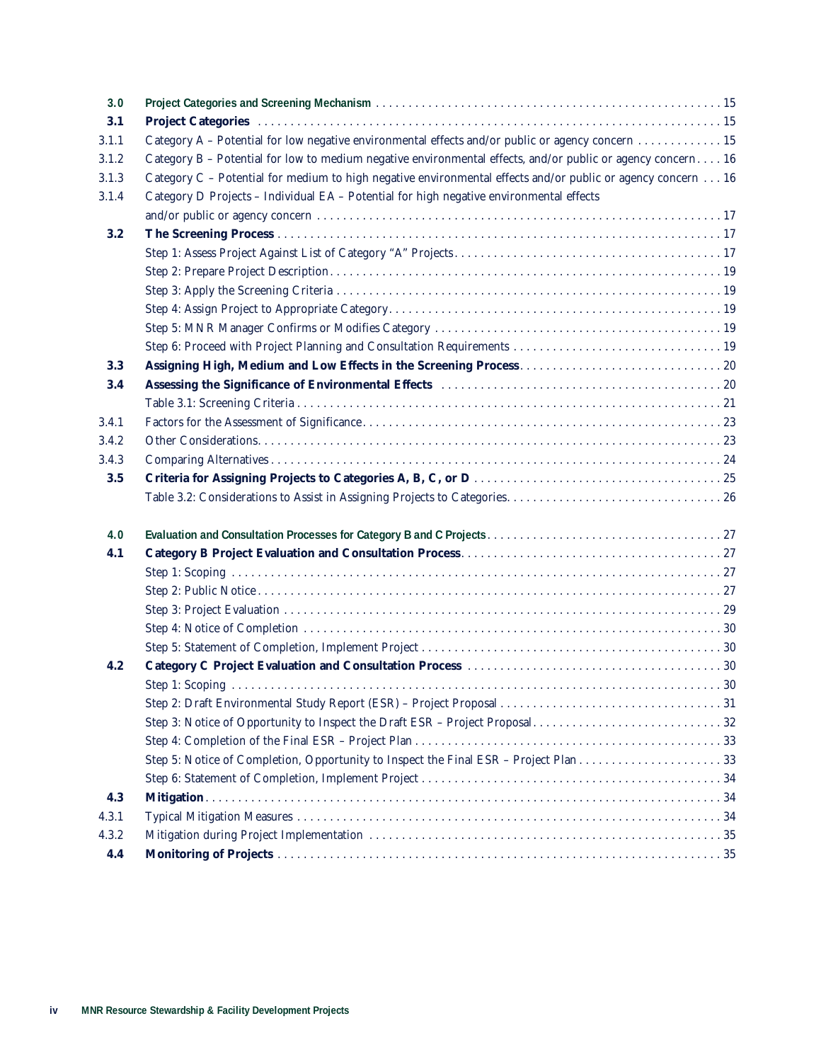| | | |
|---|---|---|
| **3.0** | **Project Categories and Screening Mechanism** | 15 |
| **3.1** | **Project Categories** | 15 |
| 3.1.1 | Category A – Potential for low negative environmental effects and/or public or agency concern | 15 |
| 3.1.2 | Category B – Potential for low to medium negative environmental effects, and/or public or agency concern | 16 |
| 3.1.3 | Category C – Potential for medium to high negative environmental effects and/or public or agency concern | 16 |
| 3.1.4 | Category D Projects – Individual EA – Potential for high negative environmental effects and/or public or agency concern | 17 |
| **3.2** | **The Screening Process** | 17 |
| | Step 1: Assess Project Against List of Category "A" Projects | 17 |
| | Step 2: Prepare Project Description | 19 |
| | Step 3: Apply the Screening Criteria | 19 |
| | Step 4: Assign Project to Appropriate Category | 19 |
| | Step 5: MNR Manager Confirms or Modifies Category | 19 |
| | Step 6: Proceed with Project Planning and Consultation Requirements | 19 |
| **3.3** | **Assigning High, Medium and Low Effects in the Screening Process** | 20 |
| **3.4** | **Assessing the Significance of Environmental Effects** | 20 |
| | Table 3.1: Screening Criteria | 21 |
| 3.4.1 | Factors for the Assessment of Significance | 23 |
| 3.4.2 | Other Considerations | 23 |
| 3.4.3 | Comparing Alternatives | 24 |
| **3.5** | **Criteria for Assigning Projects to Categories A, B, C, or D** | 25 |
| | Table 3.2: Considerations to Assist in Assigning Projects to Categories | 26 |
| **4.0** | **Evaluation and Consultation Processes for Category B and C Projects** | 27 |
| **4.1** | **Category B Project Evaluation and Consultation Process** | 27 |
| | Step 1: Scoping | 27 |
| | Step 2: Public Notice | 27 |
| | Step 3: Project Evaluation | 29 |
| | Step 4: Notice of Completion | 30 |
| | Step 5: Statement of Completion, Implement Project | 30 |
| **4.2** | **Category C Project Evaluation and Consultation Process** | 30 |
| | Step 1: Scoping | 30 |
| | Step 2: Draft Environmental Study Report (ESR) – Project Proposal | 31 |
| | Step 3: Notice of Opportunity to Inspect the Draft ESR – Project Proposal | 32 |
| | Step 4: Completion of the Final ESR – Project Plan | 33 |
| | Step 5: Notice of Completion, Opportunity to Inspect the Final ESR – Project Plan | 33 |
| | Step 6: Statement of Completion, Implement Project | 34 |
| **4.3** | **Mitigation** | 34 |
| 4.3.1 | Typical Mitigation Measures | 34 |
| 4.3.2 | Mitigation during Project Implementation | 35 |
| **4.4** | **Monitoring of Projects** | 35 |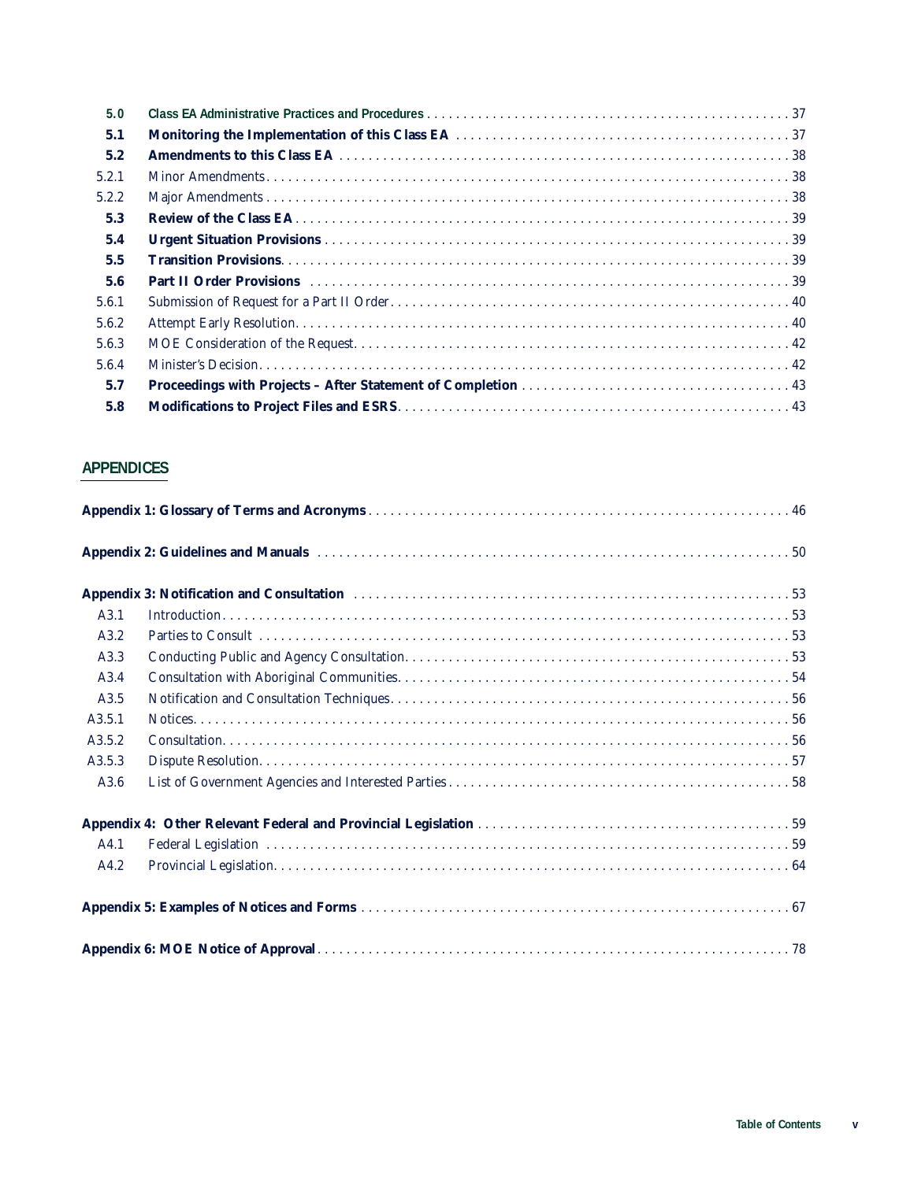| | | |
|---|---|---|
| **5.0** | **Class EA Administrative Practices and Procedures** | 37 |
| **5.1** | **Monitoring the Implementation of this Class EA** | 37 |
| **5.2** | **Amendments to this Class EA** | 38 |
| 5.2.1 | Minor Amendments | 38 |
| 5.2.2 | Major Amendments | 38 |
| **5.3** | **Review of the Class EA** | 39 |
| **5.4** | **Urgent Situation Provisions** | 39 |
| **5.5** | **Transition Provisions** | 39 |
| **5.6** | **Part II Order Provisions** | 39 |
| 5.6.1 | Submission of Request for a Part II Order | 40 |
| 5.6.2 | Attempt Early Resolution | 40 |
| 5.6.3 | MOE Consideration of the Request | 42 |
| 5.6.4 | Minister's Decision | 42 |
| **5.7** | **Proceedings with Projects – After Statement of Completion** | 43 |
| **5.8** | **Modifications to Project Files and ESRS** | 43 |

## APPENDICES

| | | |
|---|---|---|
| **Appendix 1: Glossary of Terms and Acronyms** | | 46 |
| **Appendix 2: Guidelines and Manuals** | | 50 |
| **Appendix 3: Notification and Consultation** | | 53 |
| A3.1 | Introduction | 53 |
| A3.2 | Parties to Consult | 53 |
| A3.3 | Conducting Public and Agency Consultation | 53 |
| A3.4 | Consultation with Aboriginal Communities | 54 |
| A3.5 | Notification and Consultation Techniques | 56 |
| A3.5.1 | Notices | 56 |
| A3.5.2 | Consultation | 56 |
| A3.5.3 | Dispute Resolution | 57 |
| A3.6 | List of Government Agencies and Interested Parties | 58 |
| **Appendix 4: Other Relevant Federal and Provincial Legislation** | | 59 |
| A4.1 | Federal Legislation | 59 |
| A4.2 | Provincial Legislation | 64 |
| **Appendix 5: Examples of Notices and Forms** | | 67 |
| **Appendix 6: MOE Notice of Approval** | | 78 |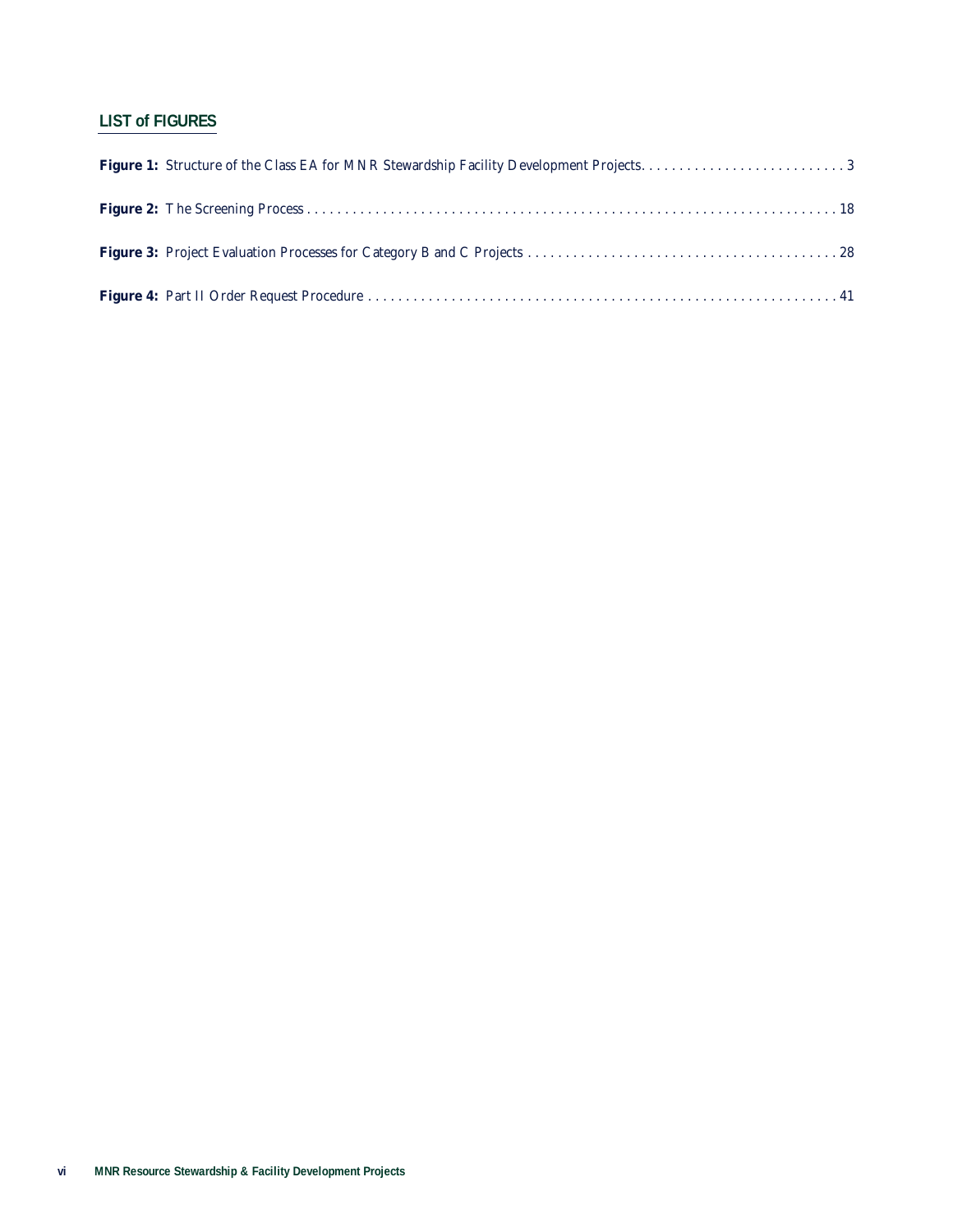## LIST of FIGURES

**Figure 1:** Structure of the Class EA for MNR Stewardship Facility Development Projects. . . . . . . . . . . . . . . . . . . . . . . . . . . 3

**Figure 2:** The Screening Process . . . . . . . . . . . . . . . . . . . . . . . . . . . . . . . . . . . . . . . . . . . . . . . . . . . . . . . . . . . . . . . . . . 18

**Figure 3:** Project Evaluation Processes for Category B and C Projects . . . . . . . . . . . . . . . . . . . . . . . . . . . . . . . . . . . . . . . . . 28

**Figure 4:** Part II Order Request Procedure . . . . . . . . . . . . . . . . . . . . . . . . . . . . . . . . . . . . . . . . . . . . . . . . . . . . . . . . . . . . . 41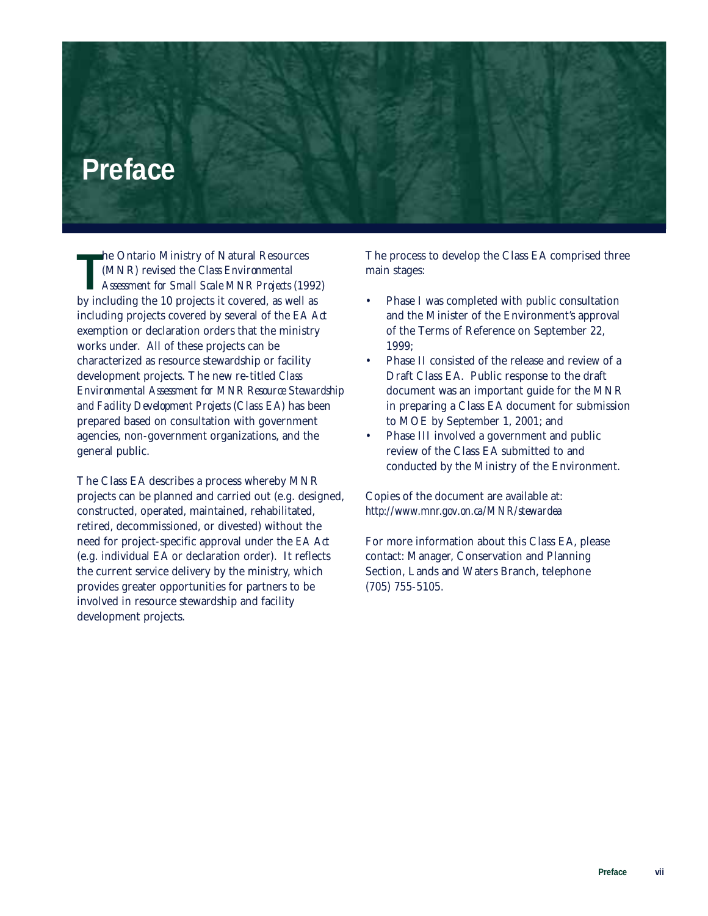# Preface

The Ontario Ministry of Natural Resources (MNR) revised the Class *Environmental Assessment for Small Scale MNR Projects* (1992) by including the 10 projects it covered, as well as including projects covered by several of the *EA Act* exemption or declaration orders that the ministry works under. All of these projects can be characterized as resource stewardship or facility development projects. The new re-titled *Class Environmental Assessment for MNR Resource Stewardship and Facility Development Projects* (Class EA) has been prepared based on consultation with government agencies, non-government organizations, and the general public.

The Class EA describes a process whereby MNR projects can be planned and carried out (e.g. designed, constructed, operated, maintained, rehabilitated, retired, decommissioned, or divested) without the need for project-specific approval under the *EA Act* (e.g. individual EA or declaration order). It reflects the current service delivery by the ministry, which provides greater opportunities for partners to be involved in resource stewardship and facility development projects.

The process to develop the Class EA comprised three main stages:

- Phase I was completed with public consultation and the Minister of the Environment's approval of the Terms of Reference on September 22, 1999;
- Phase II consisted of the release and review of a Draft Class EA. Public response to the draft document was an important guide for the MNR in preparing a Class EA document for submission to MOE by September 1, 2001; and
- Phase III involved a government and public review of the Class EA submitted to and conducted by the Ministry of the Environment.

Copies of the document are available at: *http://www.mnr.gov.on.ca/MNR/stewardea*

For more information about this Class EA, please contact: Manager, Conservation and Planning Section, Lands and Waters Branch, telephone (705) 755-5105.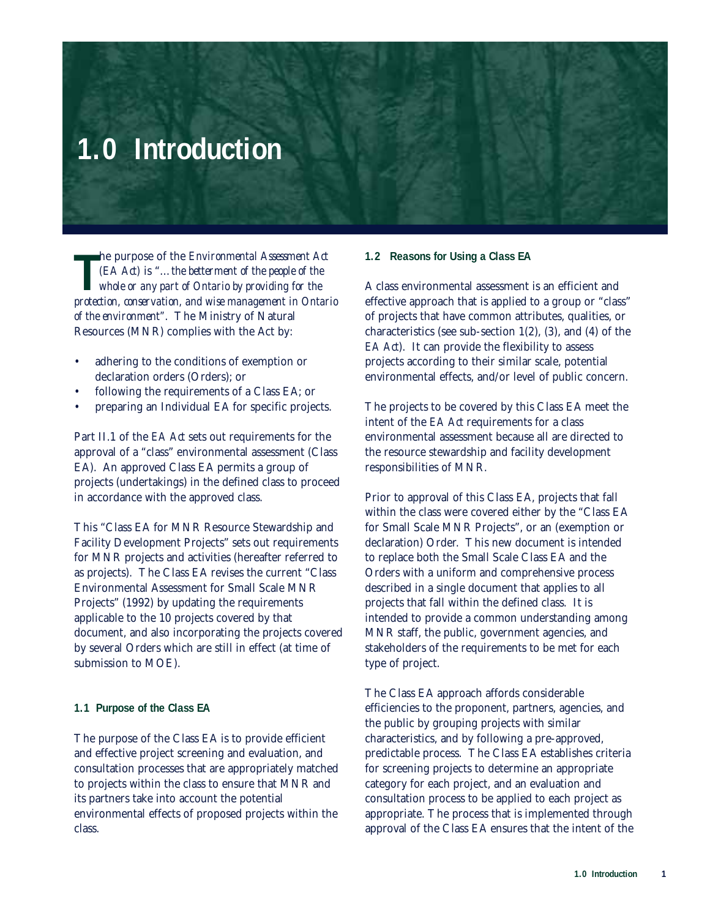# 1.0 Introduction

The purpose of the *Environmental Assessment Act (EA Act)* is "*…the betterment of the people of the whole or any part of Ontario by providing for the protection, conservation, and wise management in Ontario of the environment*". The Ministry of Natural Resources (MNR) complies with the Act by:

- adhering to the conditions of exemption or declaration orders (Orders); or
- following the requirements of a Class EA; or
- preparing an Individual EA for specific projects.

Part II.1 of the *EA Act* sets out requirements for the approval of a "class" environmental assessment (Class EA). An approved Class EA permits a group of projects (undertakings) in the defined class to proceed in accordance with the approved class.

This "Class EA for MNR Resource Stewardship and Facility Development Projects" sets out requirements for MNR projects and activities (hereafter referred to as projects). The Class EA revises the current "Class Environmental Assessment for Small Scale MNR Projects" (1992) by updating the requirements applicable to the 10 projects covered by that document, and also incorporating the projects covered by several Orders which are still in effect (at time of submission to MOE).

### 1.1 Purpose of the Class EA

The purpose of the Class EA is to provide efficient and effective project screening and evaluation, and consultation processes that are appropriately matched to projects within the class to ensure that MNR and its partners take into account the potential environmental effects of proposed projects within the class.

### 1.2 Reasons for Using a Class EA

A class environmental assessment is an efficient and effective approach that is applied to a group or "class" of projects that have common attributes, qualities, or characteristics (see sub-section 1(2), (3), and (4) of the *EA Act*). It can provide the flexibility to assess projects according to their similar scale, potential environmental effects, and/or level of public concern.

The projects to be covered by this Class EA meet the intent of the *EA Act* requirements for a class environmental assessment because all are directed to the resource stewardship and facility development responsibilities of MNR.

Prior to approval of this Class EA, projects that fall within the class were covered either by the "Class EA for Small Scale MNR Projects", or an (exemption or declaration) Order. This new document is intended to replace both the Small Scale Class EA and the Orders with a uniform and comprehensive process described in a single document that applies to all projects that fall within the defined class. It is intended to provide a common understanding among MNR staff, the public, government agencies, and stakeholders of the requirements to be met for each type of project.

The Class EA approach affords considerable efficiencies to the proponent, partners, agencies, and the public by grouping projects with similar characteristics, and by following a pre-approved, predictable process. The Class EA establishes criteria for screening projects to determine an appropriate category for each project, and an evaluation and consultation process to be applied to each project as appropriate. The process that is implemented through approval of the Class EA ensures that the intent of the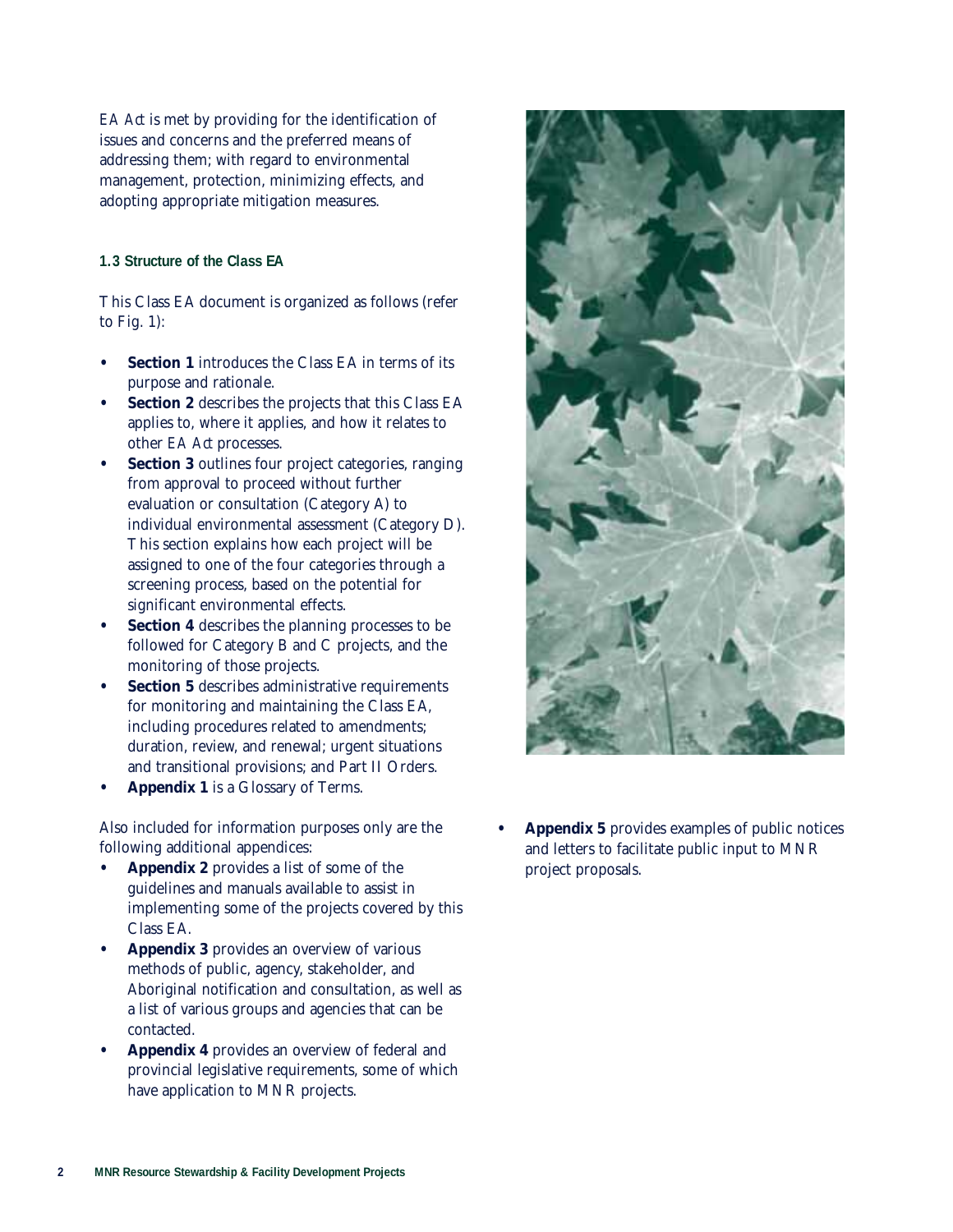*EA Act* is met by providing for the identification of issues and concerns and the preferred means of addressing them; with regard to environmental management, protection, minimizing effects, and adopting appropriate mitigation measures.

### 1.3 Structure of the Class EA

This Class EA document is organized as follows (refer to Fig. 1):

- **Section 1** introduces the Class EA in terms of its purpose and rationale.
- **Section 2** describes the projects that this Class EA applies to, where it applies, and how it relates to other *EA Act* processes.
- **Section 3** outlines four project categories, ranging from approval to proceed without further evaluation or consultation (Category A) to individual environmental assessment (Category D). This section explains how each project will be assigned to one of the four categories through a screening process, based on the potential for significant environmental effects.
- **Section 4** describes the planning processes to be followed for Category B and C projects, and the monitoring of those projects.
- **Section 5** describes administrative requirements for monitoring and maintaining the Class EA, including procedures related to amendments; duration, review, and renewal; urgent situations and transitional provisions; and Part II Orders.
- **Appendix 1** is a Glossary of Terms.

Also included for information purposes only are the following additional appendices:

- **Appendix 2** provides a list of some of the guidelines and manuals available to assist in implementing some of the projects covered by this Class EA.
- **Appendix 3** provides an overview of various methods of public, agency, stakeholder, and Aboriginal notification and consultation, as well as a list of various groups and agencies that can be contacted.
- **Appendix 4** provides an overview of federal and provincial legislative requirements, some of which have application to MNR projects.
- **Appendix 5** provides examples of public notices and letters to facilitate public input to MNR project proposals.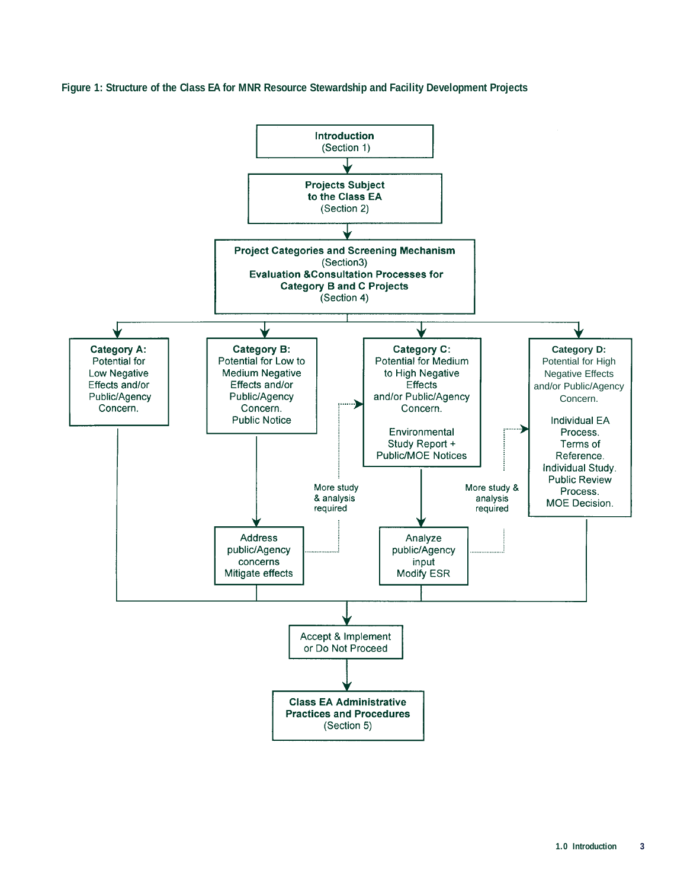**Figure 1: Structure of the Class EA for MNR Resource Stewardship and Facility Development Projects**

**Introduction**
(Section 1)

**Projects Subject to the Class EA**
(Section 2)

**Project Categories and Screening Mechanism**
(Section3)
**Evaluation &Consultation Processes for Category B and C Projects**
(Section 4)

**Category A:**
Potential for Low Negative Effects and/or Public/Agency Concern.

**Category B:**
Potential for Low to Medium Negative Effects and/or Public/Agency Concern.
Public Notice

**Category C:**
Potential for Medium to High Negative Effects and/or Public/Agency Concern.

Environmental Study Report + Public/MOE Notices

**Category D:**
Potential for High Negative Effects and/or Public/Agency Concern.

Individual EA Process.
Terms of Reference.
Individual Study.
Public Review Process.
MOE Decision.

Address public/Agency concerns
Mitigate effects

More study & analysis required

Analyze public/Agency input
Modify ESR

More study & analysis required

Accept & Implement or Do Not Proceed

**Class EA Administrative Practices and Procedures**
(Section 5)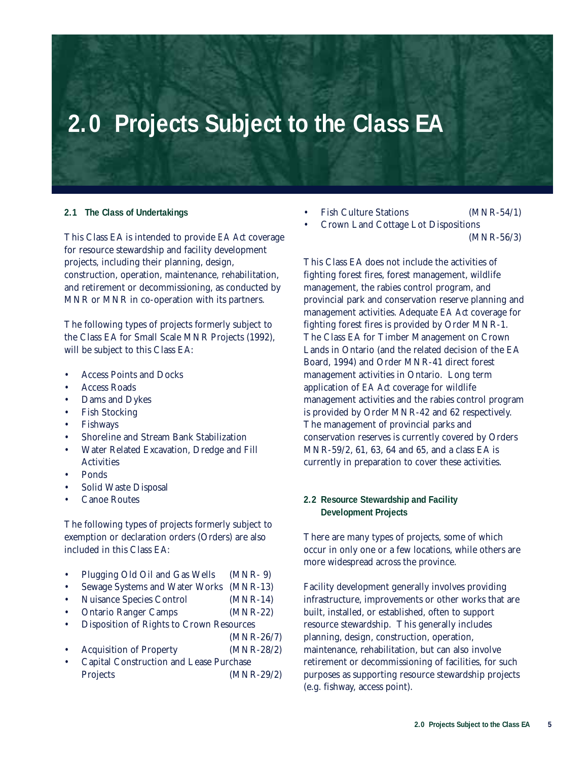# 2.0 Projects Subject to the Class EA

### 2.1 The Class of Undertakings

This Class EA is intended to provide *EA Act* coverage for resource stewardship and facility development projects, including their planning, design, construction, operation, maintenance, rehabilitation, and retirement or decommissioning, as conducted by MNR or MNR in co-operation with its partners.

The following types of projects formerly subject to the Class EA for Small Scale MNR Projects (1992), will be subject to this Class EA:

- Access Points and Docks
- Access Roads
- Dams and Dykes
- Fish Stocking
- Fishways
- Shoreline and Stream Bank Stabilization
- Water Related Excavation, Dredge and Fill Activities
- Ponds
- Solid Waste Disposal
- Canoe Routes

The following types of projects formerly subject to exemption or declaration orders (Orders) are also included in this Class EA:

- Plugging Old Oil and Gas Wells (MNR- 9)
- Sewage Systems and Water Works (MNR-13)
- Nuisance Species Control (MNR-14)
- Ontario Ranger Camps (MNR-22)
- Disposition of Rights to Crown Resources (MNR-26/7)
- Acquisition of Property (MNR-28/2)
- Capital Construction and Lease Purchase Projects (MNR-29/2)
- Fish Culture Stations (MNR-54/1)
- Crown Land Cottage Lot Dispositions (MNR-56/3)

This Class EA does not include the activities of fighting forest fires, forest management, wildlife management, the rabies control program, and provincial park and conservation reserve planning and management activities. Adequate *EA Act* coverage for fighting forest fires is provided by Order MNR-1. The Class EA for Timber Management on Crown Lands in Ontario (and the related decision of the EA Board, 1994) and Order MNR-41 direct forest management activities in Ontario. Long term application of *EA Act* coverage for wildlife management activities and the rabies control program is provided by Order MNR-42 and 62 respectively. The management of provincial parks and conservation reserves is currently covered by Orders MNR-59/2, 61, 63, 64 and 65, and a class EA is currently in preparation to cover these activities.

### 2.2 Resource Stewardship and Facility Development Projects

There are many types of projects, some of which occur in only one or a few locations, while others are more widespread across the province.

Facility development generally involves providing infrastructure, improvements or other works that are built, installed, or established, often to support resource stewardship. This generally includes planning, design, construction, operation, maintenance, rehabilitation, but can also involve retirement or decommissioning of facilities, for such purposes as supporting resource stewardship projects (e.g. fishway, access point).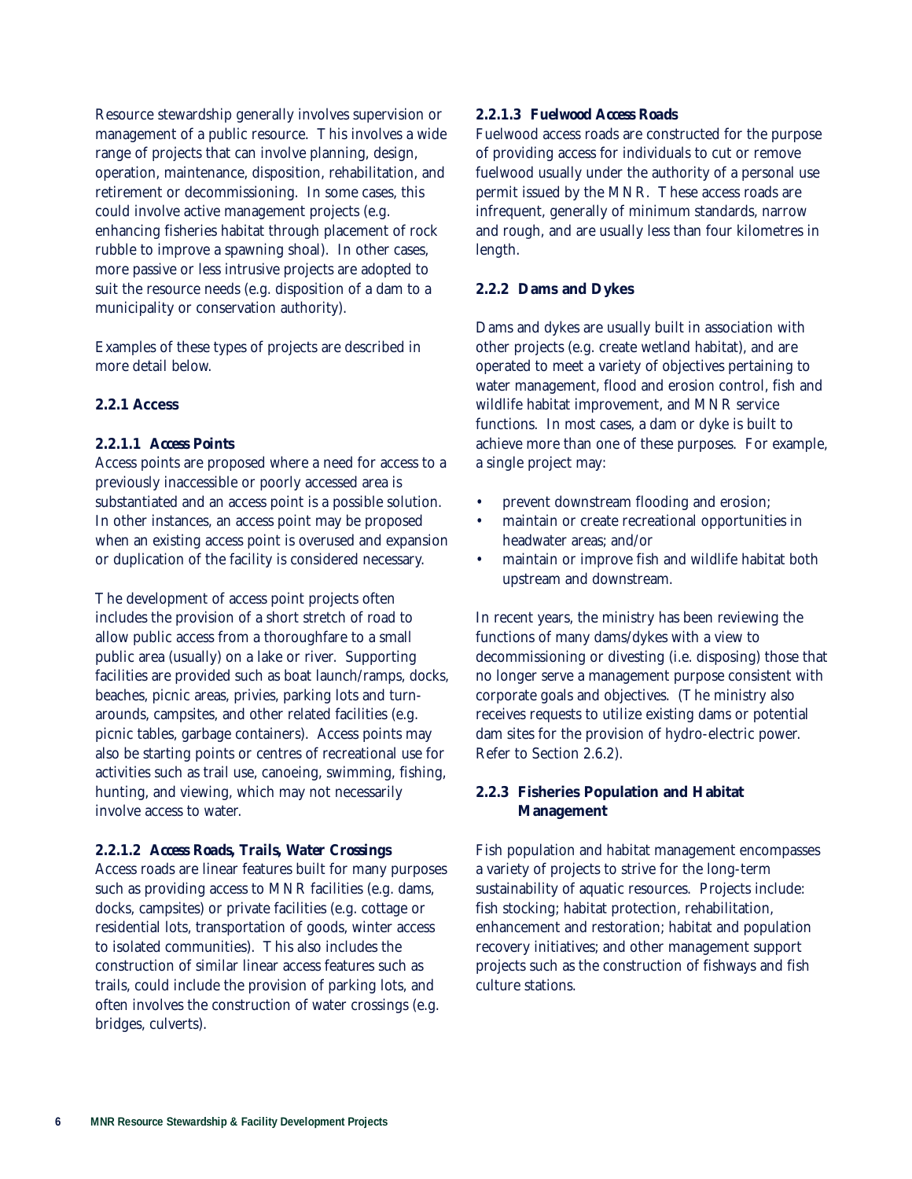Resource stewardship generally involves supervision or management of a public resource. This involves a wide range of projects that can involve planning, design, operation, maintenance, disposition, rehabilitation, and retirement or decommissioning. In some cases, this could involve active management projects (e.g. enhancing fisheries habitat through placement of rock rubble to improve a spawning shoal). In other cases, more passive or less intrusive projects are adopted to suit the resource needs (e.g. disposition of a dam to a municipality or conservation authority).

Examples of these types of projects are described in more detail below.

### 2.2.1 Access

#### *2.2.1.1 Access Points*

Access points are proposed where a need for access to a previously inaccessible or poorly accessed area is substantiated and an access point is a possible solution. In other instances, an access point may be proposed when an existing access point is overused and expansion or duplication of the facility is considered necessary.

The development of access point projects often includes the provision of a short stretch of road to allow public access from a thoroughfare to a small public area (usually) on a lake or river. Supporting facilities are provided such as boat launch/ramps, docks, beaches, picnic areas, privies, parking lots and turn-arounds, campsites, and other related facilities (e.g. picnic tables, garbage containers). Access points may also be starting points or centres of recreational use for activities such as trail use, canoeing, swimming, fishing, hunting, and viewing, which may not necessarily involve access to water.

#### *2.2.1.2 Access Roads, Trails, Water Crossings*

Access roads are linear features built for many purposes such as providing access to MNR facilities (e.g. dams, docks, campsites) or private facilities (e.g. cottage or residential lots, transportation of goods, winter access to isolated communities). This also includes the construction of similar linear access features such as trails, could include the provision of parking lots, and often involves the construction of water crossings (e.g. bridges, culverts).

#### *2.2.1.3 Fuelwood Access Roads*

Fuelwood access roads are constructed for the purpose of providing access for individuals to cut or remove fuelwood usually under the authority of a personal use permit issued by the MNR. These access roads are infrequent, generally of minimum standards, narrow and rough, and are usually less than four kilometres in length.

### 2.2.2 Dams and Dykes

Dams and dykes are usually built in association with other projects (e.g. create wetland habitat), and are operated to meet a variety of objectives pertaining to water management, flood and erosion control, fish and wildlife habitat improvement, and MNR service functions. In most cases, a dam or dyke is built to achieve more than one of these purposes. For example, a single project may:

- prevent downstream flooding and erosion;
- maintain or create recreational opportunities in headwater areas; and/or
- maintain or improve fish and wildlife habitat both upstream and downstream.

In recent years, the ministry has been reviewing the functions of many dams/dykes with a view to decommissioning or divesting (i.e. disposing) those that no longer serve a management purpose consistent with corporate goals and objectives. (The ministry also receives requests to utilize existing dams or potential dam sites for the provision of hydro-electric power. Refer to Section 2.6.2).

### 2.2.3 Fisheries Population and Habitat Management

Fish population and habitat management encompasses a variety of projects to strive for the long-term sustainability of aquatic resources. Projects include: fish stocking; habitat protection, rehabilitation, enhancement and restoration; habitat and population recovery initiatives; and other management support projects such as the construction of fishways and fish culture stations.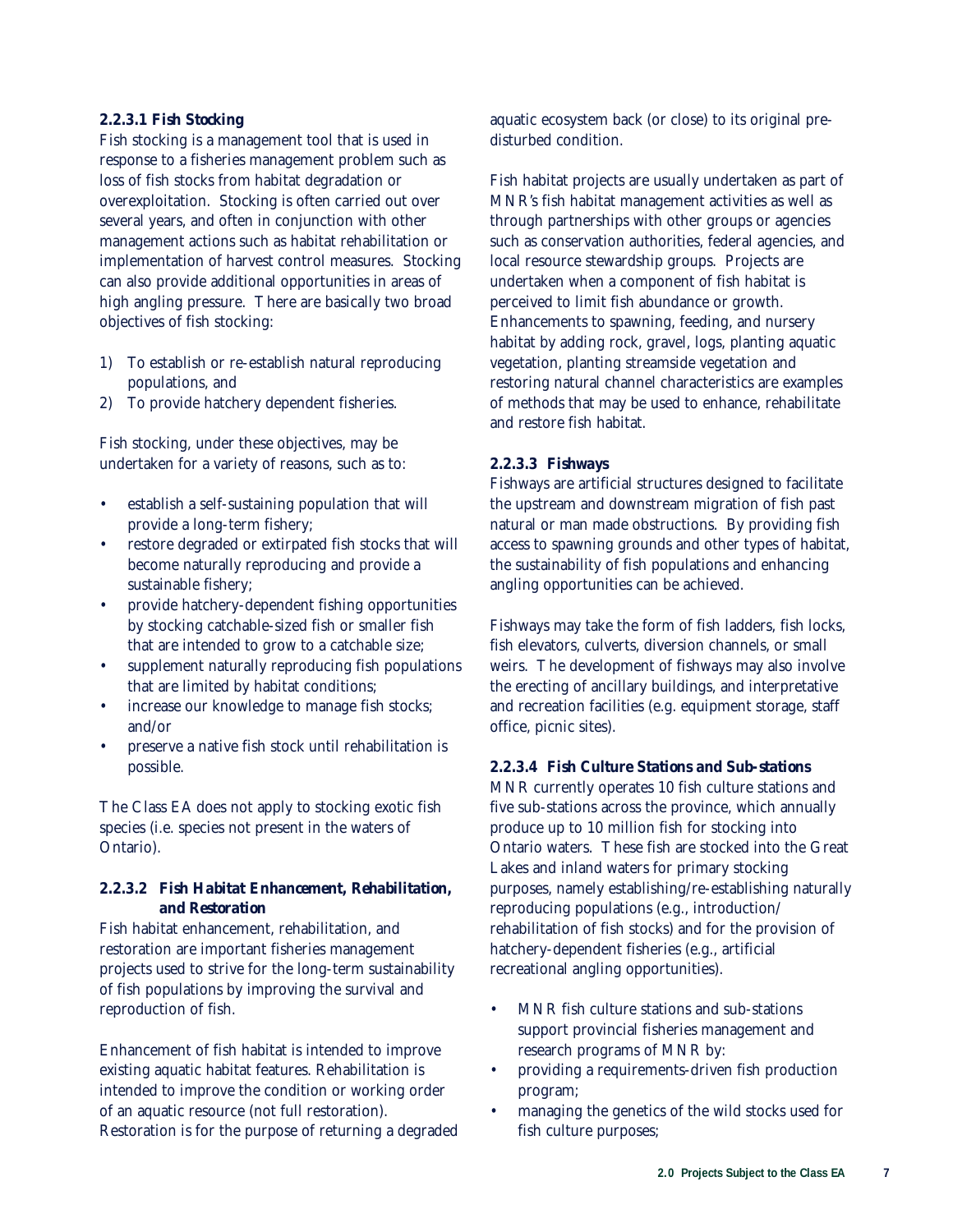#### 2.2.3.1 Fish Stocking

Fish stocking is a management tool that is used in response to a fisheries management problem such as loss of fish stocks from habitat degradation or overexploitation. Stocking is often carried out over several years, and often in conjunction with other management actions such as habitat rehabilitation or implementation of harvest control measures. Stocking can also provide additional opportunities in areas of high angling pressure. There are basically two broad objectives of fish stocking:

1) To establish or re-establish natural reproducing populations, and
2) To provide hatchery dependent fisheries.

Fish stocking, under these objectives, may be undertaken for a variety of reasons, such as to:

- establish a self-sustaining population that will provide a long-term fishery;
- restore degraded or extirpated fish stocks that will become naturally reproducing and provide a sustainable fishery;
- provide hatchery-dependent fishing opportunities by stocking catchable-sized fish or smaller fish that are intended to grow to a catchable size;
- supplement naturally reproducing fish populations that are limited by habitat conditions;
- increase our knowledge to manage fish stocks; and/or
- preserve a native fish stock until rehabilitation is possible.

The Class EA does not apply to stocking exotic fish species (i.e. species not present in the waters of Ontario).

#### 2.2.3.2 Fish Habitat Enhancement, Rehabilitation, and Restoration

Fish habitat enhancement, rehabilitation, and restoration are important fisheries management projects used to strive for the long-term sustainability of fish populations by improving the survival and reproduction of fish.

Enhancement of fish habitat is intended to improve existing aquatic habitat features. Rehabilitation is intended to improve the condition or working order of an aquatic resource (not full restoration). Restoration is for the purpose of returning a degraded aquatic ecosystem back (or close) to its original pre-disturbed condition.

Fish habitat projects are usually undertaken as part of MNR's fish habitat management activities as well as through partnerships with other groups or agencies such as conservation authorities, federal agencies, and local resource stewardship groups. Projects are undertaken when a component of fish habitat is perceived to limit fish abundance or growth. Enhancements to spawning, feeding, and nursery habitat by adding rock, gravel, logs, planting aquatic vegetation, planting streamside vegetation and restoring natural channel characteristics are examples of methods that may be used to enhance, rehabilitate and restore fish habitat.

#### 2.2.3.3 Fishways

Fishways are artificial structures designed to facilitate the upstream and downstream migration of fish past natural or man made obstructions. By providing fish access to spawning grounds and other types of habitat, the sustainability of fish populations and enhancing angling opportunities can be achieved.

Fishways may take the form of fish ladders, fish locks, fish elevators, culverts, diversion channels, or small weirs. The development of fishways may also involve the erecting of ancillary buildings, and interpretative and recreation facilities (e.g. equipment storage, staff office, picnic sites).

#### 2.2.3.4 Fish Culture Stations and Sub-stations

MNR currently operates 10 fish culture stations and five sub-stations across the province, which annually produce up to 10 million fish for stocking into Ontario waters. These fish are stocked into the Great Lakes and inland waters for primary stocking purposes, namely establishing/re-establishing naturally reproducing populations (e.g., introduction/ rehabilitation of fish stocks) and for the provision of hatchery-dependent fisheries (e.g., artificial recreational angling opportunities).

- MNR fish culture stations and sub-stations support provincial fisheries management and research programs of MNR by:
- providing a requirements-driven fish production program;
- managing the genetics of the wild stocks used for fish culture purposes;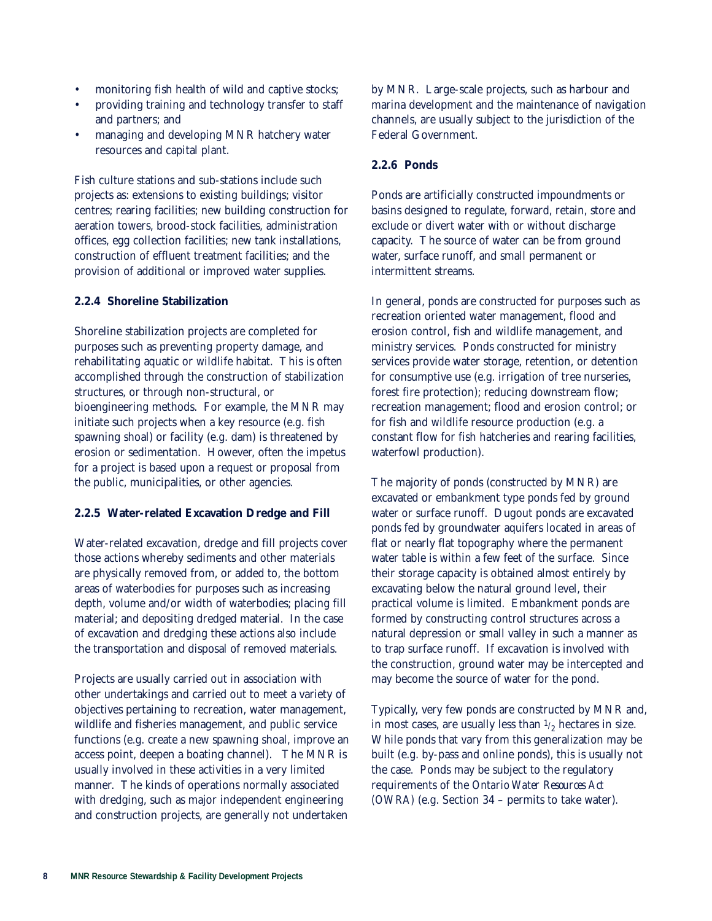- monitoring fish health of wild and captive stocks;
- providing training and technology transfer to staff and partners; and
- managing and developing MNR hatchery water resources and capital plant.

Fish culture stations and sub-stations include such projects as: extensions to existing buildings; visitor centres; rearing facilities; new building construction for aeration towers, brood-stock facilities, administration offices, egg collection facilities; new tank installations, construction of effluent treatment facilities; and the provision of additional or improved water supplies.

### 2.2.4 Shoreline Stabilization

Shoreline stabilization projects are completed for purposes such as preventing property damage, and rehabilitating aquatic or wildlife habitat. This is often accomplished through the construction of stabilization structures, or through non-structural, or bioengineering methods. For example, the MNR may initiate such projects when a key resource (e.g. fish spawning shoal) or facility (e.g. dam) is threatened by erosion or sedimentation. However, often the impetus for a project is based upon a request or proposal from the public, municipalities, or other agencies.

### 2.2.5 Water-related Excavation Dredge and Fill

Water-related excavation, dredge and fill projects cover those actions whereby sediments and other materials are physically removed from, or added to, the bottom areas of waterbodies for purposes such as increasing depth, volume and/or width of waterbodies; placing fill material; and depositing dredged material. In the case of excavation and dredging these actions also include the transportation and disposal of removed materials.

Projects are usually carried out in association with other undertakings and carried out to meet a variety of objectives pertaining to recreation, water management, wildlife and fisheries management, and public service functions (e.g. create a new spawning shoal, improve an access point, deepen a boating channel). The MNR is usually involved in these activities in a very limited manner. The kinds of operations normally associated with dredging, such as major independent engineering and construction projects, are generally not undertaken by MNR. Large-scale projects, such as harbour and marina development and the maintenance of navigation channels, are usually subject to the jurisdiction of the Federal Government.

### 2.2.6 Ponds

Ponds are artificially constructed impoundments or basins designed to regulate, forward, retain, store and exclude or divert water with or without discharge capacity. The source of water can be from ground water, surface runoff, and small permanent or intermittent streams.

In general, ponds are constructed for purposes such as recreation oriented water management, flood and erosion control, fish and wildlife management, and ministry services. Ponds constructed for ministry services provide water storage, retention, or detention for consumptive use (e.g. irrigation of tree nurseries, forest fire protection); reducing downstream flow; recreation management; flood and erosion control; or for fish and wildlife resource production (e.g. a constant flow for fish hatcheries and rearing facilities, waterfowl production).

The majority of ponds (constructed by MNR) are excavated or embankment type ponds fed by ground water or surface runoff. Dugout ponds are excavated ponds fed by groundwater aquifers located in areas of flat or nearly flat topography where the permanent water table is within a few feet of the surface. Since their storage capacity is obtained almost entirely by excavating below the natural ground level, their practical volume is limited. Embankment ponds are formed by constructing control structures across a natural depression or small valley in such a manner as to trap surface runoff. If excavation is involved with the construction, ground water may be intercepted and may become the source of water for the pond.

Typically, very few ponds are constructed by MNR and, in most cases, are usually less than $1/2$ hectares in size. While ponds that vary from this generalization may be built (e.g. by-pass and online ponds), this is usually not the case. Ponds may be subject to the regulatory requirements of the *Ontario Water Resources Act* (OWRA) (e.g. Section 34 – permits to take water).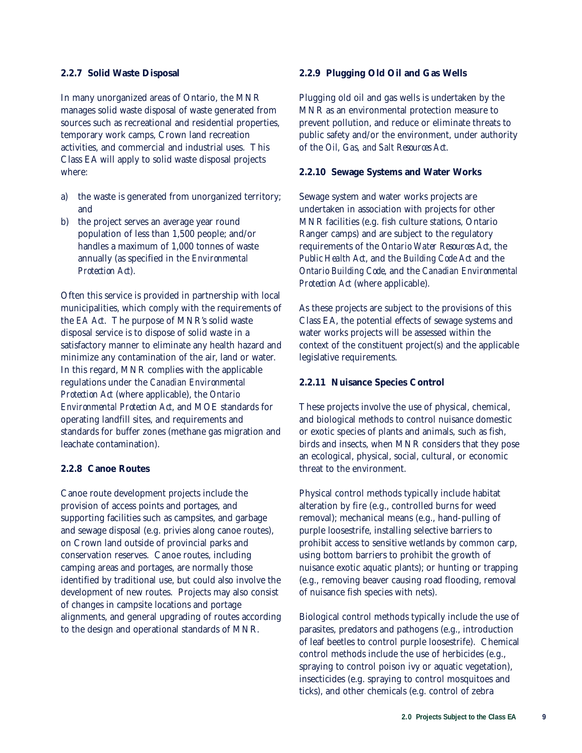### 2.2.7 Solid Waste Disposal

In many unorganized areas of Ontario, the MNR manages solid waste disposal of waste generated from sources such as recreational and residential properties, temporary work camps, Crown land recreation activities, and commercial and industrial uses. This Class EA will apply to solid waste disposal projects where:

a) the waste is generated from unorganized territory; and
b) the project serves an average year round population of less than 1,500 people; and/or handles a maximum of 1,000 tonnes of waste annually (as specified in the *Environmental Protection Act*).

Often this service is provided in partnership with local municipalities, which comply with the requirements of the *EA Act*. The purpose of MNR's solid waste disposal service is to dispose of solid waste in a satisfactory manner to eliminate any health hazard and minimize any contamination of the air, land or water. In this regard, MNR complies with the applicable regulations under the *Canadian Environmental Protection Act* (where applicable), the *Ontario Environmental Protection Act*, and MOE standards for operating landfill sites, and requirements and standards for buffer zones (methane gas migration and leachate contamination).

### 2.2.8 Canoe Routes

Canoe route development projects include the provision of access points and portages, and supporting facilities such as campsites, and garbage and sewage disposal (e.g. privies along canoe routes), on Crown land outside of provincial parks and conservation reserves. Canoe routes, including camping areas and portages, are normally those identified by traditional use, but could also involve the development of new routes. Projects may also consist of changes in campsite locations and portage alignments, and general upgrading of routes according to the design and operational standards of MNR.

### 2.2.9 Plugging Old Oil and Gas Wells

Plugging old oil and gas wells is undertaken by the MNR as an environmental protection measure to prevent pollution, and reduce or eliminate threats to public safety and/or the environment, under authority of the *Oil, Gas, and Salt Resources Act*.

### 2.2.10 Sewage Systems and Water Works

Sewage system and water works projects are undertaken in association with projects for other MNR facilities (e.g. fish culture stations, Ontario Ranger camps) and are subject to the regulatory requirements of the *Ontario Water Resources Act*, the *Public Health Act*, and the *Building Code Act* and the *Ontario Building Code*, and the *Canadian Environmental Protection Act* (where applicable).

As these projects are subject to the provisions of this Class EA, the potential effects of sewage systems and water works projects will be assessed within the context of the constituent project(s) and the applicable legislative requirements.

### 2.2.11 Nuisance Species Control

These projects involve the use of physical, chemical, and biological methods to control nuisance domestic or exotic species of plants and animals, such as fish, birds and insects, when MNR considers that they pose an ecological, physical, social, cultural, or economic threat to the environment.

Physical control methods typically include habitat alteration by fire (e.g., controlled burns for weed removal); mechanical means (e.g., hand-pulling of purple loosestrife, installing selective barriers to prohibit access to sensitive wetlands by common carp, using bottom barriers to prohibit the growth of nuisance exotic aquatic plants); or hunting or trapping (e.g., removing beaver causing road flooding, removal of nuisance fish species with nets).

Biological control methods typically include the use of parasites, predators and pathogens (e.g., introduction of leaf beetles to control purple loosestrife). Chemical control methods include the use of herbicides (e.g., spraying to control poison ivy or aquatic vegetation), insecticides (e.g. spraying to control mosquitoes and ticks), and other chemicals (e.g. control of zebra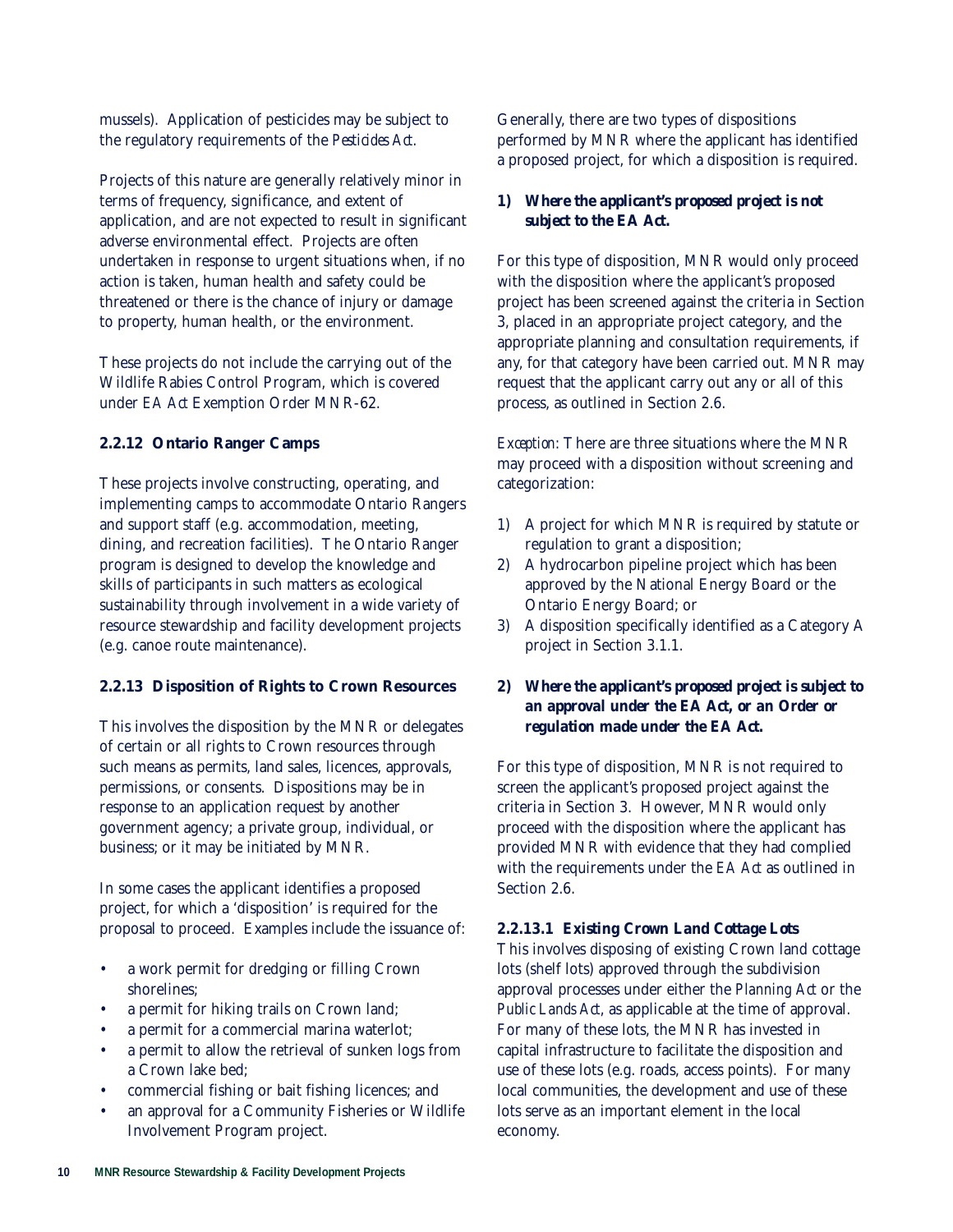mussels). Application of pesticides may be subject to the regulatory requirements of the *Pesticides Act*.

Projects of this nature are generally relatively minor in terms of frequency, significance, and extent of application, and are not expected to result in significant adverse environmental effect. Projects are often undertaken in response to urgent situations when, if no action is taken, human health and safety could be threatened or there is the chance of injury or damage to property, human health, or the environment.

These projects do not include the carrying out of the Wildlife Rabies Control Program, which is covered under *EA Act* Exemption Order MNR-62.

### 2.2.12 Ontario Ranger Camps

These projects involve constructing, operating, and implementing camps to accommodate Ontario Rangers and support staff (e.g. accommodation, meeting, dining, and recreation facilities). The Ontario Ranger program is designed to develop the knowledge and skills of participants in such matters as ecological sustainability through involvement in a wide variety of resource stewardship and facility development projects (e.g. canoe route maintenance).

### 2.2.13 Disposition of Rights to Crown Resources

This involves the disposition by the MNR or delegates of certain or all rights to Crown resources through such means as permits, land sales, licences, approvals, permissions, or consents. Dispositions may be in response to an application request by another government agency; a private group, individual, or business; or it may be initiated by MNR.

In some cases the applicant identifies a proposed project, for which a 'disposition' is required for the proposal to proceed. Examples include the issuance of:

- a work permit for dredging or filling Crown shorelines;
- a permit for hiking trails on Crown land;
- a permit for a commercial marina waterlot;
- a permit to allow the retrieval of sunken logs from a Crown lake bed;
- commercial fishing or bait fishing licences; and
- an approval for a Community Fisheries or Wildlife Involvement Program project.

Generally, there are two types of dispositions performed by MNR where the applicant has identified a proposed project, for which a disposition is required.

**1) *Where the applicant's proposed project is not subject to the EA Act.***

For this type of disposition, MNR would only proceed with the disposition where the applicant's proposed project has been screened against the criteria in Section 3, placed in an appropriate project category, and the appropriate planning and consultation requirements, if any, for that category have been carried out. MNR may request that the applicant carry out any or all of this process, as outlined in Section 2.6.

*Exception*: There are three situations where the MNR may proceed with a disposition without screening and categorization:

1) A project for which MNR is required by statute or regulation to grant a disposition;
2) A hydrocarbon pipeline project which has been approved by the National Energy Board or the Ontario Energy Board; or
3) A disposition specifically identified as a Category A project in Section 3.1.1.

**2) *Where the applicant's proposed project is subject to an approval under the EA Act, or an Order or regulation made under the EA Act.***

For this type of disposition, MNR is not required to screen the applicant's proposed project against the criteria in Section 3. However, MNR would only proceed with the disposition where the applicant has provided MNR with evidence that they had complied with the requirements under the *EA Act* as outlined in Section 2.6.

#### 2.2.13.1 Existing Crown Land Cottage Lots

This involves disposing of existing Crown land cottage lots (shelf lots) approved through the subdivision approval processes under either the *Planning Act* or the *Public Lands Act*, as applicable at the time of approval. For many of these lots, the MNR has invested in capital infrastructure to facilitate the disposition and use of these lots (e.g. roads, access points). For many local communities, the development and use of these lots serve as an important element in the local economy.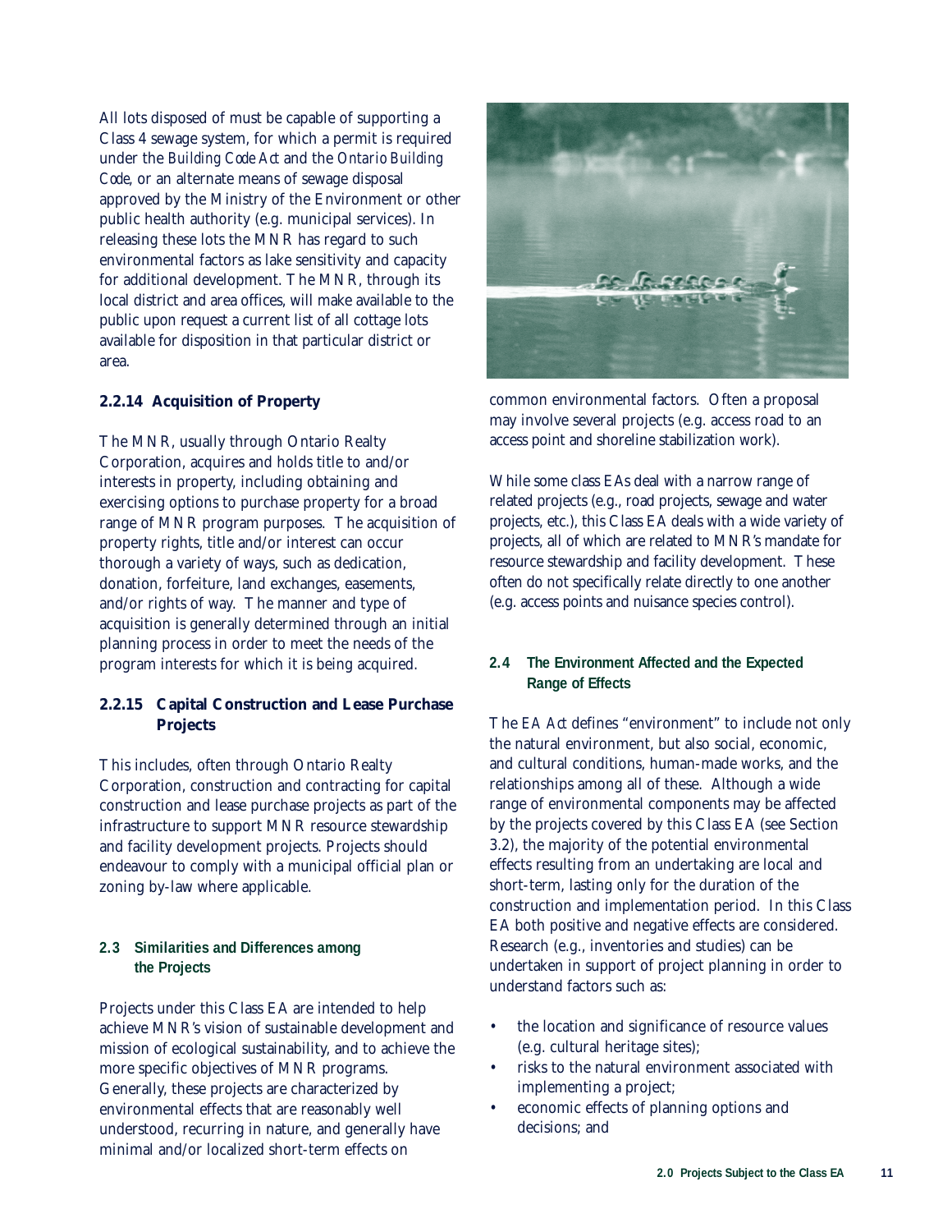All lots disposed of must be capable of supporting a Class 4 sewage system, for which a permit is required under the *Building Code Act* and the *Ontario Building Code*, or an alternate means of sewage disposal approved by the Ministry of the Environment or other public health authority (e.g. municipal services). In releasing these lots the MNR has regard to such environmental factors as lake sensitivity and capacity for additional development. The MNR, through its local district and area offices, will make available to the public upon request a current list of all cottage lots available for disposition in that particular district or area.

### 2.2.14 Acquisition of Property

The MNR, usually through Ontario Realty Corporation, acquires and holds title to and/or interests in property, including obtaining and exercising options to purchase property for a broad range of MNR program purposes. The acquisition of property rights, title and/or interest can occur thorough a variety of ways, such as dedication, donation, forfeiture, land exchanges, easements, and/or rights of way. The manner and type of acquisition is generally determined through an initial planning process in order to meet the needs of the program interests for which it is being acquired.

### 2.2.15 Capital Construction and Lease Purchase Projects

This includes, often through Ontario Realty Corporation, construction and contracting for capital construction and lease purchase projects as part of the infrastructure to support MNR resource stewardship and facility development projects. Projects should endeavour to comply with a municipal official plan or zoning by-law where applicable.

## 2.3 Similarities and Differences among the Projects

Projects under this Class EA are intended to help achieve MNR's vision of sustainable development and mission of ecological sustainability, and to achieve the more specific objectives of MNR programs. Generally, these projects are characterized by environmental effects that are reasonably well understood, recurring in nature, and generally have minimal and/or localized short-term effects on common environmental factors. Often a proposal may involve several projects (e.g. access road to an access point and shoreline stabilization work).

While some class EAs deal with a narrow range of related projects (e.g., road projects, sewage and water projects, etc.), this Class EA deals with a wide variety of projects, all of which are related to MNR's mandate for resource stewardship and facility development. These often do not specifically relate directly to one another (e.g. access points and nuisance species control).

## 2.4 The Environment Affected and the Expected Range of Effects

The *EA Act* defines "environment" to include not only the natural environment, but also social, economic, and cultural conditions, human-made works, and the relationships among all of these. Although a wide range of environmental components may be affected by the projects covered by this Class EA (see Section 3.2), the majority of the potential environmental effects resulting from an undertaking are local and short-term, lasting only for the duration of the construction and implementation period. In this Class EA both positive and negative effects are considered. Research (e.g., inventories and studies) can be undertaken in support of project planning in order to understand factors such as:

- the location and significance of resource values (e.g. cultural heritage sites);
- risks to the natural environment associated with implementing a project;
- economic effects of planning options and decisions; and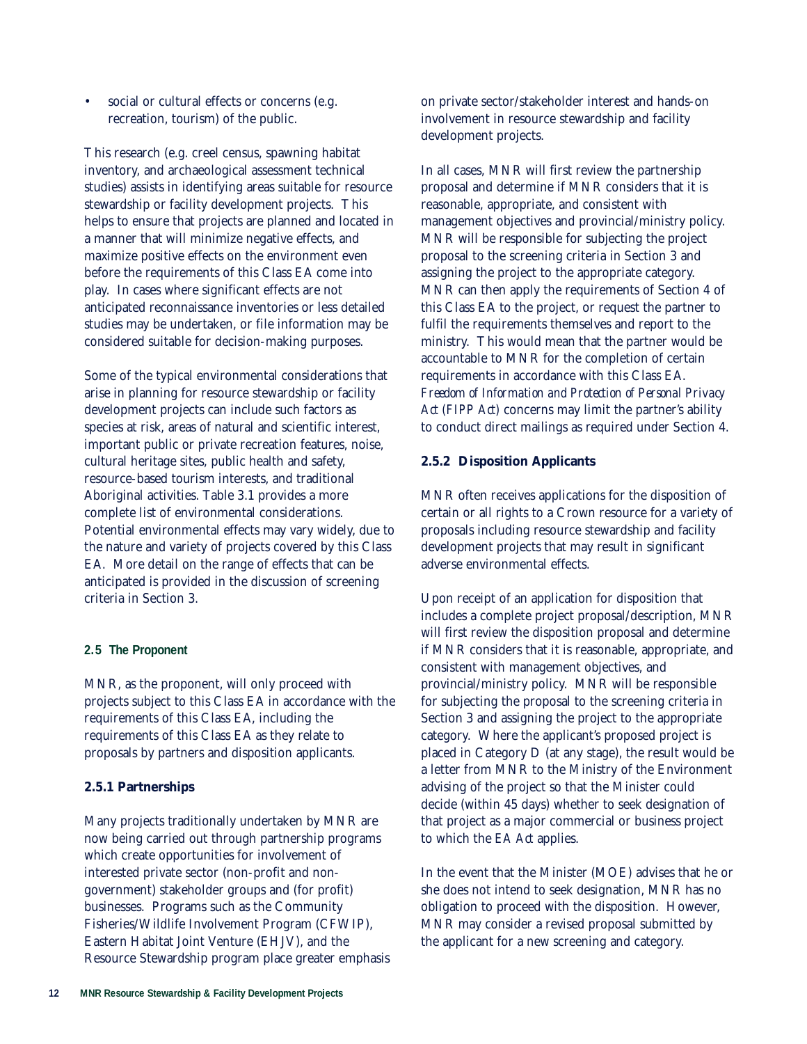- social or cultural effects or concerns (e.g. recreation, tourism) of the public.

This research (e.g. creel census, spawning habitat inventory, and archaeological assessment technical studies) assists in identifying areas suitable for resource stewardship or facility development projects. This helps to ensure that projects are planned and located in a manner that will minimize negative effects, and maximize positive effects on the environment even before the requirements of this Class EA come into play. In cases where significant effects are not anticipated reconnaissance inventories or less detailed studies may be undertaken, or file information may be considered suitable for decision-making purposes.

Some of the typical environmental considerations that arise in planning for resource stewardship or facility development projects can include such factors as species at risk, areas of natural and scientific interest, important public or private recreation features, noise, cultural heritage sites, public health and safety, resource-based tourism interests, and traditional Aboriginal activities. Table 3.1 provides a more complete list of environmental considerations. Potential environmental effects may vary widely, due to the nature and variety of projects covered by this Class EA. More detail on the range of effects that can be anticipated is provided in the discussion of screening criteria in Section 3.

## 2.5 The Proponent

MNR, as the proponent, will only proceed with projects subject to this Class EA in accordance with the requirements of this Class EA, including the requirements of this Class EA as they relate to proposals by partners and disposition applicants.

### 2.5.1 Partnerships

Many projects traditionally undertaken by MNR are now being carried out through partnership programs which create opportunities for involvement of interested private sector (non-profit and non-government) stakeholder groups and (for profit) businesses. Programs such as the Community Fisheries/Wildlife Involvement Program (CFWIP), Eastern Habitat Joint Venture (EHJV), and the Resource Stewardship program place greater emphasis on private sector/stakeholder interest and hands-on involvement in resource stewardship and facility development projects.

In all cases, MNR will first review the partnership proposal and determine if MNR considers that it is reasonable, appropriate, and consistent with management objectives and provincial/ministry policy. MNR will be responsible for subjecting the project proposal to the screening criteria in Section 3 and assigning the project to the appropriate category. MNR can then apply the requirements of Section 4 of this Class EA to the project, or request the partner to fulfil the requirements themselves and report to the ministry. This would mean that the partner would be accountable to MNR for the completion of certain requirements in accordance with this Class EA. *Freedom of Information and Protection of Personal Privacy Act (FIPP Act)* concerns may limit the partner's ability to conduct direct mailings as required under Section 4.

### 2.5.2 Disposition Applicants

MNR often receives applications for the disposition of certain or all rights to a Crown resource for a variety of proposals including resource stewardship and facility development projects that may result in significant adverse environmental effects.

Upon receipt of an application for disposition that includes a complete project proposal/description, MNR will first review the disposition proposal and determine if MNR considers that it is reasonable, appropriate, and consistent with management objectives, and provincial/ministry policy. MNR will be responsible for subjecting the proposal to the screening criteria in Section 3 and assigning the project to the appropriate category. Where the applicant's proposed project is placed in Category D (at any stage), the result would be a letter from MNR to the Ministry of the Environment advising of the project so that the Minister could decide (within 45 days) whether to seek designation of that project as a major commercial or business project to which the *EA Act* applies.

In the event that the Minister (MOE) advises that he or she does not intend to seek designation, MNR has no obligation to proceed with the disposition. However, MNR may consider a revised proposal submitted by the applicant for a new screening and category.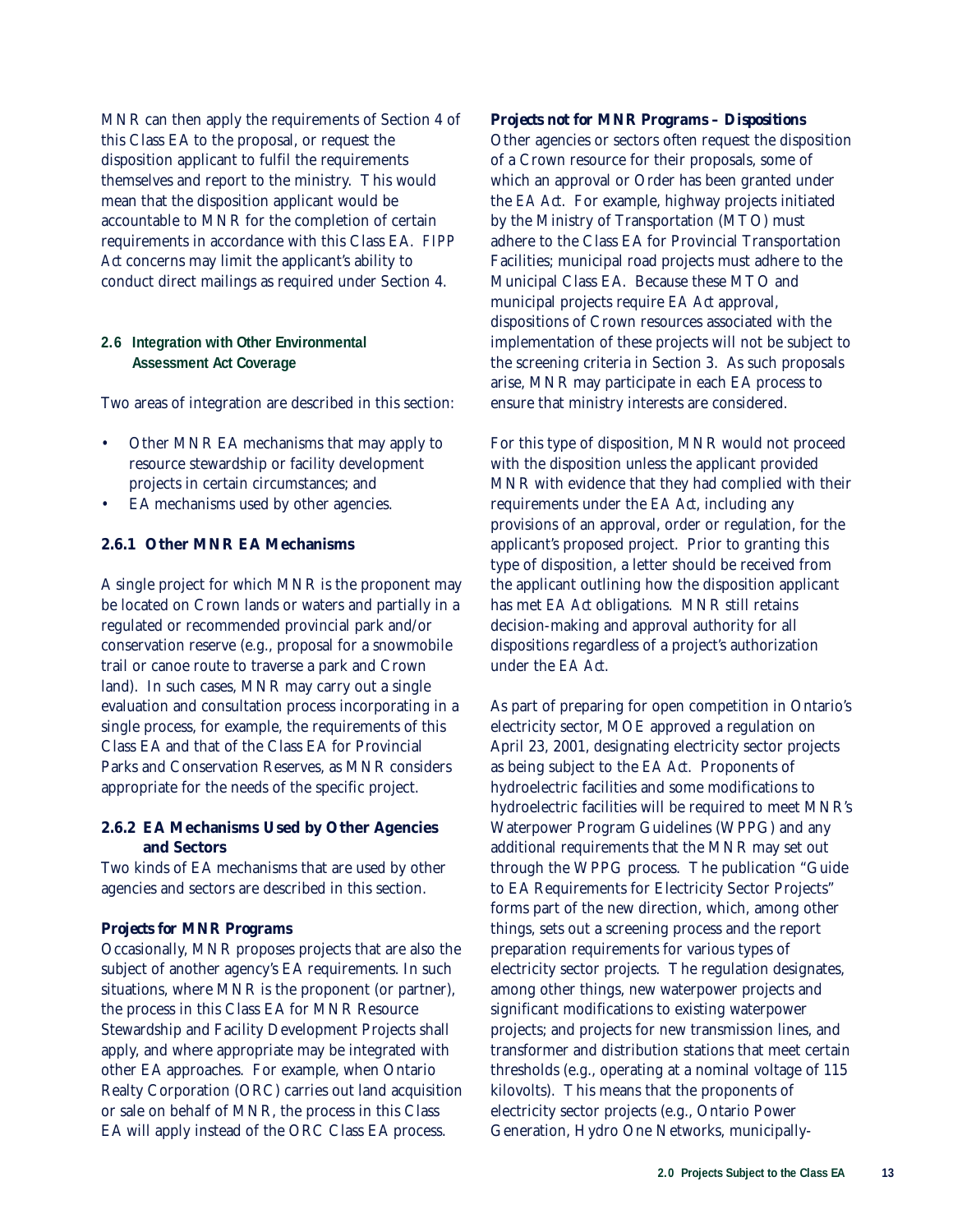MNR can then apply the requirements of Section 4 of this Class EA to the proposal, or request the disposition applicant to fulfil the requirements themselves and report to the ministry. This would mean that the disposition applicant would be accountable to MNR for the completion of certain requirements in accordance with this Class EA. *FIPP Act* concerns may limit the applicant's ability to conduct direct mailings as required under Section 4.

## 2.6 Integration with Other Environmental Assessment Act Coverage

Two areas of integration are described in this section:

- Other MNR EA mechanisms that may apply to resource stewardship or facility development projects in certain circumstances; and
- EA mechanisms used by other agencies.

### 2.6.1 Other MNR EA Mechanisms

A single project for which MNR is the proponent may be located on Crown lands or waters and partially in a regulated or recommended provincial park and/or conservation reserve (e.g., proposal for a snowmobile trail or canoe route to traverse a park and Crown land). In such cases, MNR may carry out a single evaluation and consultation process incorporating in a single process, for example, the requirements of this Class EA and that of the Class EA for Provincial Parks and Conservation Reserves, as MNR considers appropriate for the needs of the specific project.

### 2.6.2 EA Mechanisms Used by Other Agencies and Sectors

Two kinds of EA mechanisms that are used by other agencies and sectors are described in this section.

**Projects for MNR Programs**

Occasionally, MNR proposes projects that are also the subject of another agency's EA requirements. In such situations, where MNR is the proponent (or partner), the process in this Class EA for MNR Resource Stewardship and Facility Development Projects shall apply, and where appropriate may be integrated with other EA approaches. For example, when Ontario Realty Corporation (ORC) carries out land acquisition or sale on behalf of MNR, the process in this Class EA will apply instead of the ORC Class EA process.

**Projects not for MNR Programs – Dispositions**

Other agencies or sectors often request the disposition of a Crown resource for their proposals, some of which an approval or Order has been granted under the *EA Act*. For example, highway projects initiated by the Ministry of Transportation (MTO) must adhere to the Class EA for Provincial Transportation Facilities; municipal road projects must adhere to the Municipal Class EA. Because these MTO and municipal projects require *EA Act* approval, dispositions of Crown resources associated with the implementation of these projects will not be subject to the screening criteria in Section 3. As such proposals arise, MNR may participate in each EA process to ensure that ministry interests are considered.

For this type of disposition, MNR would not proceed with the disposition unless the applicant provided MNR with evidence that they had complied with their requirements under the *EA Act*, including any provisions of an approval, order or regulation, for the applicant's proposed project. Prior to granting this type of disposition, a letter should be received from the applicant outlining how the disposition applicant has met *EA Act* obligations. MNR still retains decision-making and approval authority for all dispositions regardless of a project's authorization under the *EA Act*.

As part of preparing for open competition in Ontario's electricity sector, MOE approved a regulation on April 23, 2001, designating electricity sector projects as being subject to the *EA Act*. Proponents of hydroelectric facilities and some modifications to hydroelectric facilities will be required to meet MNR's Waterpower Program Guidelines (WPPG) and any additional requirements that the MNR may set out through the WPPG process. The publication "Guide to EA Requirements for Electricity Sector Projects" forms part of the new direction, which, among other things, sets out a screening process and the report preparation requirements for various types of electricity sector projects. The regulation designates, among other things, new waterpower projects and significant modifications to existing waterpower projects; and projects for new transmission lines, and transformer and distribution stations that meet certain thresholds (e.g., operating at a nominal voltage of 115 kilovolts). This means that the proponents of electricity sector projects (e.g., Ontario Power Generation, Hydro One Networks, municipally-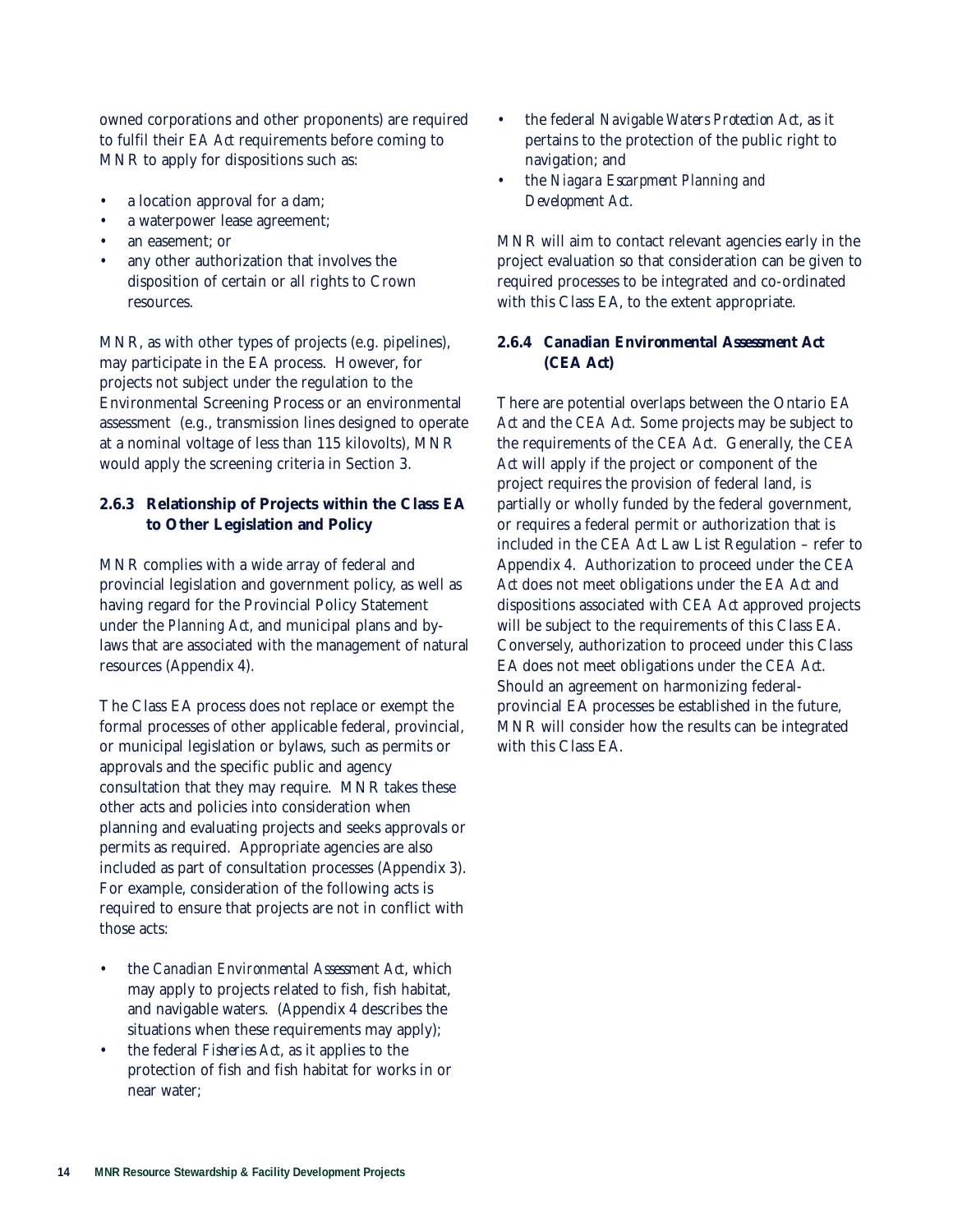owned corporations and other proponents) are required to fulfil their *EA Act* requirements before coming to MNR to apply for dispositions such as:

- a location approval for a dam;
- a waterpower lease agreement;
- an easement; or
- any other authorization that involves the disposition of certain or all rights to Crown resources.

MNR, as with other types of projects (e.g. pipelines), may participate in the EA process. However, for projects not subject under the regulation to the Environmental Screening Process or an environmental assessment (e.g., transmission lines designed to operate at a nominal voltage of less than 115 kilovolts), MNR would apply the screening criteria in Section 3.

### 2.6.3 Relationship of Projects within the Class EA to Other Legislation and Policy

MNR complies with a wide array of federal and provincial legislation and government policy, as well as having regard for the Provincial Policy Statement under the *Planning Act*, and municipal plans and by-laws that are associated with the management of natural resources (Appendix 4).

The Class EA process does not replace or exempt the formal processes of other applicable federal, provincial, or municipal legislation or bylaws, such as permits or approvals and the specific public and agency consultation that they may require. MNR takes these other acts and policies into consideration when planning and evaluating projects and seeks approvals or permits as required. Appropriate agencies are also included as part of consultation processes (Appendix 3). For example, consideration of the following acts is required to ensure that projects are not in conflict with those acts:

- the *Canadian Environmental Assessment Act*, which may apply to projects related to fish, fish habitat, and navigable waters. (Appendix 4 describes the situations when these requirements may apply);
- the federal *Fisheries Act*, as it applies to the protection of fish and fish habitat for works in or near water;
- the federal *Navigable Waters Protection Act*, as it pertains to the protection of the public right to navigation; and
- the *Niagara Escarpment Planning and Development Act*.

MNR will aim to contact relevant agencies early in the project evaluation so that consideration can be given to required processes to be integrated and co-ordinated with this Class EA, to the extent appropriate.

### 2.6.4 Canadian Environmental Assessment Act (CEA Act)

There are potential overlaps between the Ontario *EA Act* and the *CEA Act*. Some projects may be subject to the requirements of the *CEA Act*. Generally, the *CEA Act* will apply if the project or component of the project requires the provision of federal land, is partially or wholly funded by the federal government, or requires a federal permit or authorization that is included in the *CEA Act* Law List Regulation – refer to Appendix 4. Authorization to proceed under the *CEA Act* does not meet obligations under the *EA Act* and dispositions associated with *CEA Act* approved projects will be subject to the requirements of this Class EA. Conversely, authorization to proceed under this Class EA does not meet obligations under the *CEA Act*. Should an agreement on harmonizing federal-provincial EA processes be established in the future, MNR will consider how the results can be integrated with this Class EA.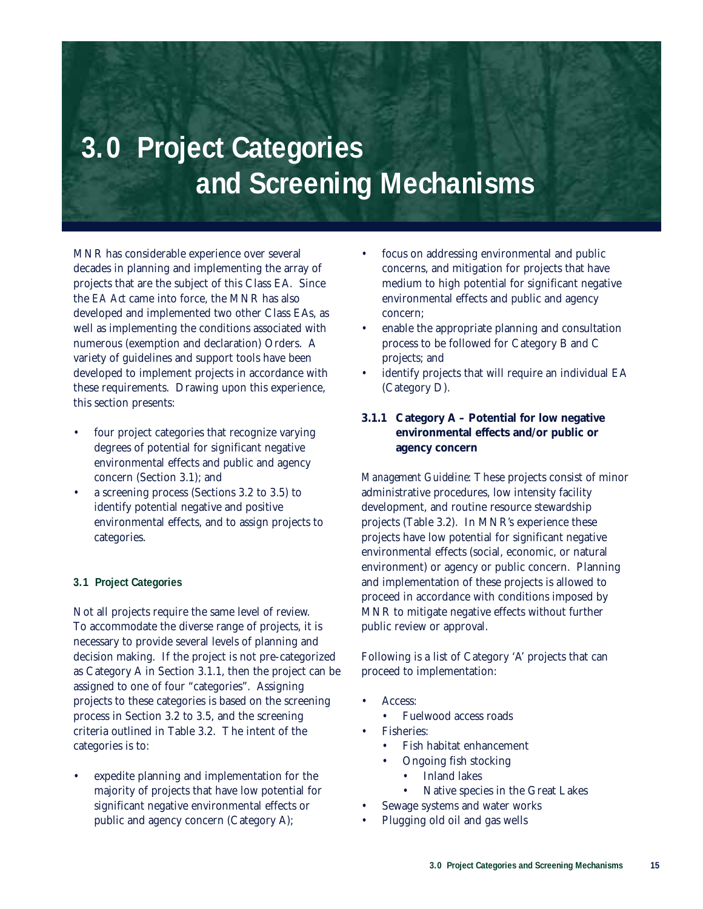# 3.0 Project Categories and Screening Mechanisms

MNR has considerable experience over several decades in planning and implementing the array of projects that are the subject of this Class EA. Since the *EA Act* came into force, the MNR has also developed and implemented two other Class EAs, as well as implementing the conditions associated with numerous (exemption and declaration) Orders. A variety of guidelines and support tools have been developed to implement projects in accordance with these requirements. Drawing upon this experience, this section presents:

- four project categories that recognize varying degrees of potential for significant negative environmental effects and public and agency concern (Section 3.1); and
- a screening process (Sections 3.2 to 3.5) to identify potential negative and positive environmental effects, and to assign projects to categories.

### 3.1 Project Categories

Not all projects require the same level of review. To accommodate the diverse range of projects, it is necessary to provide several levels of planning and decision making. If the project is not pre-categorized as Category A in Section 3.1.1, then the project can be assigned to one of four "categories". Assigning projects to these categories is based on the screening process in Section 3.2 to 3.5, and the screening criteria outlined in Table 3.2. The intent of the categories is to:

- expedite planning and implementation for the majority of projects that have low potential for significant negative environmental effects or public and agency concern (Category A);
- focus on addressing environmental and public concerns, and mitigation for projects that have medium to high potential for significant negative environmental effects and public and agency concern;
- enable the appropriate planning and consultation process to be followed for Category B and C projects; and
- identify projects that will require an individual EA (Category D).

#### 3.1.1 Category A – Potential for low negative environmental effects and/or public or agency concern

*Management Guideline*: These projects consist of minor administrative procedures, low intensity facility development, and routine resource stewardship projects (Table 3.2). In MNR's experience these projects have low potential for significant negative environmental effects (social, economic, or natural environment) or agency or public concern. Planning and implementation of these projects is allowed to proceed in accordance with conditions imposed by MNR to mitigate negative effects without further public review or approval.

Following is a list of Category 'A' projects that can proceed to implementation:

- Access:
  - Fuelwood access roads
- Fisheries:
  - Fish habitat enhancement
  - Ongoing fish stocking
    - Inland lakes
    - Native species in the Great Lakes
- Sewage systems and water works
- Plugging old oil and gas wells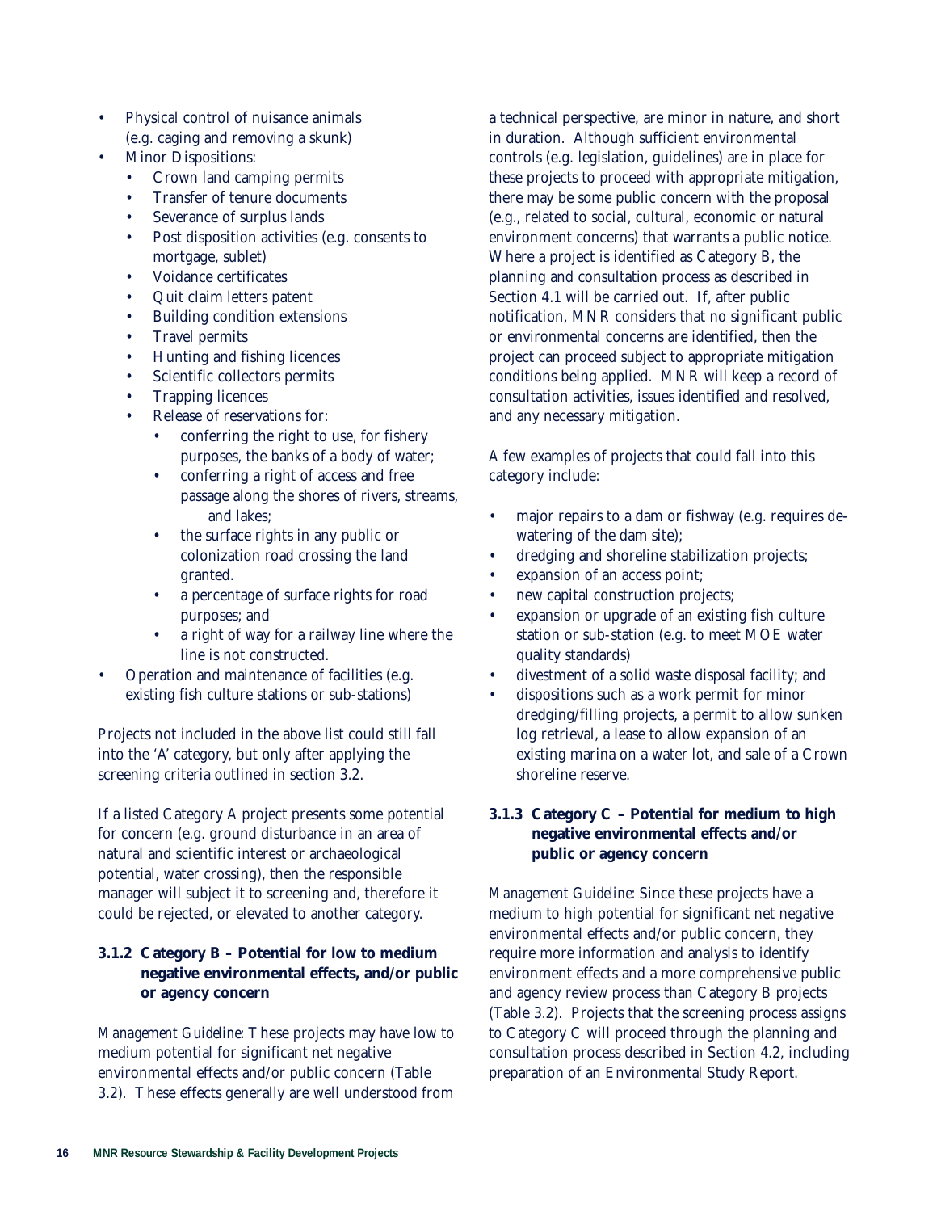- Physical control of nuisance animals (e.g. caging and removing a skunk)
- Minor Dispositions:
  - Crown land camping permits
  - Transfer of tenure documents
  - Severance of surplus lands
  - Post disposition activities (e.g. consents to mortgage, sublet)
  - Voidance certificates
  - Quit claim letters patent
  - Building condition extensions
  - Travel permits
  - Hunting and fishing licences
  - Scientific collectors permits
  - Trapping licences
  - Release of reservations for:
    - conferring the right to use, for fishery purposes, the banks of a body of water;
    - conferring a right of access and free passage along the shores of rivers, streams, and lakes;
    - the surface rights in any public or colonization road crossing the land granted.
    - a percentage of surface rights for road purposes; and
    - a right of way for a railway line where the line is not constructed.
- Operation and maintenance of facilities (e.g. existing fish culture stations or sub-stations)

Projects not included in the above list could still fall into the 'A' category, but only after applying the screening criteria outlined in section 3.2.

If a listed Category A project presents some potential for concern (e.g. ground disturbance in an area of natural and scientific interest or archaeological potential, water crossing), then the responsible manager will subject it to screening and, therefore it could be rejected, or elevated to another category.

### 3.1.2 Category B – Potential for low to medium negative environmental effects, and/or public or agency concern

*Management Guideline*: These projects may have low to medium potential for significant net negative environmental effects and/or public concern (Table 3.2). These effects generally are well understood from a technical perspective, are minor in nature, and short in duration. Although sufficient environmental controls (e.g. legislation, guidelines) are in place for these projects to proceed with appropriate mitigation, there may be some public concern with the proposal (e.g., related to social, cultural, economic or natural environment concerns) that warrants a public notice. Where a project is identified as Category B, the planning and consultation process as described in Section 4.1 will be carried out. If, after public notification, MNR considers that no significant public or environmental concerns are identified, then the project can proceed subject to appropriate mitigation conditions being applied. MNR will keep a record of consultation activities, issues identified and resolved, and any necessary mitigation.

A few examples of projects that could fall into this category include:

- major repairs to a dam or fishway (e.g. requires de-watering of the dam site);
- dredging and shoreline stabilization projects;
- expansion of an access point;
- new capital construction projects;
- expansion or upgrade of an existing fish culture station or sub-station (e.g. to meet MOE water quality standards)
- divestment of a solid waste disposal facility; and
- dispositions such as a work permit for minor dredging/filling projects, a permit to allow sunken log retrieval, a lease to allow expansion of an existing marina on a water lot, and sale of a Crown shoreline reserve.

### 3.1.3 Category C – Potential for medium to high negative environmental effects and/or public or agency concern

*Management Guideline*: Since these projects have a medium to high potential for significant net negative environmental effects and/or public concern, they require more information and analysis to identify environment effects and a more comprehensive public and agency review process than Category B projects (Table 3.2). Projects that the screening process assigns to Category C will proceed through the planning and consultation process described in Section 4.2, including preparation of an Environmental Study Report.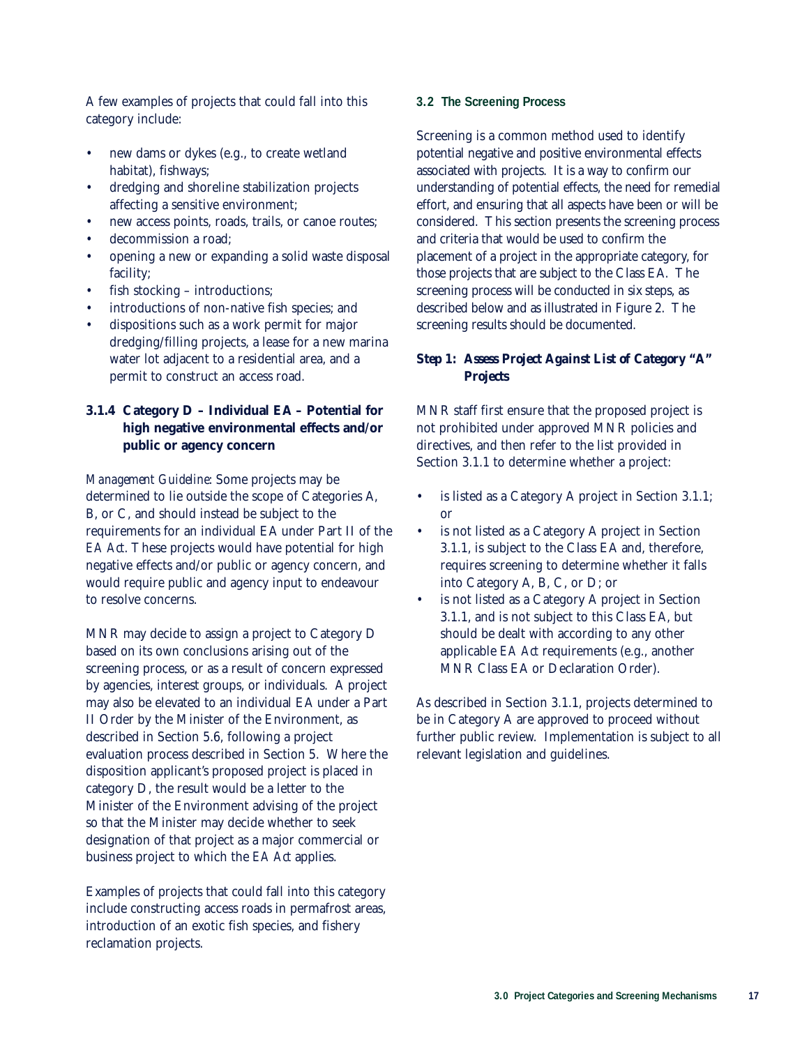A few examples of projects that could fall into this category include:

- new dams or dykes (e.g., to create wetland habitat), fishways;
- dredging and shoreline stabilization projects affecting a sensitive environment;
- new access points, roads, trails, or canoe routes;
- decommission a road;
- opening a new or expanding a solid waste disposal facility;
- fish stocking – introductions;
- introductions of non-native fish species; and
- dispositions such as a work permit for major dredging/filling projects, a lease for a new marina water lot adjacent to a residential area, and a permit to construct an access road.

### 3.1.4 Category D – Individual EA – Potential for high negative environmental effects and/or public or agency concern

*Management Guideline*: Some projects may be determined to lie outside the scope of Categories A, B, or C, and should instead be subject to the requirements for an individual EA under Part II of the *EA Act*. These projects would have potential for high negative effects and/or public or agency concern, and would require public and agency input to endeavour to resolve concerns.

MNR may decide to assign a project to Category D based on its own conclusions arising out of the screening process, or as a result of concern expressed by agencies, interest groups, or individuals. A project may also be elevated to an individual EA under a Part II Order by the Minister of the Environment, as described in Section 5.6, following a project evaluation process described in Section 5. Where the disposition applicant's proposed project is placed in category D, the result would be a letter to the Minister of the Environment advising of the project so that the Minister may decide whether to seek designation of that project as a major commercial or business project to which the *EA Act* applies.

Examples of projects that could fall into this category include constructing access roads in permafrost areas, introduction of an exotic fish species, and fishery reclamation projects.

## 3.2 The Screening Process

Screening is a common method used to identify potential negative and positive environmental effects associated with projects. It is a way to confirm our understanding of potential effects, the need for remedial effort, and ensuring that all aspects have been or will be considered. This section presents the screening process and criteria that would be used to confirm the placement of a project in the appropriate category, for those projects that are subject to the Class EA. The screening process will be conducted in six steps, as described below and as illustrated in Figure 2. The screening results should be documented.

### *Step 1: Assess Project Against List of Category "A" Projects*

MNR staff first ensure that the proposed project is not prohibited under approved MNR policies and directives, and then refer to the list provided in Section 3.1.1 to determine whether a project:

- is listed as a Category A project in Section 3.1.1; or
- is not listed as a Category A project in Section 3.1.1, is subject to the Class EA and, therefore, requires screening to determine whether it falls into Category A, B, C, or D; or
- is not listed as a Category A project in Section 3.1.1, and is not subject to this Class EA, but should be dealt with according to any other applicable *EA Act* requirements (e.g., another MNR Class EA or Declaration Order).

As described in Section 3.1.1, projects determined to be in Category A are approved to proceed without further public review. Implementation is subject to all relevant legislation and guidelines.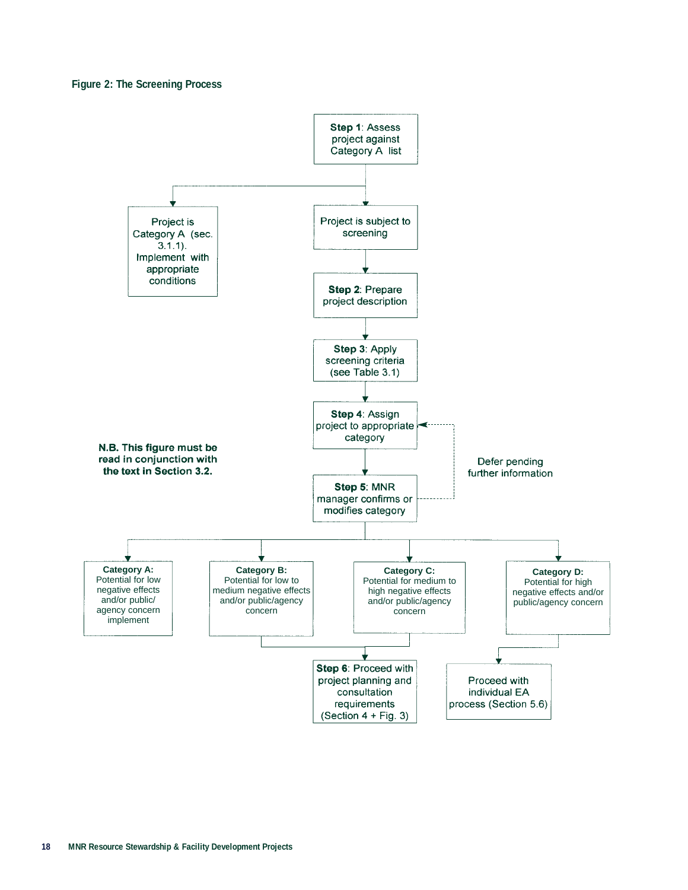**Figure 2: The Screening Process**

**Step 1**: Assess project against Category A list

Project is Category A (sec. 3.1.1). Implement with appropriate conditions

Project is subject to screening

**Step 2**: Prepare project description

**Step 3**: Apply screening criteria (see Table 3.1)

**Step 4**: Assign project to appropriate category

**Step 5**: MNR manager confirms or modifies category

Defer pending further information

**N.B. This figure must be read in conjunction with the text in Section 3.2.**

**Category A:** Potential for low negative effects and/or public/agency concern implement

**Category B:** Potential for low to medium negative effects and/or public/agency concern

**Category C:** Potential for medium to high negative effects and/or public/agency concern

**Category D:** Potential for high negative effects and/or public/agency concern

**Step 6**: Proceed with project planning and consultation requirements (Section 4 + Fig. 3)

Proceed with individual EA process (Section 5.6)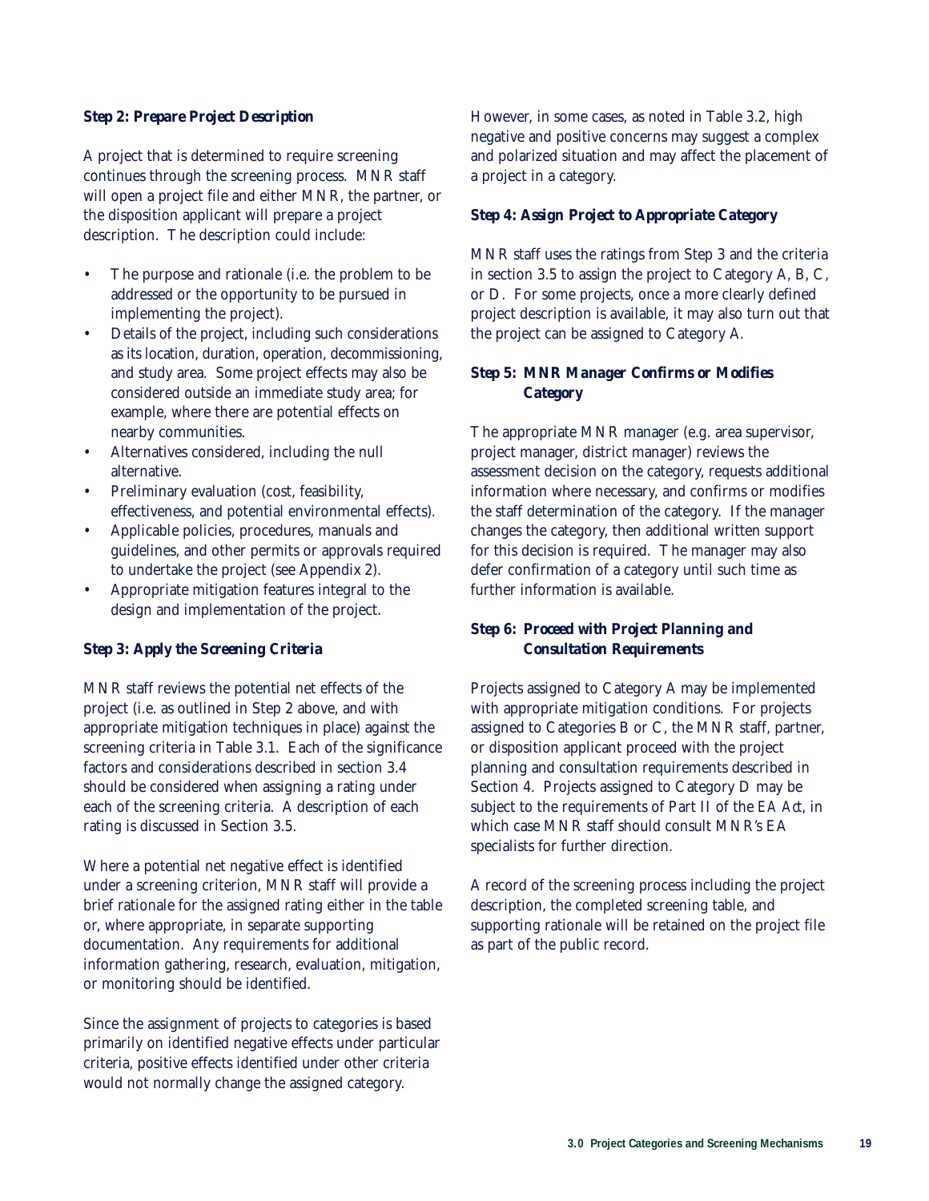**Step 2: Prepare Project Description**

A project that is determined to require screening continues through the screening process. MNR staff will open a project file and either MNR, the partner, or the disposition applicant will prepare a project description. The description could include:

- The purpose and rationale (i.e. the problem to be addressed or the opportunity to be pursued in implementing the project).
- Details of the project, including such considerations as its location, duration, operation, decommissioning, and study area. Some project effects may also be considered outside an immediate study area; for example, where there are potential effects on nearby communities.
- Alternatives considered, including the null alternative.
- Preliminary evaluation (cost, feasibility, effectiveness, and potential environmental effects).
- Applicable policies, procedures, manuals and guidelines, and other permits or approvals required to undertake the project (see Appendix 2).
- Appropriate mitigation features integral to the design and implementation of the project.

**Step 3: Apply the Screening Criteria**

MNR staff reviews the potential net effects of the project (i.e. as outlined in Step 2 above, and with appropriate mitigation techniques in place) against the screening criteria in Table 3.1. Each of the significance factors and considerations described in section 3.4 should be considered when assigning a rating under each of the screening criteria. A description of each rating is discussed in Section 3.5.

Where a potential net negative effect is identified under a screening criterion, MNR staff will provide a brief rationale for the assigned rating either in the table or, where appropriate, in separate supporting documentation. Any requirements for additional information gathering, research, evaluation, mitigation, or monitoring should be identified.

Since the assignment of projects to categories is based primarily on identified negative effects under particular criteria, positive effects identified under other criteria would not normally change the assigned category. However, in some cases, as noted in Table 3.2, high negative and positive concerns may suggest a complex and polarized situation and may affect the placement of a project in a category.

**Step 4: Assign Project to Appropriate Category**

MNR staff uses the ratings from Step 3 and the criteria in section 3.5 to assign the project to Category A, B, C, or D. For some projects, once a more clearly defined project description is available, it may also turn out that the project can be assigned to Category A.

**Step 5: MNR Manager Confirms or Modifies Category**

The appropriate MNR manager (e.g. area supervisor, project manager, district manager) reviews the assessment decision on the category, requests additional information where necessary, and confirms or modifies the staff determination of the category. If the manager changes the category, then additional written support for this decision is required. The manager may also defer confirmation of a category until such time as further information is available.

**Step 6: Proceed with Project Planning and Consultation Requirements**

Projects assigned to Category A may be implemented with appropriate mitigation conditions. For projects assigned to Categories B or C, the MNR staff, partner, or disposition applicant proceed with the project planning and consultation requirements described in Section 4. Projects assigned to Category D may be subject to the requirements of Part II of the *EA Act*, in which case MNR staff should consult MNR's EA specialists for further direction.

A record of the screening process including the project description, the completed screening table, and supporting rationale will be retained on the project file as part of the public record.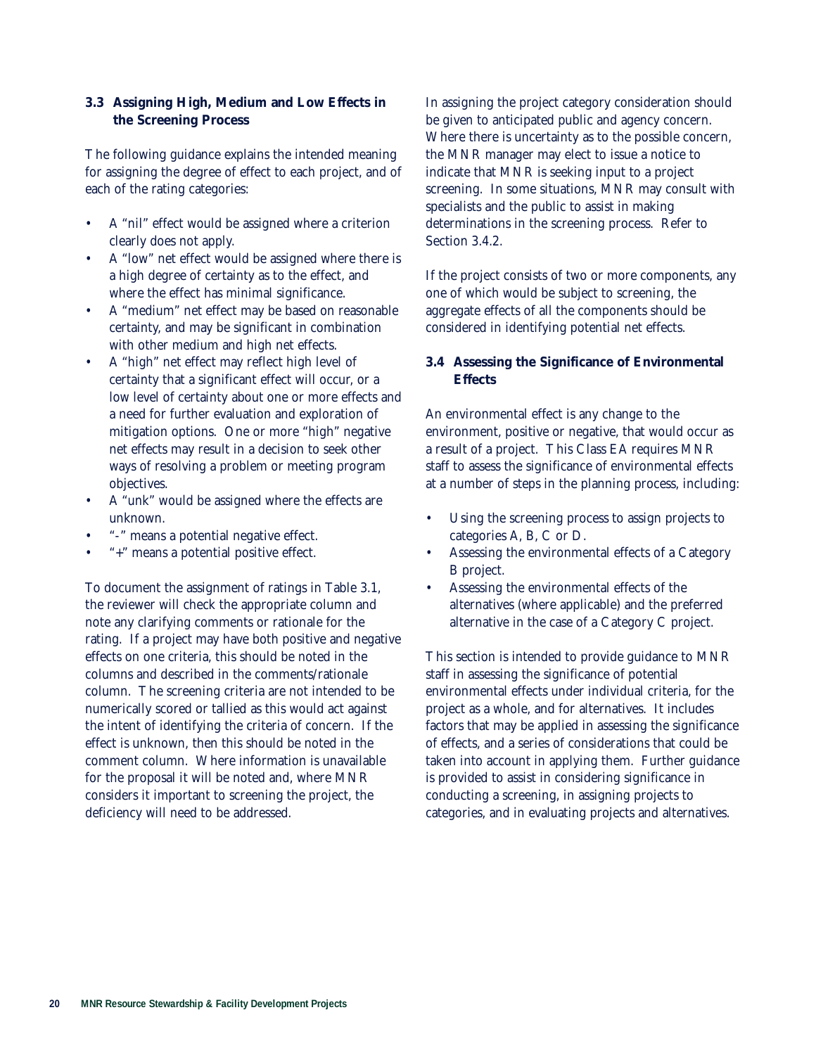### 3.3 Assigning High, Medium and Low Effects in the Screening Process

The following guidance explains the intended meaning for assigning the degree of effect to each project, and of each of the rating categories:

- A "nil" effect would be assigned where a criterion clearly does not apply.
- A "low" net effect would be assigned where there is a high degree of certainty as to the effect, and where the effect has minimal significance.
- A "medium" net effect may be based on reasonable certainty, and may be significant in combination with other medium and high net effects.
- A "high" net effect may reflect high level of certainty that a significant effect will occur, or a low level of certainty about one or more effects and a need for further evaluation and exploration of mitigation options. One or more "high" negative net effects may result in a decision to seek other ways of resolving a problem or meeting program objectives.
- A "unk" would be assigned where the effects are unknown.
- "-" means a potential negative effect.
- "+" means a potential positive effect.

To document the assignment of ratings in Table 3.1, the reviewer will check the appropriate column and note any clarifying comments or rationale for the rating. If a project may have both positive and negative effects on one criteria, this should be noted in the columns and described in the comments/rationale column. The screening criteria are not intended to be numerically scored or tallied as this would act against the intent of identifying the criteria of concern. If the effect is unknown, then this should be noted in the comment column. Where information is unavailable for the proposal it will be noted and, where MNR considers it important to screening the project, the deficiency will need to be addressed.

In assigning the project category consideration should be given to anticipated public and agency concern. Where there is uncertainty as to the possible concern, the MNR manager may elect to issue a notice to indicate that MNR is seeking input to a project screening. In some situations, MNR may consult with specialists and the public to assist in making determinations in the screening process. Refer to Section 3.4.2.

If the project consists of two or more components, any one of which would be subject to screening, the aggregate effects of all the components should be considered in identifying potential net effects.

### 3.4 Assessing the Significance of Environmental Effects

An environmental effect is any change to the environment, positive or negative, that would occur as a result of a project. This Class EA requires MNR staff to assess the significance of environmental effects at a number of steps in the planning process, including:

- Using the screening process to assign projects to categories A, B, C or D.
- Assessing the environmental effects of a Category B project.
- Assessing the environmental effects of the alternatives (where applicable) and the preferred alternative in the case of a Category C project.

This section is intended to provide guidance to MNR staff in assessing the significance of potential environmental effects under individual criteria, for the project as a whole, and for alternatives. It includes factors that may be applied in assessing the significance of effects, and a series of considerations that could be taken into account in applying them. Further guidance is provided to assist in considering significance in conducting a screening, in assigning projects to categories, and in evaluating projects and alternatives.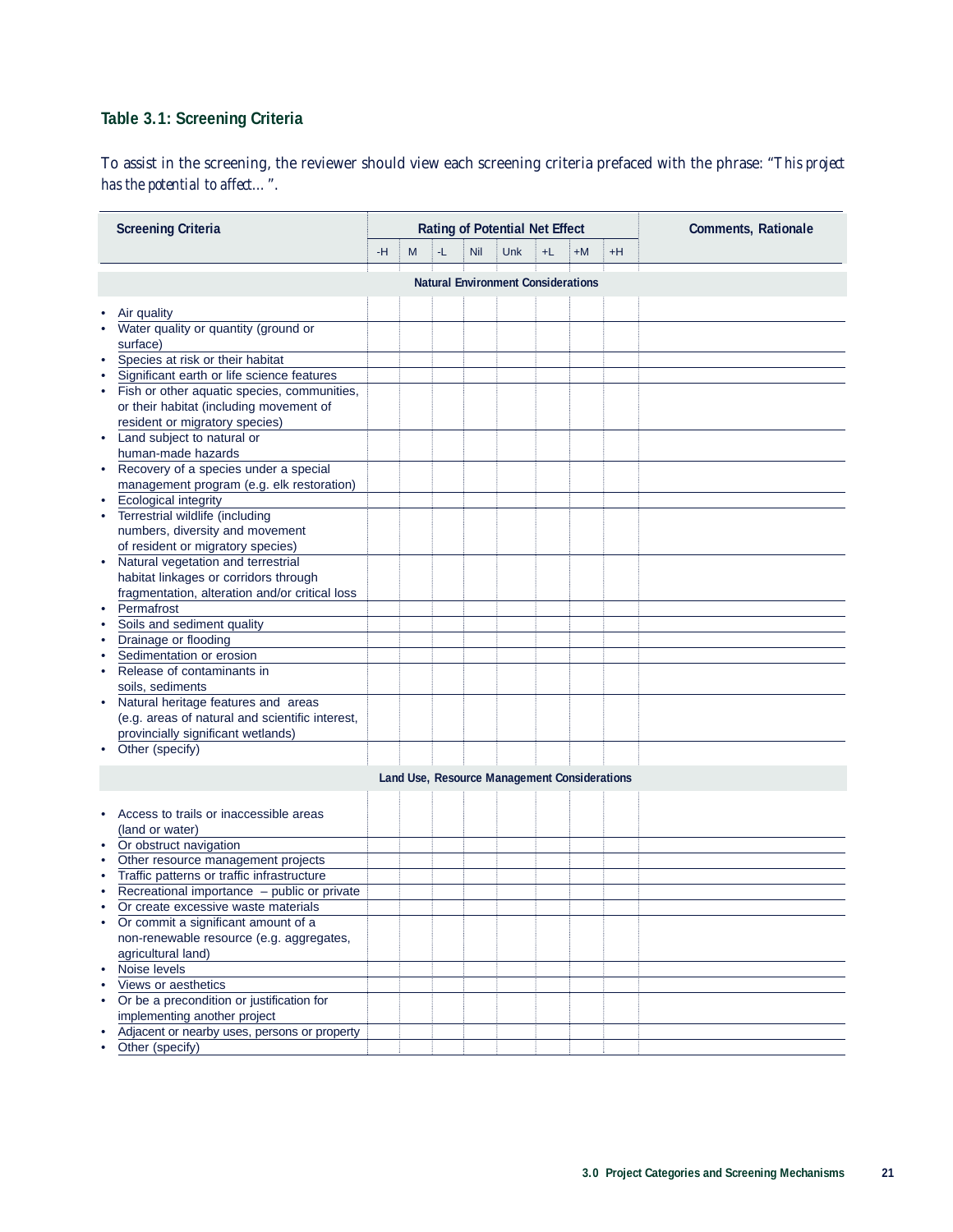### Table 3.1: Screening Criteria

To assist in the screening, the reviewer should view each screening criteria prefaced with the phrase: *"This project has the potential to affect…"*.

| Screening Criteria | Rating of Potential Net Effect | | | | | | | | Comments, Rationale |
|---|---|---|---|---|---|---|---|---|---|
| | -H | M | -L | Nil | Unk | +L | +M | +H | |
| **Natural Environment Considerations** | | | | | | | | | |
| • Air quality | | | | | | | | | |
| • Water quality or quantity (ground or surface) | | | | | | | | | |
| • Species at risk or their habitat | | | | | | | | | |
| • Significant earth or life science features | | | | | | | | | |
| • Fish or other aquatic species, communities, or their habitat (including movement of resident or migratory species) | | | | | | | | | |
| • Land subject to natural or human-made hazards | | | | | | | | | |
| • Recovery of a species under a special management program (e.g. elk restoration) | | | | | | | | | |
| • Ecological integrity | | | | | | | | | |
| • Terrestrial wildlife (including numbers, diversity and movement of resident or migratory species) | | | | | | | | | |
| • Natural vegetation and terrestrial habitat linkages or corridors through fragmentation, alteration and/or critical loss | | | | | | | | | |
| • Permafrost | | | | | | | | | |
| • Soils and sediment quality | | | | | | | | | |
| • Drainage or flooding | | | | | | | | | |
| • Sedimentation or erosion | | | | | | | | | |
| • Release of contaminants in soils, sediments | | | | | | | | | |
| • Natural heritage features and areas (e.g. areas of natural and scientific interest, provincially significant wetlands) | | | | | | | | | |
| • Other (specify) | | | | | | | | | |
| **Land Use, Resource Management Considerations** | | | | | | | | | |
| • Access to trails or inaccessible areas (land or water) | | | | | | | | | |
| • Or obstruct navigation | | | | | | | | | |
| • Other resource management projects | | | | | | | | | |
| • Traffic patterns or traffic infrastructure | | | | | | | | | |
| • Recreational importance – public or private | | | | | | | | | |
| • Or create excessive waste materials | | | | | | | | | |
| • Or commit a significant amount of a non-renewable resource (e.g. aggregates, agricultural land) | | | | | | | | | |
| • Noise levels | | | | | | | | | |
| • Views or aesthetics | | | | | | | | | |
| • Or be a precondition or justification for implementing another project | | | | | | | | | |
| • Adjacent or nearby uses, persons or property | | | | | | | | | |
| • Other (specify) | | | | | | | | | |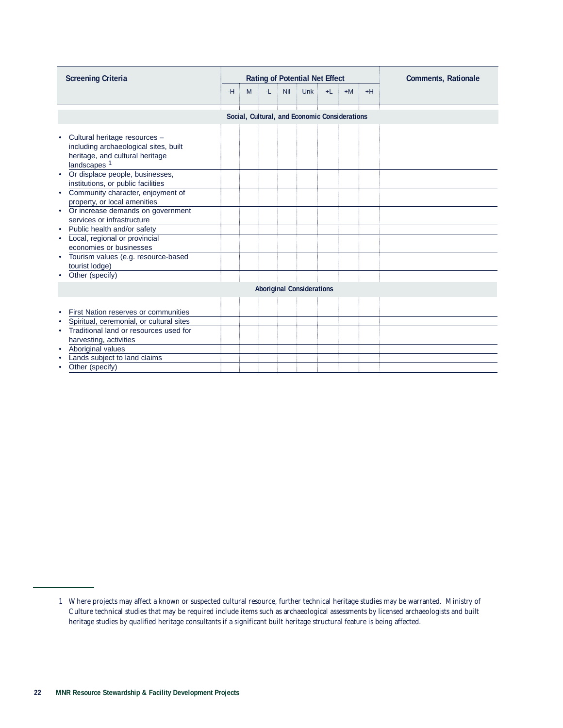| Screening Criteria | Rating of Potential Net Effect | | | | | | | | Comments, Rationale |
|---|---|---|---|---|---|---|---|---|---|
| | -H | M | -L | Nil | Unk | +L | +M | +H | |
| **Social, Cultural, and Economic Considerations** | | | | | | | | | |
| • Cultural heritage resources – including archaeological sites, built heritage, and cultural heritage landscapes [1] | | | | | | | | | |
| • Or displace people, businesses, institutions, or public facilities | | | | | | | | | |
| • Community character, enjoyment of property, or local amenities | | | | | | | | | |
| • Or increase demands on government services or infrastructure | | | | | | | | | |
| • Public health and/or safety | | | | | | | | | |
| • Local, regional or provincial economies or businesses | | | | | | | | | |
| • Tourism values (e.g. resource-based tourist lodge) | | | | | | | | | |
| • Other (specify) | | | | | | | | | |
| **Aboriginal Considerations** | | | | | | | | | |
| • First Nation reserves or communities | | | | | | | | | |
| • Spiritual, ceremonial, or cultural sites | | | | | | | | | |
| • Traditional land or resources used for harvesting, activities | | | | | | | | | |
| • Aboriginal values | | | | | | | | | |
| • Lands subject to land claims | | | | | | | | | |
| • Other (specify) | | | | | | | | | |

1 Where projects may affect a known or suspected cultural resource, further technical heritage studies may be warranted. Ministry of Culture technical studies that may be required include items such as archaeological assessments by licensed archaeologists and built heritage studies by qualified heritage consultants if a significant built heritage structural feature is being affected.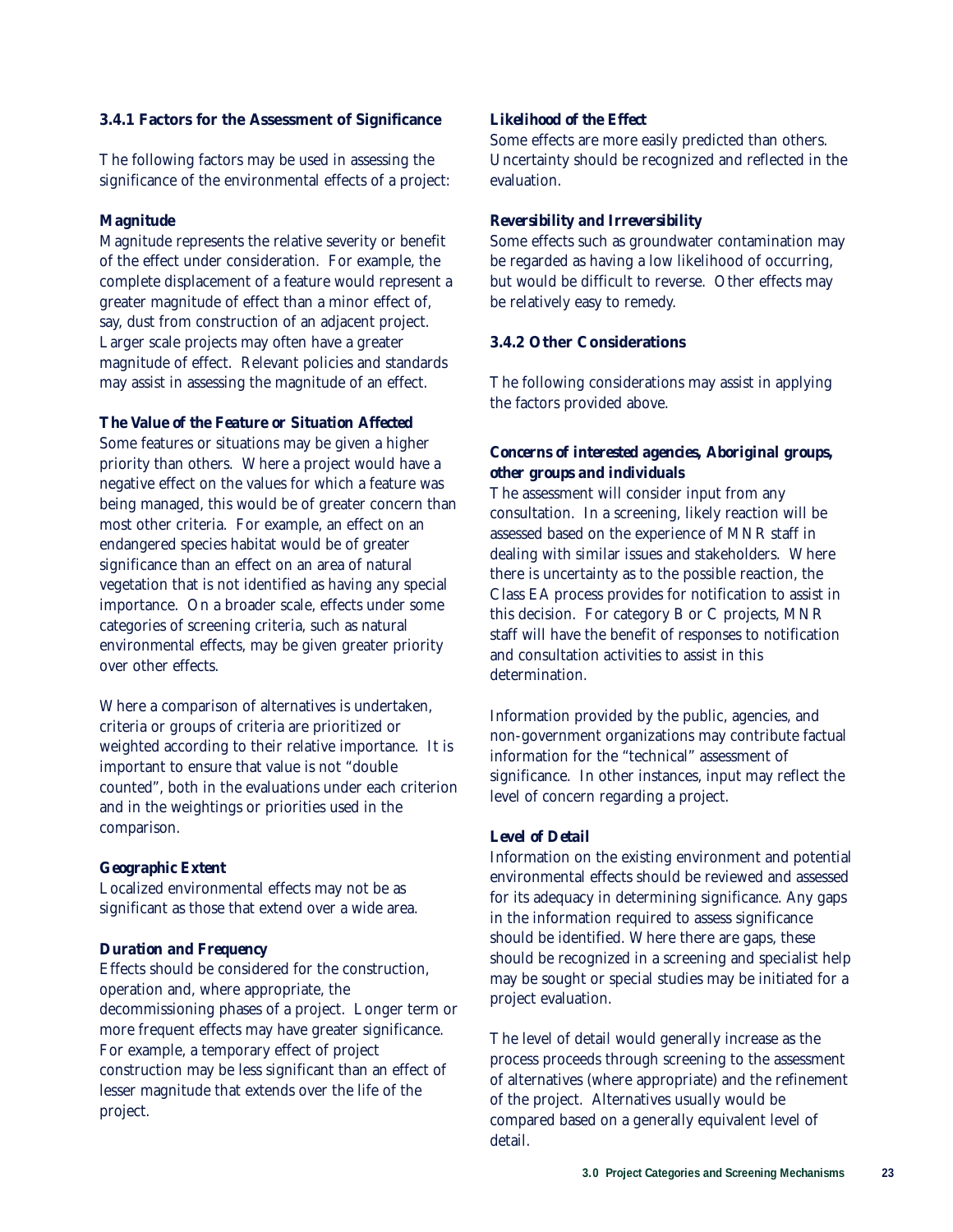### 3.4.1 Factors for the Assessment of Significance

The following factors may be used in assessing the significance of the environmental effects of a project:

**Magnitude**
Magnitude represents the relative severity or benefit of the effect under consideration. For example, the complete displacement of a feature would represent a greater magnitude of effect than a minor effect of, say, dust from construction of an adjacent project. Larger scale projects may often have a greater magnitude of effect. Relevant policies and standards may assist in assessing the magnitude of an effect.

**The Value of the Feature or Situation Affected**
Some features or situations may be given a higher priority than others. Where a project would have a negative effect on the values for which a feature was being managed, this would be of greater concern than most other criteria. For example, an effect on an endangered species habitat would be of greater significance than an effect on an area of natural vegetation that is not identified as having any special importance. On a broader scale, effects under some categories of screening criteria, such as natural environmental effects, may be given greater priority over other effects.

Where a comparison of alternatives is undertaken, criteria or groups of criteria are prioritized or weighted according to their relative importance. It is important to ensure that value is not "double counted", both in the evaluations under each criterion and in the weightings or priorities used in the comparison.

**Geographic Extent**
Localized environmental effects may not be as significant as those that extend over a wide area.

**Duration and Frequency**
Effects should be considered for the construction, operation and, where appropriate, the decommissioning phases of a project. Longer term or more frequent effects may have greater significance. For example, a temporary effect of project construction may be less significant than an effect of lesser magnitude that extends over the life of the project.

**Likelihood of the Effect**
Some effects are more easily predicted than others. Uncertainty should be recognized and reflected in the evaluation.

**Reversibility and Irreversibility**
Some effects such as groundwater contamination may be regarded as having a low likelihood of occurring, but would be difficult to reverse. Other effects may be relatively easy to remedy.

### 3.4.2 Other Considerations

The following considerations may assist in applying the factors provided above.

**Concerns of interested agencies, Aboriginal groups, other groups and individuals**
The assessment will consider input from any consultation. In a screening, likely reaction will be assessed based on the experience of MNR staff in dealing with similar issues and stakeholders. Where there is uncertainty as to the possible reaction, the Class EA process provides for notification to assist in this decision. For category B or C projects, MNR staff will have the benefit of responses to notification and consultation activities to assist in this determination.

Information provided by the public, agencies, and non-government organizations may contribute factual information for the "technical" assessment of significance. In other instances, input may reflect the level of concern regarding a project.

**Level of Detail**
Information on the existing environment and potential environmental effects should be reviewed and assessed for its adequacy in determining significance. Any gaps in the information required to assess significance should be identified. Where there are gaps, these should be recognized in a screening and specialist help may be sought or special studies may be initiated for a project evaluation.

The level of detail would generally increase as the process proceeds through screening to the assessment of alternatives (where appropriate) and the refinement of the project. Alternatives usually would be compared based on a generally equivalent level of detail.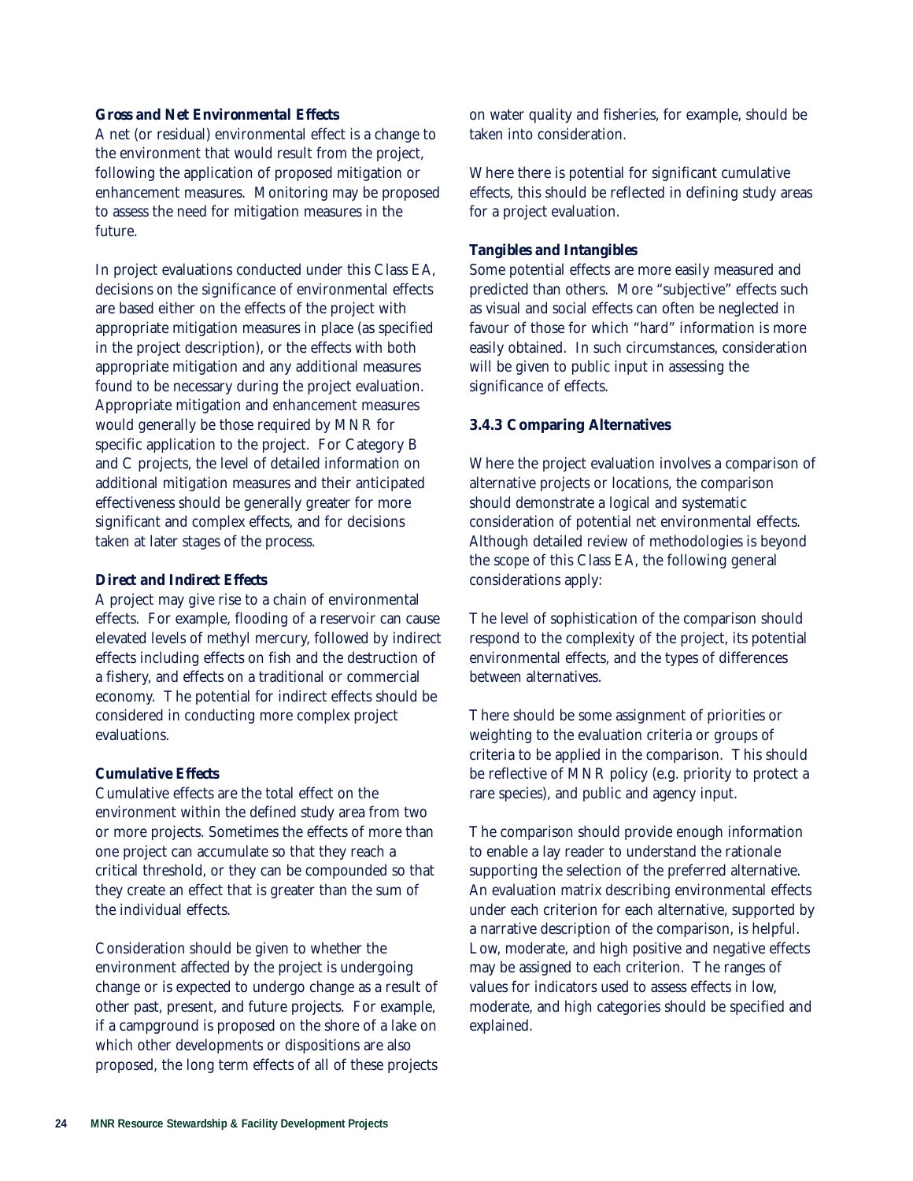**Gross and Net Environmental Effects**

A net (or residual) environmental effect is a change to the environment that would result from the project, following the application of proposed mitigation or enhancement measures. Monitoring may be proposed to assess the need for mitigation measures in the future.

In project evaluations conducted under this Class EA, decisions on the significance of environmental effects are based either on the effects of the project with appropriate mitigation measures in place (as specified in the project description), or the effects with both appropriate mitigation and any additional measures found to be necessary during the project evaluation. Appropriate mitigation and enhancement measures would generally be those required by MNR for specific application to the project. For Category B and C projects, the level of detailed information on additional mitigation measures and their anticipated effectiveness should be generally greater for more significant and complex effects, and for decisions taken at later stages of the process.

**Direct and Indirect Effects**

A project may give rise to a chain of environmental effects. For example, flooding of a reservoir can cause elevated levels of methyl mercury, followed by indirect effects including effects on fish and the destruction of a fishery, and effects on a traditional or commercial economy. The potential for indirect effects should be considered in conducting more complex project evaluations.

**Cumulative Effects**

Cumulative effects are the total effect on the environment within the defined study area from two or more projects. Sometimes the effects of more than one project can accumulate so that they reach a critical threshold, or they can be compounded so that they create an effect that is greater than the sum of the individual effects.

Consideration should be given to whether the environment affected by the project is undergoing change or is expected to undergo change as a result of other past, present, and future projects. For example, if a campground is proposed on the shore of a lake on which other developments or dispositions are also proposed, the long term effects of all of these projects on water quality and fisheries, for example, should be taken into consideration.

Where there is potential for significant cumulative effects, this should be reflected in defining study areas for a project evaluation.

**Tangibles and Intangibles**

Some potential effects are more easily measured and predicted than others. More "subjective" effects such as visual and social effects can often be neglected in favour of those for which "hard" information is more easily obtained. In such circumstances, consideration will be given to public input in assessing the significance of effects.

### 3.4.3 Comparing Alternatives

Where the project evaluation involves a comparison of alternative projects or locations, the comparison should demonstrate a logical and systematic consideration of potential net environmental effects. Although detailed review of methodologies is beyond the scope of this Class EA, the following general considerations apply:

The level of sophistication of the comparison should respond to the complexity of the project, its potential environmental effects, and the types of differences between alternatives.

There should be some assignment of priorities or weighting to the evaluation criteria or groups of criteria to be applied in the comparison. This should be reflective of MNR policy (e.g. priority to protect a rare species), and public and agency input.

The comparison should provide enough information to enable a lay reader to understand the rationale supporting the selection of the preferred alternative. An evaluation matrix describing environmental effects under each criterion for each alternative, supported by a narrative description of the comparison, is helpful. Low, moderate, and high positive and negative effects may be assigned to each criterion. The ranges of values for indicators used to assess effects in low, moderate, and high categories should be specified and explained.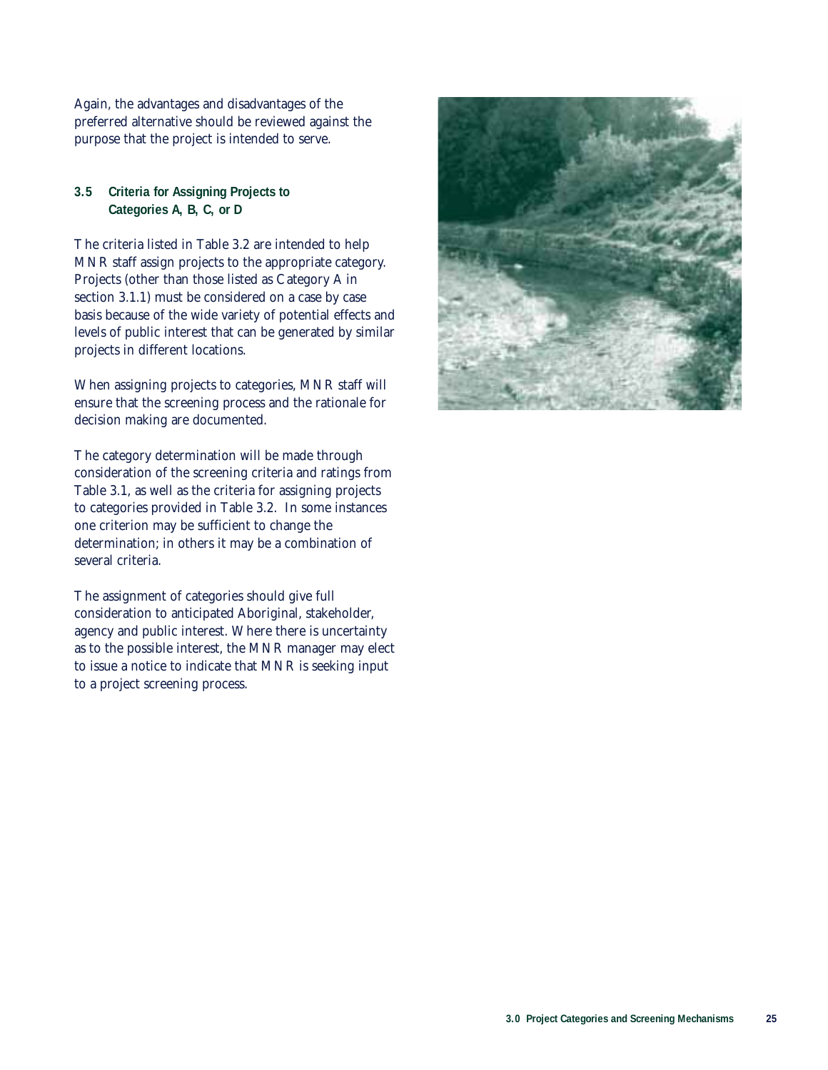Again, the advantages and disadvantages of the preferred alternative should be reviewed against the purpose that the project is intended to serve.

### 3.5 Criteria for Assigning Projects to Categories A, B, C, or D

The criteria listed in Table 3.2 are intended to help MNR staff assign projects to the appropriate category. Projects (other than those listed as Category A in section 3.1.1) must be considered on a case by case basis because of the wide variety of potential effects and levels of public interest that can be generated by similar projects in different locations.

When assigning projects to categories, MNR staff will ensure that the screening process and the rationale for decision making are documented.

The category determination will be made through consideration of the screening criteria and ratings from Table 3.1, as well as the criteria for assigning projects to categories provided in Table 3.2. In some instances one criterion may be sufficient to change the determination; in others it may be a combination of several criteria.

The assignment of categories should give full consideration to anticipated Aboriginal, stakeholder, agency and public interest. Where there is uncertainty as to the possible interest, the MNR manager may elect to issue a notice to indicate that MNR is seeking input to a project screening process.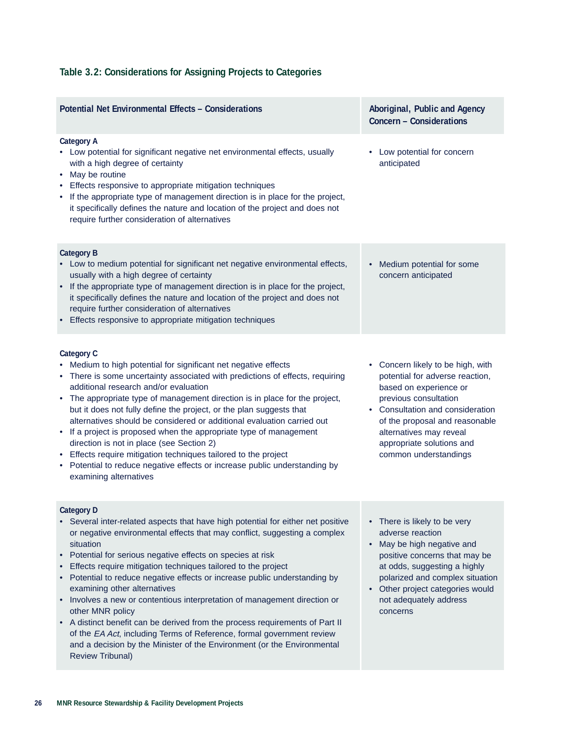### Table 3.2: Considerations for Assigning Projects to Categories

| Potential Net Environmental Effects – Considerations | Aboriginal, Public and Agency Concern – Considerations |
|---|---|
| **Category A**<br>• Low potential for significant negative net environmental effects, usually with a high degree of certainty<br>• May be routine<br>• Effects responsive to appropriate mitigation techniques<br>• If the appropriate type of management direction is in place for the project, it specifically defines the nature and location of the project and does not require further consideration of alternatives | • Low potential for concern anticipated |
| **Category B**<br>• Low to medium potential for significant net negative environmental effects, usually with a high degree of certainty<br>• If the appropriate type of management direction is in place for the project, it specifically defines the nature and location of the project and does not require further consideration of alternatives<br>• Effects responsive to appropriate mitigation techniques | • Medium potential for some concern anticipated |
| **Category C**<br>• Medium to high potential for significant net negative effects<br>• There is some uncertainty associated with predictions of effects, requiring additional research and/or evaluation<br>• The appropriate type of management direction is in place for the project, but it does not fully define the project, or the plan suggests that alternatives should be considered or additional evaluation carried out<br>• If a project is proposed when the appropriate type of management direction is not in place (see Section 2)<br>• Effects require mitigation techniques tailored to the project<br>• Potential to reduce negative effects or increase public understanding by examining alternatives | • Concern likely to be high, with potential for adverse reaction, based on experience or previous consultation<br>• Consultation and consideration of the proposal and reasonable alternatives may reveal appropriate solutions and common understandings |
| **Category D**<br>• Several inter-related aspects that have high potential for either net positive or negative environmental effects that may conflict, suggesting a complex situation<br>• Potential for serious negative effects on species at risk<br>• Effects require mitigation techniques tailored to the project<br>• Potential to reduce negative effects or increase public understanding by examining other alternatives<br>• Involves a new or contentious interpretation of management direction or other MNR policy<br>• A distinct benefit can be derived from the process requirements of Part II of the *EA Act*, including Terms of Reference, formal government review and a decision by the Minister of the Environment (or the Environmental Review Tribunal) | • There is likely to be very adverse reaction<br>• May be high negative and positive concerns that may be at odds, suggesting a highly polarized and complex situation<br>• Other project categories would not adequately address concerns |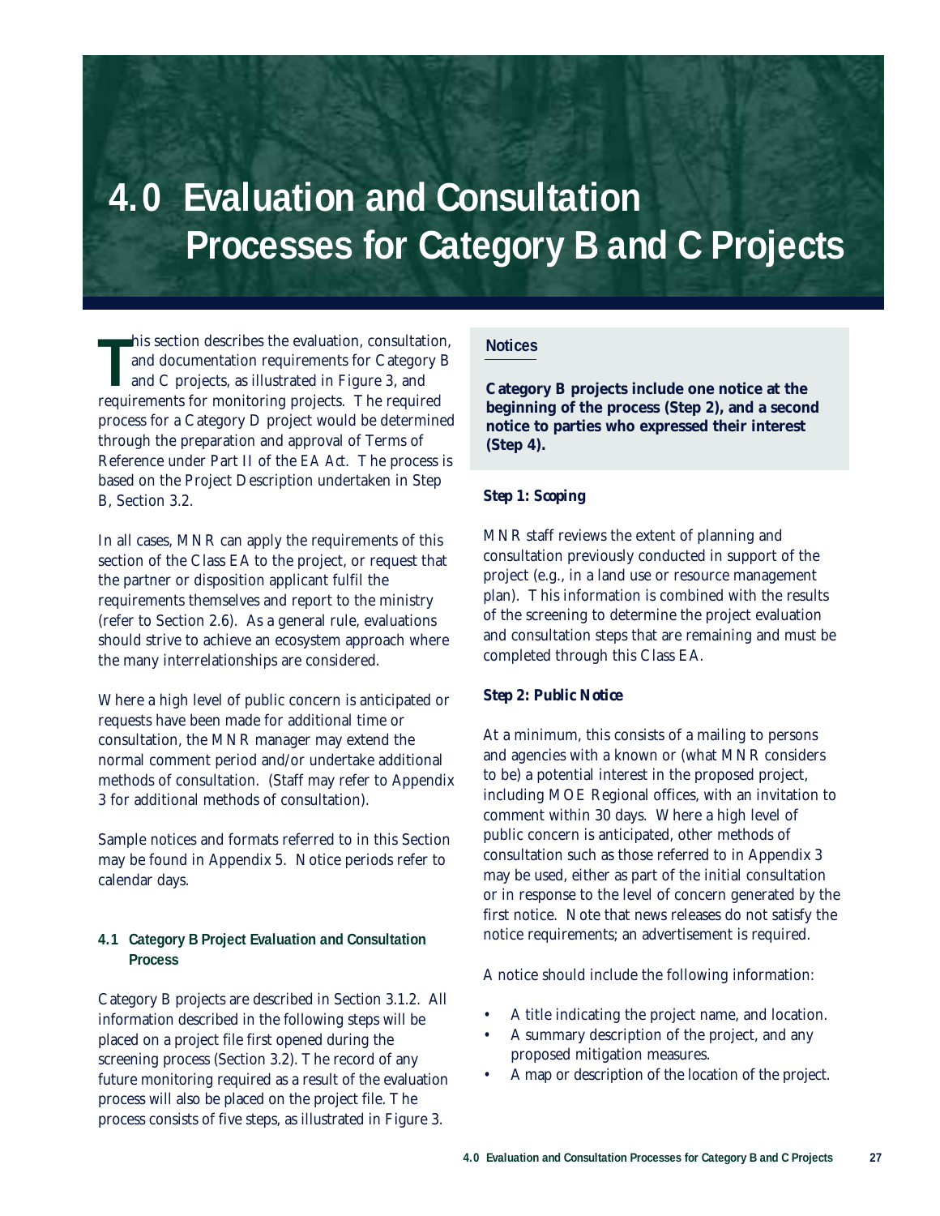# 4.0 Evaluation and Consultation Processes for Category B and C Projects

This section describes the evaluation, consultation, and documentation requirements for Category B and C projects, as illustrated in Figure 3, and requirements for monitoring projects. The required process for a Category D project would be determined through the preparation and approval of Terms of Reference under Part II of the *EA Act*. The process is based on the Project Description undertaken in Step B, Section 3.2.

In all cases, MNR can apply the requirements of this section of the Class EA to the project, or request that the partner or disposition applicant fulfil the requirements themselves and report to the ministry (refer to Section 2.6). As a general rule, evaluations should strive to achieve an ecosystem approach where the many interrelationships are considered.

Where a high level of public concern is anticipated or requests have been made for additional time or consultation, the MNR manager may extend the normal comment period and/or undertake additional methods of consultation. (Staff may refer to Appendix 3 for additional methods of consultation).

Sample notices and formats referred to in this Section may be found in Appendix 5. Notice periods refer to calendar days.

### 4.1 Category B Project Evaluation and Consultation Process

Category B projects are described in Section 3.1.2. All information described in the following steps will be placed on a project file first opened during the screening process (Section 3.2). The record of any future monitoring required as a result of the evaluation process will also be placed on the project file. The process consists of five steps, as illustrated in Figure 3.

**Notices**

**Category B projects include one notice at the beginning of the process (Step 2), and a second notice to parties who expressed their interest (Step 4).**

***Step 1: Scoping***

MNR staff reviews the extent of planning and consultation previously conducted in support of the project (e.g., in a land use or resource management plan). This information is combined with the results of the screening to determine the project evaluation and consultation steps that are remaining and must be completed through this Class EA.

***Step 2: Public Notice***

At a minimum, this consists of a mailing to persons and agencies with a known or (what MNR considers to be) a potential interest in the proposed project, including MOE Regional offices, with an invitation to comment within 30 days. Where a high level of public concern is anticipated, other methods of consultation such as those referred to in Appendix 3 may be used, either as part of the initial consultation or in response to the level of concern generated by the first notice. Note that news releases do not satisfy the notice requirements; an advertisement is required.

A notice should include the following information:

- A title indicating the project name, and location.
- A summary description of the project, and any proposed mitigation measures.
- A map or description of the location of the project.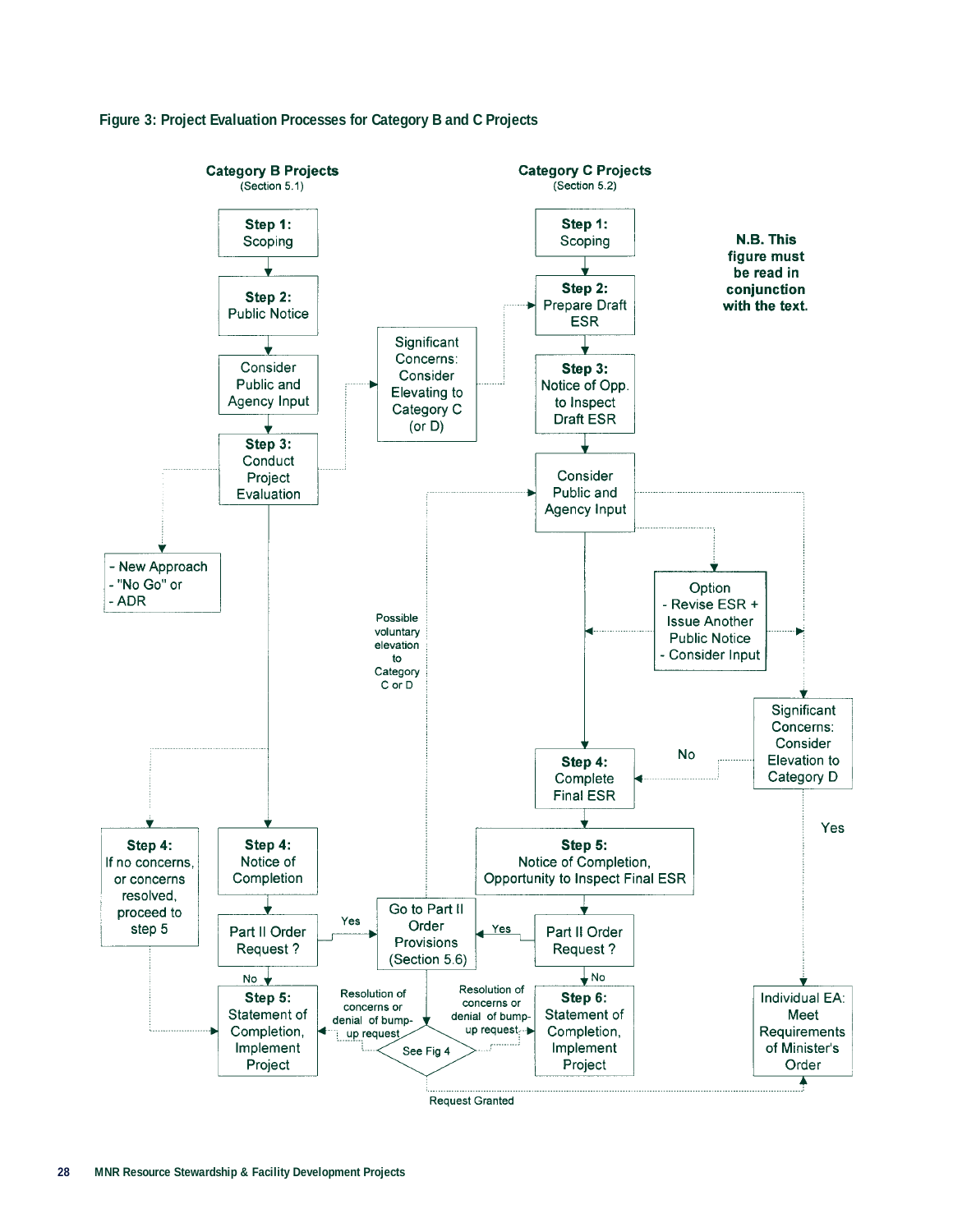**Figure 3: Project Evaluation Processes for Category B and C Projects**

**Category B Projects** (Section 5.1)

- **Step 1:** Scoping
- **Step 2:** Public Notice
- Consider Public and Agency Input
- **Step 3:** Conduct Project Evaluation
  - → Significant Concerns: Consider Elevating to Category C (or D) → Category C Step 2
  - → - New Approach - "No Go" or - ADR
  - → **Step 4:** If no concerns, or concerns resolved, proceed to step 5 → Step 5
- **Step 4:** Notice of Completion
- Part II Order Request ?
  - Yes → Go to Part II Order Provisions (Section 5.6)
  - No → **Step 5:** Statement of Completion, Implement Project

**Category C Projects** (Section 5.2)

- **Step 1:** Scoping
- **Step 2:** Prepare Draft ESR
- **Step 3:** Notice of Opp. to Inspect Draft ESR
- Consider Public and Agency Input
  - → Option - Revise ESR + Issue Another Public Notice - Consider Input
  - → Significant Concerns: Consider Elevation to Category D
    - No → Step 4
    - Yes → Individual EA: Meet Requirements of Minister's Order
- **Step 4:** Complete Final ESR
- **Step 5:** Notice of Completion, Opportunity to Inspect Final ESR
- Part II Order Request ?
  - Yes → Go to Part II Order Provisions (Section 5.6)
  - No → **Step 6:** Statement of Completion, Implement Project

**Go to Part II Order Provisions (Section 5.6)**

- Possible voluntary elevation to Category C or D → Consider Public and Agency Input
- See Fig 4
  - Resolution of concerns or denial of bump-up request → Step 5 (Category B) / Step 6 (Category C)
  - Request Granted → Individual EA: Meet Requirements of Minister's Order

**N.B. This figure must be read in conjunction with the text.**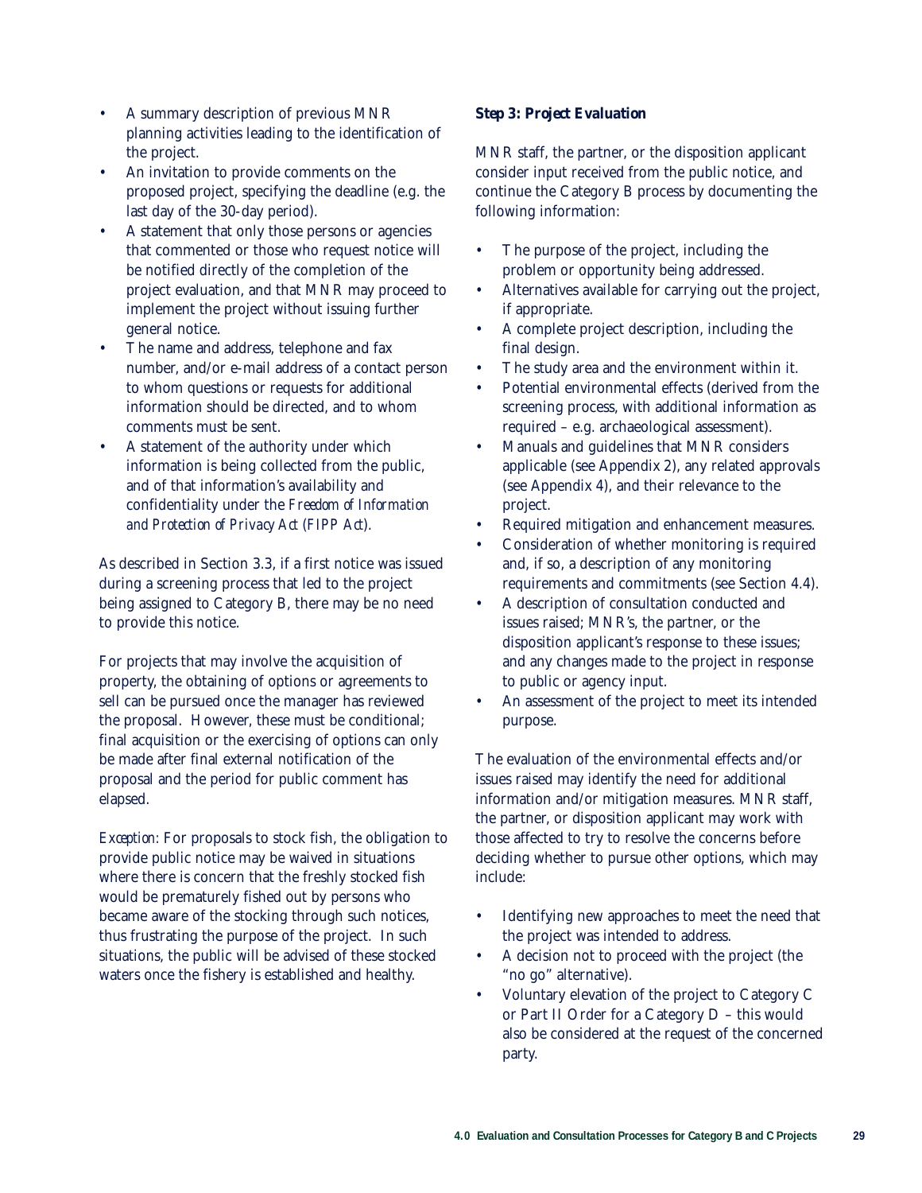- A summary description of previous MNR planning activities leading to the identification of the project.
- An invitation to provide comments on the proposed project, specifying the deadline (e.g. the last day of the 30-day period).
- A statement that only those persons or agencies that commented or those who request notice will be notified directly of the completion of the project evaluation, and that MNR may proceed to implement the project without issuing further general notice.
- The name and address, telephone and fax number, and/or e-mail address of a contact person to whom questions or requests for additional information should be directed, and to whom comments must be sent.
- A statement of the authority under which information is being collected from the public, and of that information's availability and confidentiality under the *Freedom of Information and Protection of Privacy Act (FIPP Act)*.

As described in Section 3.3, if a first notice was issued during a screening process that led to the project being assigned to Category B, there may be no need to provide this notice.

For projects that may involve the acquisition of property, the obtaining of options or agreements to sell can be pursued once the manager has reviewed the proposal. However, these must be conditional; final acquisition or the exercising of options can only be made after final external notification of the proposal and the period for public comment has elapsed.

*Exception:* For proposals to stock fish, the obligation to provide public notice may be waived in situations where there is concern that the freshly stocked fish would be prematurely fished out by persons who became aware of the stocking through such notices, thus frustrating the purpose of the project. In such situations, the public will be advised of these stocked waters once the fishery is established and healthy.

**Step 3: Project Evaluation**

MNR staff, the partner, or the disposition applicant consider input received from the public notice, and continue the Category B process by documenting the following information:

- The purpose of the project, including the problem or opportunity being addressed.
- Alternatives available for carrying out the project, if appropriate.
- A complete project description, including the final design.
- The study area and the environment within it.
- Potential environmental effects (derived from the screening process, with additional information as required – e.g. archaeological assessment).
- Manuals and guidelines that MNR considers applicable (see Appendix 2), any related approvals (see Appendix 4), and their relevance to the project.
- Required mitigation and enhancement measures.
- Consideration of whether monitoring is required and, if so, a description of any monitoring requirements and commitments (see Section 4.4).
- A description of consultation conducted and issues raised; MNR's, the partner, or the disposition applicant's response to these issues; and any changes made to the project in response to public or agency input.
- An assessment of the project to meet its intended purpose.

The evaluation of the environmental effects and/or issues raised may identify the need for additional information and/or mitigation measures. MNR staff, the partner, or disposition applicant may work with those affected to try to resolve the concerns before deciding whether to pursue other options, which may include:

- Identifying new approaches to meet the need that the project was intended to address.
- A decision not to proceed with the project (the "no go" alternative).
- Voluntary elevation of the project to Category C or Part II Order for a Category D – this would also be considered at the request of the concerned party.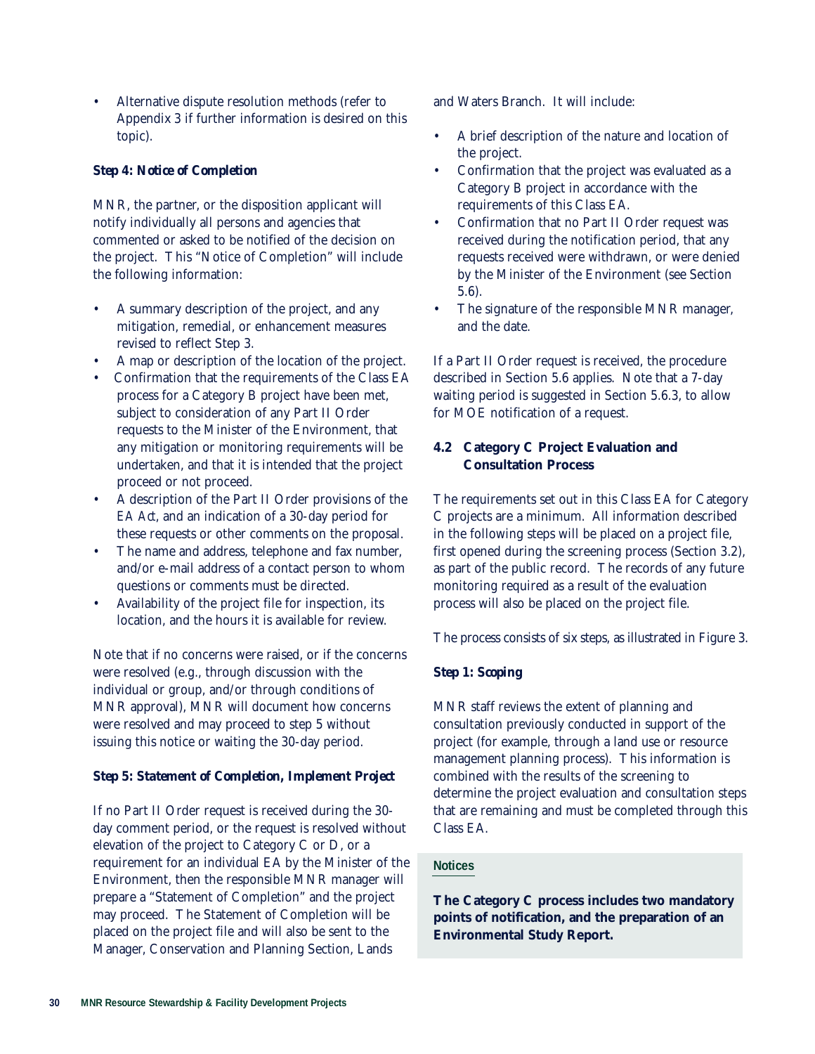- Alternative dispute resolution methods (refer to Appendix 3 if further information is desired on this topic).

**Step 4: Notice of Completion**

MNR, the partner, or the disposition applicant will notify individually all persons and agencies that commented or asked to be notified of the decision on the project. This "Notice of Completion" will include the following information:

- A summary description of the project, and any mitigation, remedial, or enhancement measures revised to reflect Step 3.
- A map or description of the location of the project.
- Confirmation that the requirements of the Class EA process for a Category B project have been met, subject to consideration of any Part II Order requests to the Minister of the Environment, that any mitigation or monitoring requirements will be undertaken, and that it is intended that the project proceed or not proceed.
- A description of the Part II Order provisions of the *EA Act*, and an indication of a 30-day period for these requests or other comments on the proposal.
- The name and address, telephone and fax number, and/or e-mail address of a contact person to whom questions or comments must be directed.
- Availability of the project file for inspection, its location, and the hours it is available for review.

Note that if no concerns were raised, or if the concerns were resolved (e.g., through discussion with the individual or group, and/or through conditions of MNR approval), MNR will document how concerns were resolved and may proceed to step 5 without issuing this notice or waiting the 30-day period.

**Step 5: Statement of Completion, Implement Project**

If no Part II Order request is received during the 30-day comment period, or the request is resolved without elevation of the project to Category C or D, or a requirement for an individual EA by the Minister of the Environment, then the responsible MNR manager will prepare a "Statement of Completion" and the project may proceed. The Statement of Completion will be placed on the project file and will also be sent to the Manager, Conservation and Planning Section, Lands and Waters Branch. It will include:

- A brief description of the nature and location of the project.
- Confirmation that the project was evaluated as a Category B project in accordance with the requirements of this Class EA.
- Confirmation that no Part II Order request was received during the notification period, that any requests received were withdrawn, or were denied by the Minister of the Environment (see Section 5.6).
- The signature of the responsible MNR manager, and the date.

If a Part II Order request is received, the procedure described in Section 5.6 applies. Note that a 7-day waiting period is suggested in Section 5.6.3, to allow for MOE notification of a request.

## 4.2 Category C Project Evaluation and Consultation Process

The requirements set out in this Class EA for Category C projects are a minimum. All information described in the following steps will be placed on a project file, first opened during the screening process (Section 3.2), as part of the public record. The records of any future monitoring required as a result of the evaluation process will also be placed on the project file.

The process consists of six steps, as illustrated in Figure 3.

**Step 1: Scoping**

MNR staff reviews the extent of planning and consultation previously conducted in support of the project (for example, through a land use or resource management planning process). This information is combined with the results of the screening to determine the project evaluation and consultation steps that are remaining and must be completed through this Class EA.

**Notices**

**The Category C process includes two mandatory points of notification, and the preparation of an Environmental Study Report.**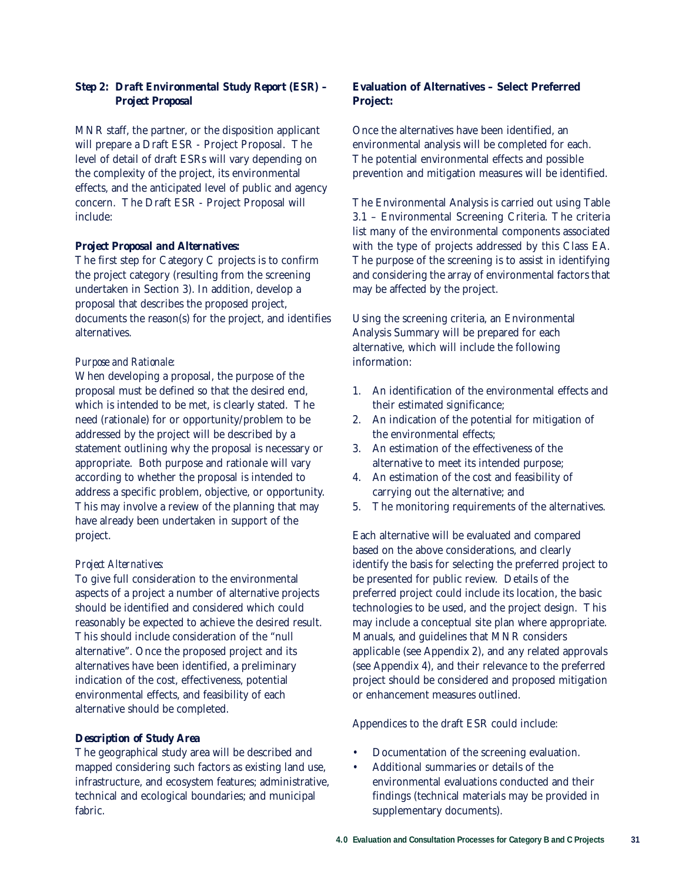**Step 2: Draft Environmental Study Report (ESR) – Project Proposal**

MNR staff, the partner, or the disposition applicant will prepare a Draft ESR - Project Proposal. The level of detail of draft ESRs will vary depending on the complexity of the project, its environmental effects, and the anticipated level of public and agency concern. The Draft ESR - Project Proposal will include:

**Project Proposal and Alternatives:**
The first step for Category C projects is to confirm the project category (resulting from the screening undertaken in Section 3). In addition, develop a proposal that describes the proposed project, documents the reason(s) for the project, and identifies alternatives.

*Purpose and Rationale:*
When developing a proposal, the purpose of the proposal must be defined so that the desired end, which is intended to be met, is clearly stated. The need (rationale) for or opportunity/problem to be addressed by the project will be described by a statement outlining why the proposal is necessary or appropriate. Both purpose and rationale will vary according to whether the proposal is intended to address a specific problem, objective, or opportunity. This may involve a review of the planning that may have already been undertaken in support of the project.

*Project Alternatives:*
To give full consideration to the environmental aspects of a project a number of alternative projects should be identified and considered which could reasonably be expected to achieve the desired result. This should include consideration of the "null alternative". Once the proposed project and its alternatives have been identified, a preliminary indication of the cost, effectiveness, potential environmental effects, and feasibility of each alternative should be completed.

**Description of Study Area**
The geographical study area will be described and mapped considering such factors as existing land use, infrastructure, and ecosystem features; administrative, technical and ecological boundaries; and municipal fabric.

**Evaluation of Alternatives – Select Preferred Project:**

Once the alternatives have been identified, an environmental analysis will be completed for each. The potential environmental effects and possible prevention and mitigation measures will be identified.

The Environmental Analysis is carried out using Table 3.1 – Environmental Screening Criteria. The criteria list many of the environmental components associated with the type of projects addressed by this Class EA. The purpose of the screening is to assist in identifying and considering the array of environmental factors that may be affected by the project.

Using the screening criteria, an Environmental Analysis Summary will be prepared for each alternative, which will include the following information:

1. An identification of the environmental effects and their estimated significance;
2. An indication of the potential for mitigation of the environmental effects;
3. An estimation of the effectiveness of the alternative to meet its intended purpose;
4. An estimation of the cost and feasibility of carrying out the alternative; and
5. The monitoring requirements of the alternatives.

Each alternative will be evaluated and compared based on the above considerations, and clearly identify the basis for selecting the preferred project to be presented for public review. Details of the preferred project could include its location, the basic technologies to be used, and the project design. This may include a conceptual site plan where appropriate. Manuals, and guidelines that MNR considers applicable (see Appendix 2), and any related approvals (see Appendix 4), and their relevance to the preferred project should be considered and proposed mitigation or enhancement measures outlined.

Appendices to the draft ESR could include:

- Documentation of the screening evaluation.
- Additional summaries or details of the environmental evaluations conducted and their findings (technical materials may be provided in supplementary documents).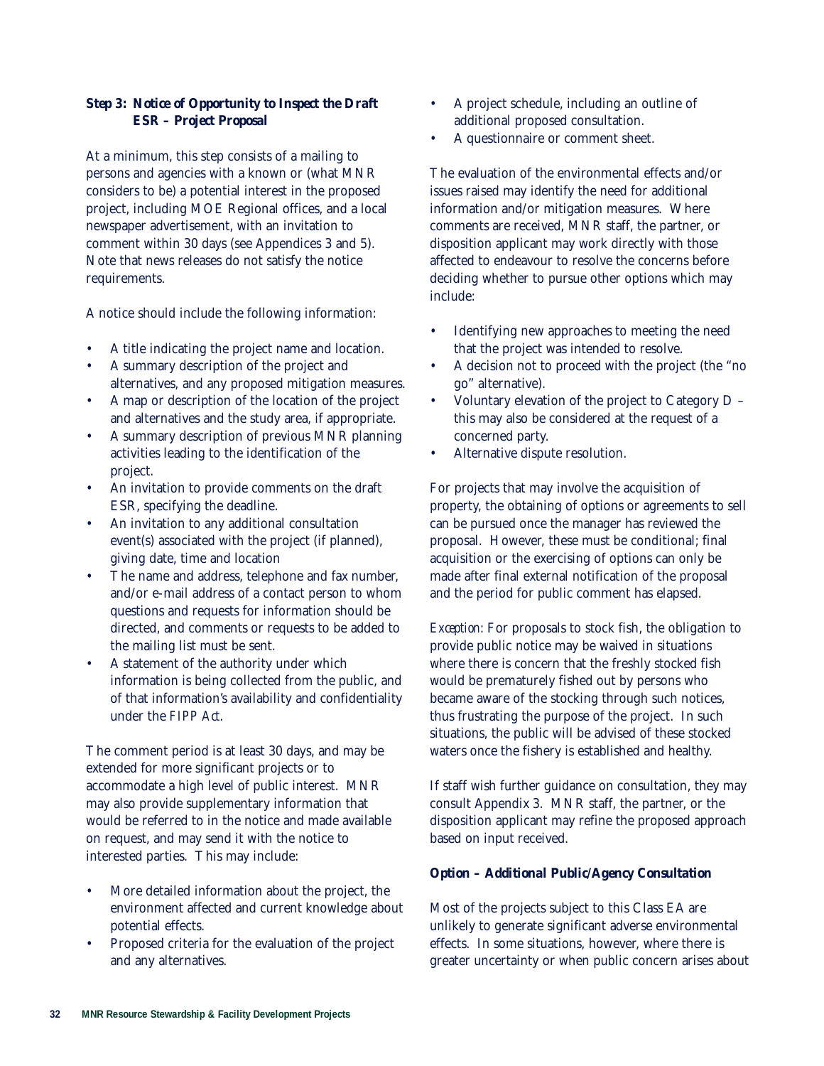**Step 3: Notice of Opportunity to Inspect the Draft ESR – Project Proposal**

At a minimum, this step consists of a mailing to persons and agencies with a known or (what MNR considers to be) a potential interest in the proposed project, including MOE Regional offices, and a local newspaper advertisement, with an invitation to comment within 30 days (see Appendices 3 and 5). Note that news releases do not satisfy the notice requirements.

A notice should include the following information:

- A title indicating the project name and location.
- A summary description of the project and alternatives, and any proposed mitigation measures.
- A map or description of the location of the project and alternatives and the study area, if appropriate.
- A summary description of previous MNR planning activities leading to the identification of the project.
- An invitation to provide comments on the draft ESR, specifying the deadline.
- An invitation to any additional consultation event(s) associated with the project (if planned), giving date, time and location
- The name and address, telephone and fax number, and/or e-mail address of a contact person to whom questions and requests for information should be directed, and comments or requests to be added to the mailing list must be sent.
- A statement of the authority under which information is being collected from the public, and of that information's availability and confidentiality under the *FIPP Act*.

The comment period is at least 30 days, and may be extended for more significant projects or to accommodate a high level of public interest. MNR may also provide supplementary information that would be referred to in the notice and made available on request, and may send it with the notice to interested parties. This may include:

- More detailed information about the project, the environment affected and current knowledge about potential effects.
- Proposed criteria for the evaluation of the project and any alternatives.
- A project schedule, including an outline of additional proposed consultation.
- A questionnaire or comment sheet.

The evaluation of the environmental effects and/or issues raised may identify the need for additional information and/or mitigation measures. Where comments are received, MNR staff, the partner, or disposition applicant may work directly with those affected to endeavour to resolve the concerns before deciding whether to pursue other options which may include:

- Identifying new approaches to meeting the need that the project was intended to resolve.
- A decision not to proceed with the project (the "no go" alternative).
- Voluntary elevation of the project to Category D – this may also be considered at the request of a concerned party.
- Alternative dispute resolution.

For projects that may involve the acquisition of property, the obtaining of options or agreements to sell can be pursued once the manager has reviewed the proposal. However, these must be conditional; final acquisition or the exercising of options can only be made after final external notification of the proposal and the period for public comment has elapsed.

*Exception*: For proposals to stock fish, the obligation to provide public notice may be waived in situations where there is concern that the freshly stocked fish would be prematurely fished out by persons who became aware of the stocking through such notices, thus frustrating the purpose of the project. In such situations, the public will be advised of these stocked waters once the fishery is established and healthy.

If staff wish further guidance on consultation, they may consult Appendix 3. MNR staff, the partner, or the disposition applicant may refine the proposed approach based on input received.

**Option – Additional Public/Agency Consultation**

Most of the projects subject to this Class EA are unlikely to generate significant adverse environmental effects. In some situations, however, where there is greater uncertainty or when public concern arises about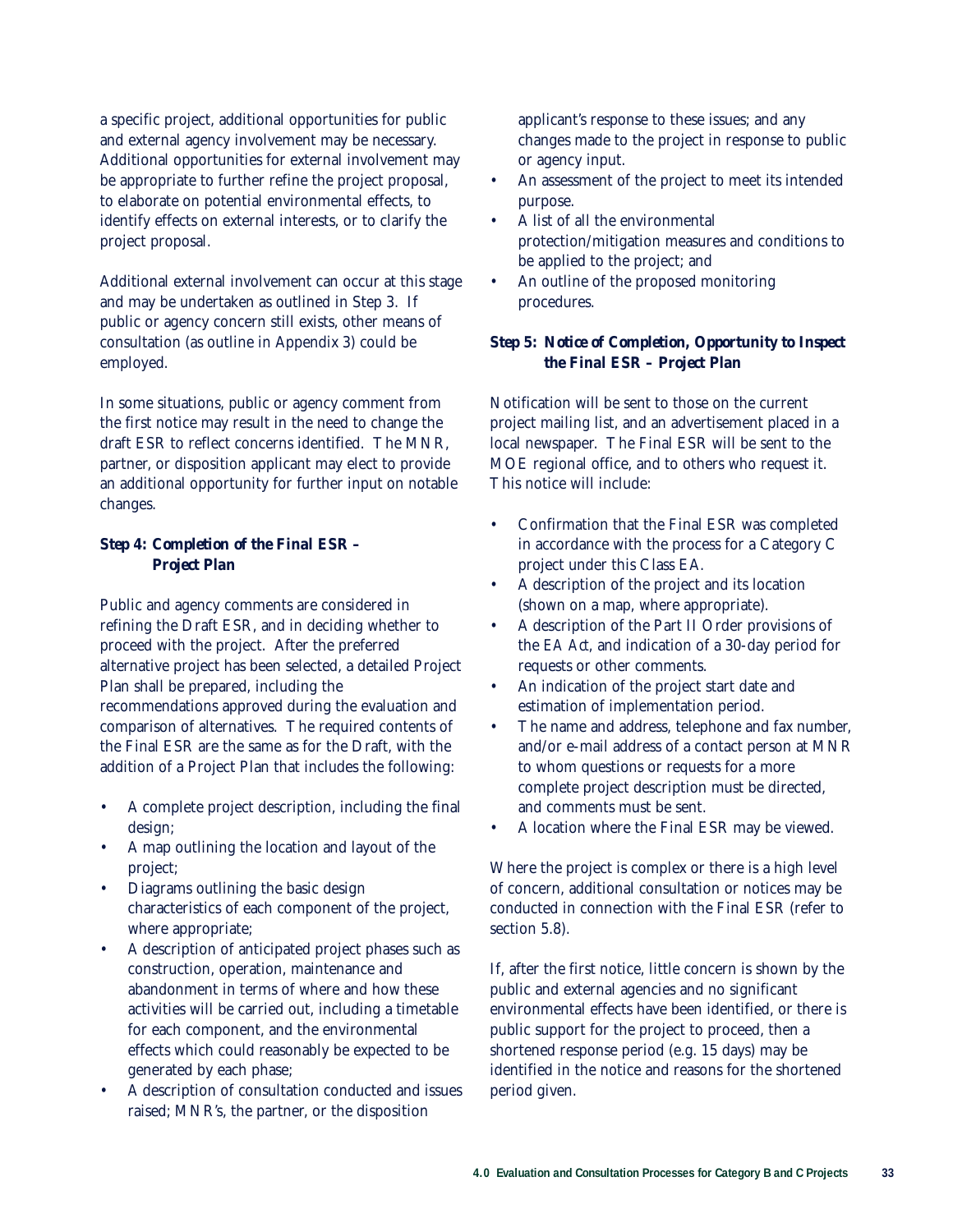a specific project, additional opportunities for public and external agency involvement may be necessary. Additional opportunities for external involvement may be appropriate to further refine the project proposal, to elaborate on potential environmental effects, to identify effects on external interests, or to clarify the project proposal.

Additional external involvement can occur at this stage and may be undertaken as outlined in Step 3. If public or agency concern still exists, other means of consultation (as outline in Appendix 3) could be employed.

In some situations, public or agency comment from the first notice may result in the need to change the draft ESR to reflect concerns identified. The MNR, partner, or disposition applicant may elect to provide an additional opportunity for further input on notable changes.

**Step 4: Completion of the Final ESR – Project Plan**

Public and agency comments are considered in refining the Draft ESR, and in deciding whether to proceed with the project. After the preferred alternative project has been selected, a detailed Project Plan shall be prepared, including the recommendations approved during the evaluation and comparison of alternatives. The required contents of the Final ESR are the same as for the Draft, with the addition of a Project Plan that includes the following:

- A complete project description, including the final design;
- A map outlining the location and layout of the project;
- Diagrams outlining the basic design characteristics of each component of the project, where appropriate;
- A description of anticipated project phases such as construction, operation, maintenance and abandonment in terms of where and how these activities will be carried out, including a timetable for each component, and the environmental effects which could reasonably be expected to be generated by each phase;
- A description of consultation conducted and issues raised; MNR's, the partner, or the disposition applicant's response to these issues; and any changes made to the project in response to public or agency input.
- An assessment of the project to meet its intended purpose.
- A list of all the environmental protection/mitigation measures and conditions to be applied to the project; and
- An outline of the proposed monitoring procedures.

**Step 5: Notice of Completion, Opportunity to Inspect the Final ESR – Project Plan**

Notification will be sent to those on the current project mailing list, and an advertisement placed in a local newspaper. The Final ESR will be sent to the MOE regional office, and to others who request it. This notice will include:

- Confirmation that the Final ESR was completed in accordance with the process for a Category C project under this Class EA.
- A description of the project and its location (shown on a map, where appropriate).
- A description of the Part II Order provisions of the *EA Act*, and indication of a 30-day period for requests or other comments.
- An indication of the project start date and estimation of implementation period.
- The name and address, telephone and fax number, and/or e-mail address of a contact person at MNR to whom questions or requests for a more complete project description must be directed, and comments must be sent.
- A location where the Final ESR may be viewed.

Where the project is complex or there is a high level of concern, additional consultation or notices may be conducted in connection with the Final ESR (refer to section 5.8).

If, after the first notice, little concern is shown by the public and external agencies and no significant environmental effects have been identified, or there is public support for the project to proceed, then a shortened response period (e.g. 15 days) may be identified in the notice and reasons for the shortened period given.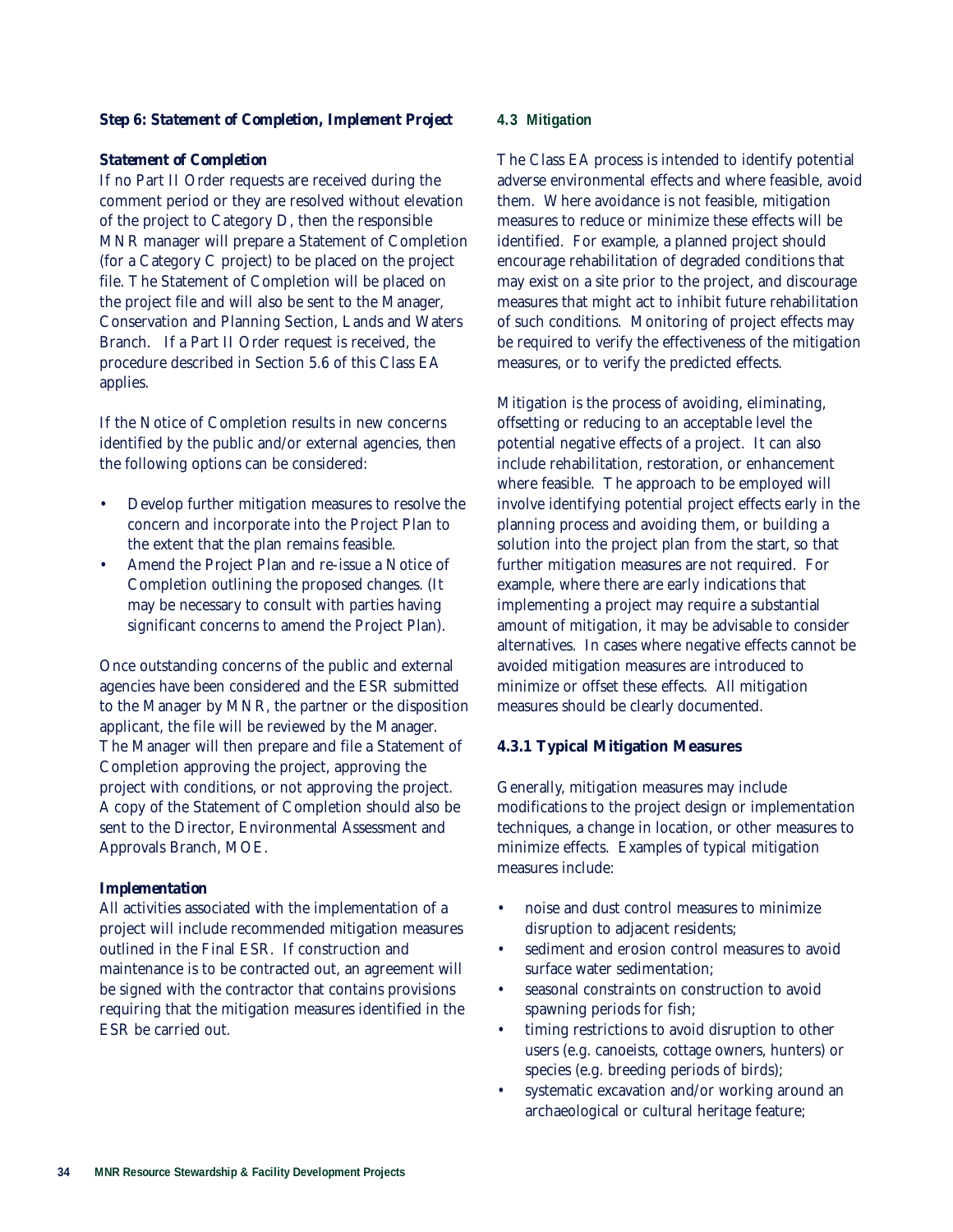**Step 6: Statement of Completion, Implement Project**

**Statement of Completion**

If no Part II Order requests are received during the comment period or they are resolved without elevation of the project to Category D, then the responsible MNR manager will prepare a Statement of Completion (for a Category C project) to be placed on the project file. The Statement of Completion will be placed on the project file and will also be sent to the Manager, Conservation and Planning Section, Lands and Waters Branch. If a Part II Order request is received, the procedure described in Section 5.6 of this Class EA applies.

If the Notice of Completion results in new concerns identified by the public and/or external agencies, then the following options can be considered:

- Develop further mitigation measures to resolve the concern and incorporate into the Project Plan to the extent that the plan remains feasible.
- Amend the Project Plan and re-issue a Notice of Completion outlining the proposed changes. (It may be necessary to consult with parties having significant concerns to amend the Project Plan).

Once outstanding concerns of the public and external agencies have been considered and the ESR submitted to the Manager by MNR, the partner or the disposition applicant, the file will be reviewed by the Manager. The Manager will then prepare and file a Statement of Completion approving the project, approving the project with conditions, or not approving the project. A copy of the Statement of Completion should also be sent to the Director, Environmental Assessment and Approvals Branch, MOE.

**Implementation**

All activities associated with the implementation of a project will include recommended mitigation measures outlined in the Final ESR. If construction and maintenance is to be contracted out, an agreement will be signed with the contractor that contains provisions requiring that the mitigation measures identified in the ESR be carried out.

## 4.3 Mitigation

The Class EA process is intended to identify potential adverse environmental effects and where feasible, avoid them. Where avoidance is not feasible, mitigation measures to reduce or minimize these effects will be identified. For example, a planned project should encourage rehabilitation of degraded conditions that may exist on a site prior to the project, and discourage measures that might act to inhibit future rehabilitation of such conditions. Monitoring of project effects may be required to verify the effectiveness of the mitigation measures, or to verify the predicted effects.

Mitigation is the process of avoiding, eliminating, offsetting or reducing to an acceptable level the potential negative effects of a project. It can also include rehabilitation, restoration, or enhancement where feasible. The approach to be employed will involve identifying potential project effects early in the planning process and avoiding them, or building a solution into the project plan from the start, so that further mitigation measures are not required. For example, where there are early indications that implementing a project may require a substantial amount of mitigation, it may be advisable to consider alternatives. In cases where negative effects cannot be avoided mitigation measures are introduced to minimize or offset these effects. All mitigation measures should be clearly documented.

### 4.3.1 Typical Mitigation Measures

Generally, mitigation measures may include modifications to the project design or implementation techniques, a change in location, or other measures to minimize effects. Examples of typical mitigation measures include:

- noise and dust control measures to minimize disruption to adjacent residents;
- sediment and erosion control measures to avoid surface water sedimentation;
- seasonal constraints on construction to avoid spawning periods for fish;
- timing restrictions to avoid disruption to other users (e.g. canoeists, cottage owners, hunters) or species (e.g. breeding periods of birds);
- systematic excavation and/or working around an archaeological or cultural heritage feature;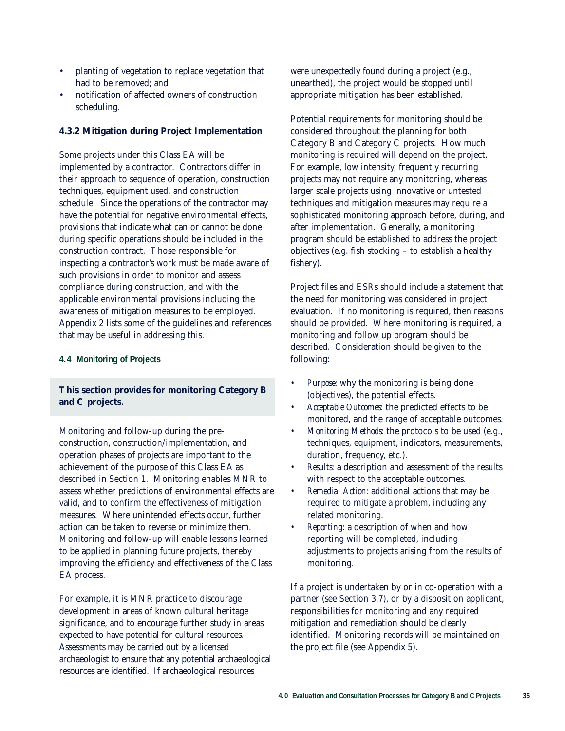- planting of vegetation to replace vegetation that had to be removed; and
- notification of affected owners of construction scheduling.

### 4.3.2 Mitigation during Project Implementation

Some projects under this Class EA will be implemented by a contractor. Contractors differ in their approach to sequence of operation, construction techniques, equipment used, and construction schedule. Since the operations of the contractor may have the potential for negative environmental effects, provisions that indicate what can or cannot be done during specific operations should be included in the construction contract. Those responsible for inspecting a contractor's work must be made aware of such provisions in order to monitor and assess compliance during construction, and with the applicable environmental provisions including the awareness of mitigation measures to be employed. Appendix 2 lists some of the guidelines and references that may be useful in addressing this.

## 4.4 Monitoring of Projects

**This section provides for monitoring Category B and C projects.**

Monitoring and follow-up during the pre-construction, construction/implementation, and operation phases of projects are important to the achievement of the purpose of this Class EA as described in Section 1. Monitoring enables MNR to assess whether predictions of environmental effects are valid, and to confirm the effectiveness of mitigation measures. Where unintended effects occur, further action can be taken to reverse or minimize them. Monitoring and follow-up will enable lessons learned to be applied in planning future projects, thereby improving the efficiency and effectiveness of the Class EA process.

For example, it is MNR practice to discourage development in areas of known cultural heritage significance, and to encourage further study in areas expected to have potential for cultural resources. Assessments may be carried out by a licensed archaeologist to ensure that any potential archaeological resources are identified. If archaeological resources were unexpectedly found during a project (e.g., unearthed), the project would be stopped until appropriate mitigation has been established.

Potential requirements for monitoring should be considered throughout the planning for both Category B and Category C projects. How much monitoring is required will depend on the project. For example, low intensity, frequently recurring projects may not require any monitoring, whereas larger scale projects using innovative or untested techniques and mitigation measures may require a sophisticated monitoring approach before, during, and after implementation. Generally, a monitoring program should be established to address the project objectives (e.g. fish stocking – to establish a healthy fishery).

Project files and ESRs should include a statement that the need for monitoring was considered in project evaluation. If no monitoring is required, then reasons should be provided. Where monitoring is required, a monitoring and follow up program should be described. Consideration should be given to the following:

- *Purpose*: why the monitoring is being done (objectives), the potential effects.
- *Acceptable Outcomes*: the predicted effects to be monitored, and the range of acceptable outcomes.
- *Monitoring Methods*: the protocols to be used (e.g., techniques, equipment, indicators, measurements, duration, frequency, etc.).
- *Results*: a description and assessment of the results with respect to the acceptable outcomes.
- *Remedial Action*: additional actions that may be required to mitigate a problem, including any related monitoring.
- *Reporting*: a description of when and how reporting will be completed, including adjustments to projects arising from the results of monitoring.

If a project is undertaken by or in co-operation with a partner (see Section 3.7), or by a disposition applicant, responsibilities for monitoring and any required mitigation and remediation should be clearly identified. Monitoring records will be maintained on the project file (see Appendix 5).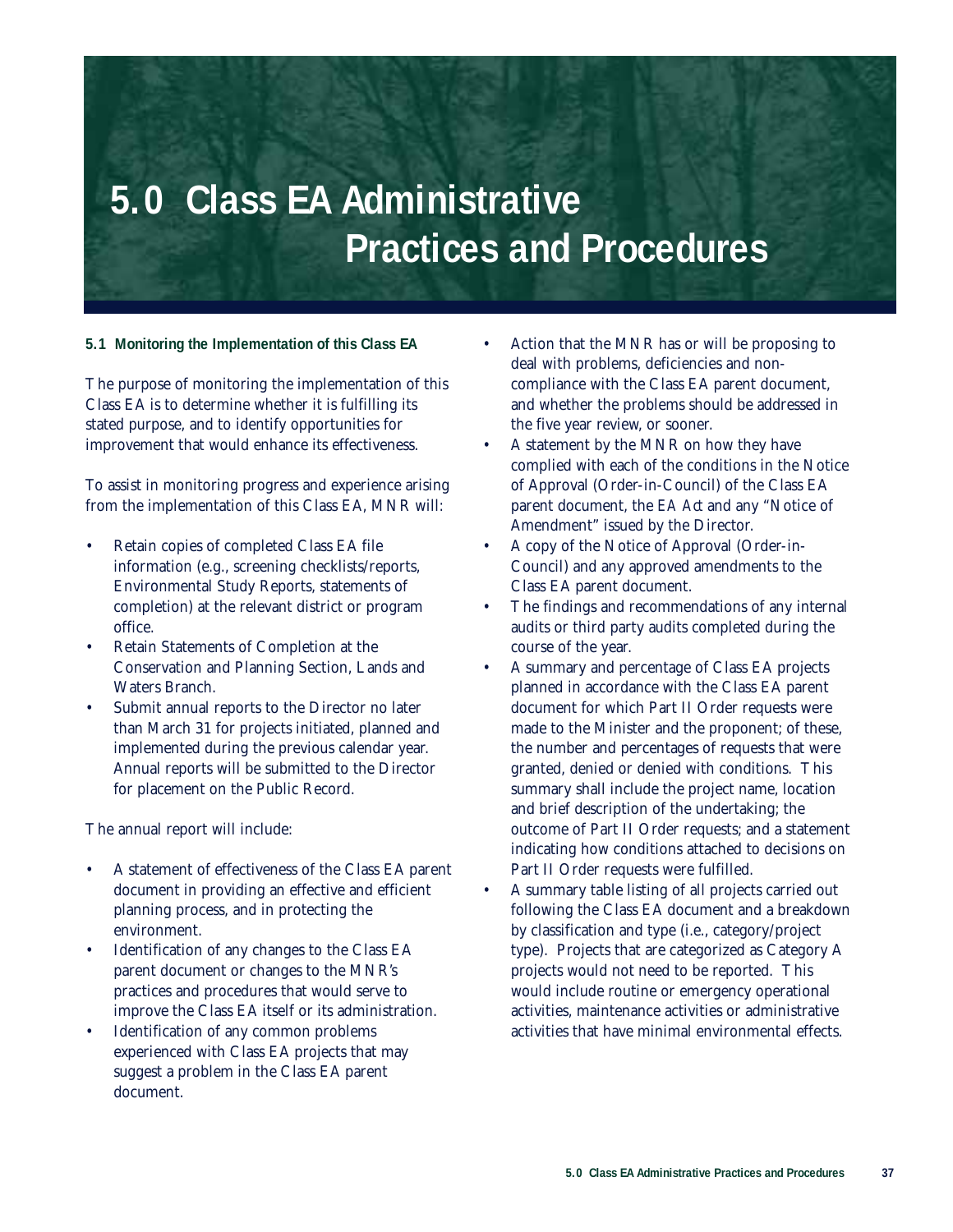# 5.0 Class EA Administrative Practices and Procedures

### 5.1 Monitoring the Implementation of this Class EA

The purpose of monitoring the implementation of this Class EA is to determine whether it is fulfilling its stated purpose, and to identify opportunities for improvement that would enhance its effectiveness.

To assist in monitoring progress and experience arising from the implementation of this Class EA, MNR will:

- Retain copies of completed Class EA file information (e.g., screening checklists/reports, Environmental Study Reports, statements of completion) at the relevant district or program office.
- Retain Statements of Completion at the Conservation and Planning Section, Lands and Waters Branch.
- Submit annual reports to the Director no later than March 31 for projects initiated, planned and implemented during the previous calendar year. Annual reports will be submitted to the Director for placement on the Public Record.

The annual report will include:

- A statement of effectiveness of the Class EA parent document in providing an effective and efficient planning process, and in protecting the environment.
- Identification of any changes to the Class EA parent document or changes to the MNR's practices and procedures that would serve to improve the Class EA itself or its administration.
- Identification of any common problems experienced with Class EA projects that may suggest a problem in the Class EA parent document.
- Action that the MNR has or will be proposing to deal with problems, deficiencies and non-compliance with the Class EA parent document, and whether the problems should be addressed in the five year review, or sooner.
- A statement by the MNR on how they have complied with each of the conditions in the Notice of Approval (Order-in-Council) of the Class EA parent document, the *EA Act* and any "Notice of Amendment" issued by the Director.
- A copy of the Notice of Approval (Order-in-Council) and any approved amendments to the Class EA parent document.
- The findings and recommendations of any internal audits or third party audits completed during the course of the year.
- A summary and percentage of Class EA projects planned in accordance with the Class EA parent document for which Part II Order requests were made to the Minister and the proponent; of these, the number and percentages of requests that were granted, denied or denied with conditions. This summary shall include the project name, location and brief description of the undertaking; the outcome of Part II Order requests; and a statement indicating how conditions attached to decisions on Part II Order requests were fulfilled.
- A summary table listing of all projects carried out following the Class EA document and a breakdown by classification and type (i.e., category/project type). Projects that are categorized as Category A projects would not need to be reported. This would include routine or emergency operational activities, maintenance activities or administrative activities that have minimal environmental effects.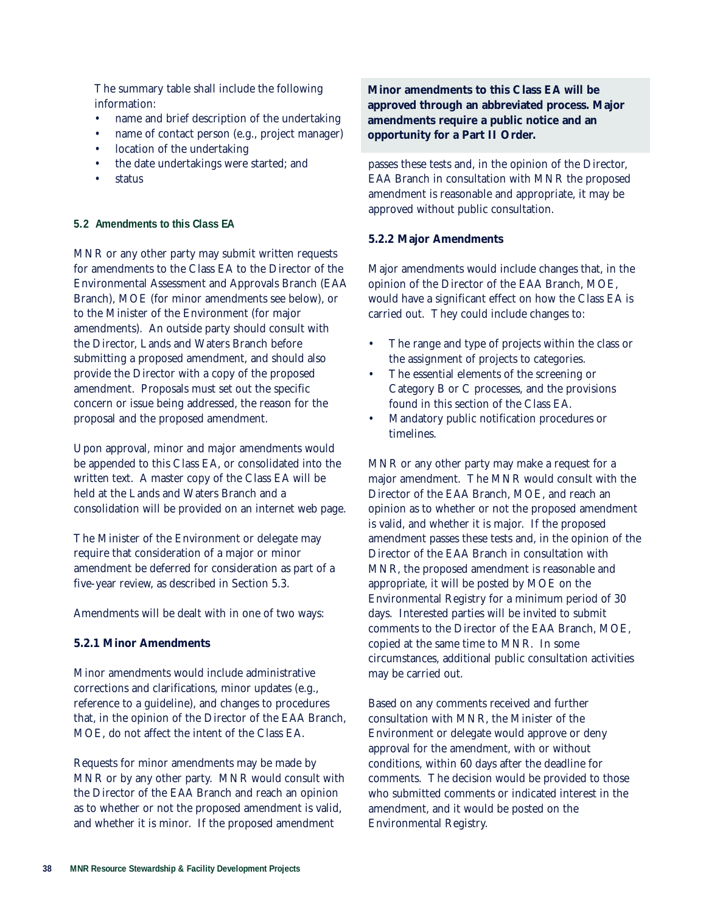The summary table shall include the following information:

- name and brief description of the undertaking
- name of contact person (e.g., project manager)
- location of the undertaking
- the date undertakings were started; and
- status

### 5.2 Amendments to this Class EA

MNR or any other party may submit written requests for amendments to the Class EA to the Director of the Environmental Assessment and Approvals Branch (EAA Branch), MOE (for minor amendments see below), or to the Minister of the Environment (for major amendments). An outside party should consult with the Director, Lands and Waters Branch before submitting a proposed amendment, and should also provide the Director with a copy of the proposed amendment. Proposals must set out the specific concern or issue being addressed, the reason for the proposal and the proposed amendment.

Upon approval, minor and major amendments would be appended to this Class EA, or consolidated into the written text. A master copy of the Class EA will be held at the Lands and Waters Branch and a consolidation will be provided on an internet web page.

The Minister of the Environment or delegate may require that consideration of a major or minor amendment be deferred for consideration as part of a five-year review, as described in Section 5.3.

Amendments will be dealt with in one of two ways:

#### 5.2.1 Minor Amendments

Minor amendments would include administrative corrections and clarifications, minor updates (e.g., reference to a guideline), and changes to procedures that, in the opinion of the Director of the EAA Branch, MOE, do not affect the intent of the Class EA.

Requests for minor amendments may be made by MNR or by any other party. MNR would consult with the Director of the EAA Branch and reach an opinion as to whether or not the proposed amendment is valid, and whether it is minor. If the proposed amendment passes these tests and, in the opinion of the Director, EAA Branch in consultation with MNR the proposed amendment is reasonable and appropriate, it may be approved without public consultation.

**Minor amendments to this Class EA will be approved through an abbreviated process. Major amendments require a public notice and an opportunity for a Part II Order.**

#### 5.2.2 Major Amendments

Major amendments would include changes that, in the opinion of the Director of the EAA Branch, MOE, would have a significant effect on how the Class EA is carried out. They could include changes to:

- The range and type of projects within the class or the assignment of projects to categories.
- The essential elements of the screening or Category B or C processes, and the provisions found in this section of the Class EA.
- Mandatory public notification procedures or timelines.

MNR or any other party may make a request for a major amendment. The MNR would consult with the Director of the EAA Branch, MOE, and reach an opinion as to whether or not the proposed amendment is valid, and whether it is major. If the proposed amendment passes these tests and, in the opinion of the Director of the EAA Branch in consultation with MNR, the proposed amendment is reasonable and appropriate, it will be posted by MOE on the Environmental Registry for a minimum period of 30 days. Interested parties will be invited to submit comments to the Director of the EAA Branch, MOE, copied at the same time to MNR. In some circumstances, additional public consultation activities may be carried out.

Based on any comments received and further consultation with MNR, the Minister of the Environment or delegate would approve or deny approval for the amendment, with or without conditions, within 60 days after the deadline for comments. The decision would be provided to those who submitted comments or indicated interest in the amendment, and it would be posted on the Environmental Registry.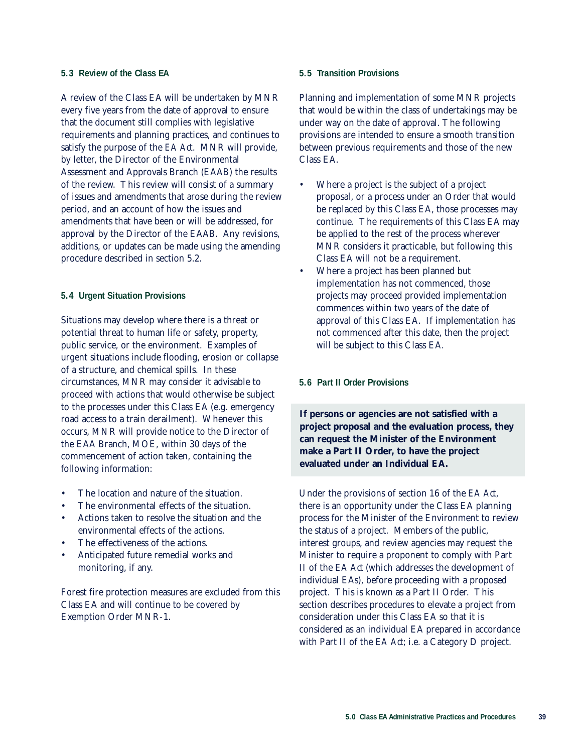### 5.3 Review of the Class EA

A review of the Class EA will be undertaken by MNR every five years from the date of approval to ensure that the document still complies with legislative requirements and planning practices, and continues to satisfy the purpose of the *EA Act*. MNR will provide, by letter, the Director of the Environmental Assessment and Approvals Branch (EAAB) the results of the review. This review will consist of a summary of issues and amendments that arose during the review period, and an account of how the issues and amendments that have been or will be addressed, for approval by the Director of the EAAB. Any revisions, additions, or updates can be made using the amending procedure described in section 5.2.

### 5.4 Urgent Situation Provisions

Situations may develop where there is a threat or potential threat to human life or safety, property, public service, or the environment. Examples of urgent situations include flooding, erosion or collapse of a structure, and chemical spills. In these circumstances, MNR may consider it advisable to proceed with actions that would otherwise be subject to the processes under this Class EA (e.g. emergency road access to a train derailment). Whenever this occurs, MNR will provide notice to the Director of the EAA Branch, MOE, within 30 days of the commencement of action taken, containing the following information:

- The location and nature of the situation.
- The environmental effects of the situation.
- Actions taken to resolve the situation and the environmental effects of the actions.
- The effectiveness of the actions.
- Anticipated future remedial works and monitoring, if any.

Forest fire protection measures are excluded from this Class EA and will continue to be covered by Exemption Order MNR-1.

### 5.5 Transition Provisions

Planning and implementation of some MNR projects that would be within the class of undertakings may be under way on the date of approval. The following provisions are intended to ensure a smooth transition between previous requirements and those of the new Class EA.

- Where a project is the subject of a project proposal, or a process under an Order that would be replaced by this Class EA, those processes may continue. The requirements of this Class EA may be applied to the rest of the process wherever MNR considers it practicable, but following this Class EA will not be a requirement.
- Where a project has been planned but implementation has not commenced, those projects may proceed provided implementation commences within two years of the date of approval of this Class EA. If implementation has not commenced after this date, then the project will be subject to this Class EA.

### 5.6 Part II Order Provisions

**If persons or agencies are not satisfied with a project proposal and the evaluation process, they can request the Minister of the Environment make a Part II Order, to have the project evaluated under an Individual EA.**

Under the provisions of section 16 of the *EA Act*, there is an opportunity under the Class EA planning process for the Minister of the Environment to review the status of a project. Members of the public, interest groups, and review agencies may request the Minister to require a proponent to comply with Part II of the *EA Act* (which addresses the development of individual EAs), before proceeding with a proposed project. This is known as a Part II Order. This section describes procedures to elevate a project from consideration under this Class EA so that it is considered as an individual EA prepared in accordance with Part II of the *EA Act*; i.e. a Category D project.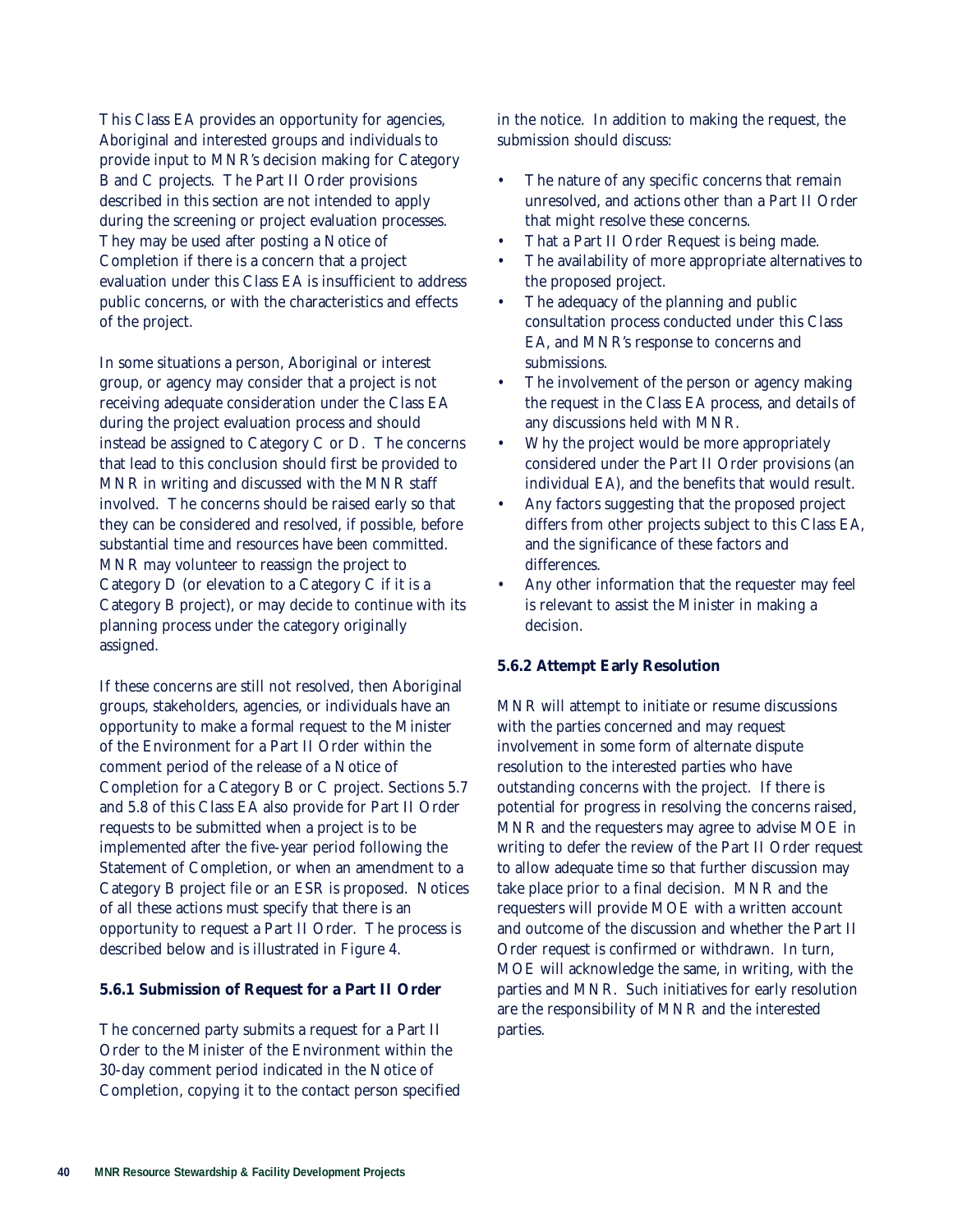This Class EA provides an opportunity for agencies, Aboriginal and interested groups and individuals to provide input to MNR's decision making for Category B and C projects. The Part II Order provisions described in this section are not intended to apply during the screening or project evaluation processes. They may be used after posting a Notice of Completion if there is a concern that a project evaluation under this Class EA is insufficient to address public concerns, or with the characteristics and effects of the project.

In some situations a person, Aboriginal or interest group, or agency may consider that a project is not receiving adequate consideration under the Class EA during the project evaluation process and should instead be assigned to Category C or D. The concerns that lead to this conclusion should first be provided to MNR in writing and discussed with the MNR staff involved. The concerns should be raised early so that they can be considered and resolved, if possible, before substantial time and resources have been committed. MNR may volunteer to reassign the project to Category D (or elevation to a Category C if it is a Category B project), or may decide to continue with its planning process under the category originally assigned.

If these concerns are still not resolved, then Aboriginal groups, stakeholders, agencies, or individuals have an opportunity to make a formal request to the Minister of the Environment for a Part II Order within the comment period of the release of a Notice of Completion for a Category B or C project. Sections 5.7 and 5.8 of this Class EA also provide for Part II Order requests to be submitted when a project is to be implemented after the five-year period following the Statement of Completion, or when an amendment to a Category B project file or an ESR is proposed. Notices of all these actions must specify that there is an opportunity to request a Part II Order. The process is described below and is illustrated in Figure 4.

**5.6.1 Submission of Request for a Part II Order**

The concerned party submits a request for a Part II Order to the Minister of the Environment within the 30-day comment period indicated in the Notice of Completion, copying it to the contact person specified in the notice. In addition to making the request, the submission should discuss:

- The nature of any specific concerns that remain unresolved, and actions other than a Part II Order that might resolve these concerns.
- That a Part II Order Request is being made.
- The availability of more appropriate alternatives to the proposed project.
- The adequacy of the planning and public consultation process conducted under this Class EA, and MNR's response to concerns and submissions.
- The involvement of the person or agency making the request in the Class EA process, and details of any discussions held with MNR.
- Why the project would be more appropriately considered under the Part II Order provisions (an individual EA), and the benefits that would result.
- Any factors suggesting that the proposed project differs from other projects subject to this Class EA, and the significance of these factors and differences.
- Any other information that the requester may feel is relevant to assist the Minister in making a decision.

**5.6.2 Attempt Early Resolution**

MNR will attempt to initiate or resume discussions with the parties concerned and may request involvement in some form of alternate dispute resolution to the interested parties who have outstanding concerns with the project. If there is potential for progress in resolving the concerns raised, MNR and the requesters may agree to advise MOE in writing to defer the review of the Part II Order request to allow adequate time so that further discussion may take place prior to a final decision. MNR and the requesters will provide MOE with a written account and outcome of the discussion and whether the Part II Order request is confirmed or withdrawn. In turn, MOE will acknowledge the same, in writing, with the parties and MNR. Such initiatives for early resolution are the responsibility of MNR and the interested parties.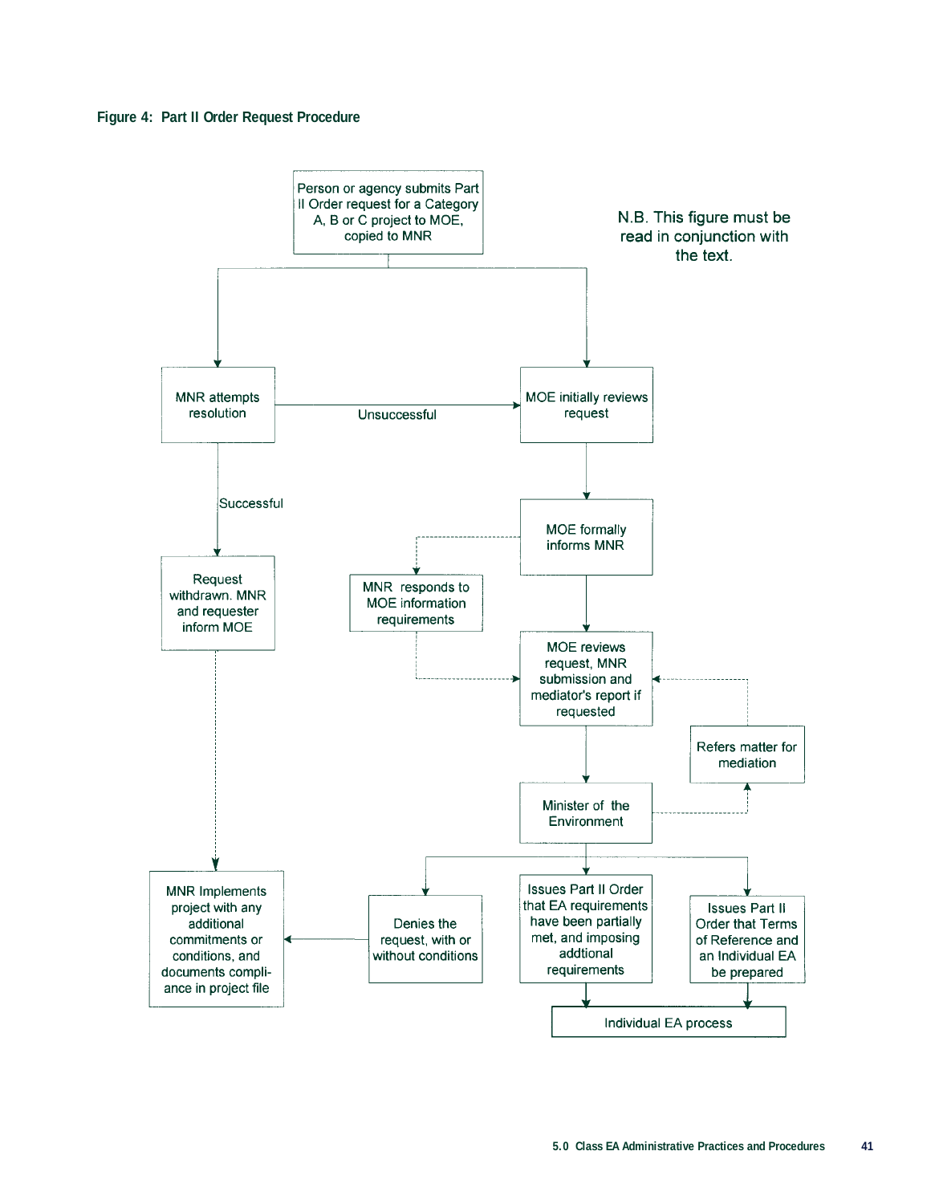**Figure 4: Part II Order Request Procedure**

N.B. This figure must be read in conjunction with the text.

Person or agency submits Part II Order request for a Category A, B or C project to MOE, copied to MNR

MNR attempts resolution

Unsuccessful

MOE initially reviews request

Successful

MOE formally informs MNR

Request withdrawn. MNR and requester inform MOE

MNR responds to MOE information requirements

MOE reviews request, MNR submission and mediator's report if requested

Refers matter for mediation

Minister of the Environment

MNR Implements project with any additional commitments or conditions, and documents compliance in project file

Denies the request, with or without conditions

Issues Part II Order that EA requirements have been partially met, and imposing addtional requirements

Issues Part II Order that Terms of Reference and an Individual EA be prepared

Individual EA process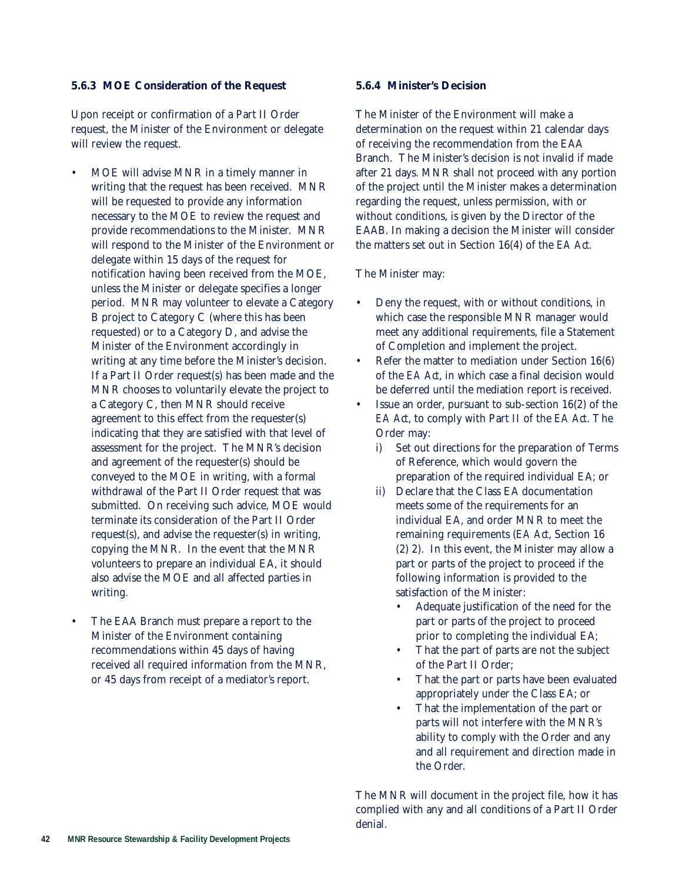### 5.6.3 MOE Consideration of the Request

Upon receipt or confirmation of a Part II Order request, the Minister of the Environment or delegate will review the request.

- MOE will advise MNR in a timely manner in writing that the request has been received. MNR will be requested to provide any information necessary to the MOE to review the request and provide recommendations to the Minister. MNR will respond to the Minister of the Environment or delegate within 15 days of the request for notification having been received from the MOE, unless the Minister or delegate specifies a longer period. MNR may volunteer to elevate a Category B project to Category C (where this has been requested) or to a Category D, and advise the Minister of the Environment accordingly in writing at any time before the Minister's decision. If a Part II Order request(s) has been made and the MNR chooses to voluntarily elevate the project to a Category C, then MNR should receive agreement to this effect from the requester(s) indicating that they are satisfied with that level of assessment for the project. The MNR's decision and agreement of the requester(s) should be conveyed to the MOE in writing, with a formal withdrawal of the Part II Order request that was submitted. On receiving such advice, MOE would terminate its consideration of the Part II Order request(s), and advise the requester(s) in writing, copying the MNR. In the event that the MNR volunteers to prepare an individual EA, it should also advise the MOE and all affected parties in writing.
- The EAA Branch must prepare a report to the Minister of the Environment containing recommendations within 45 days of having received all required information from the MNR, or 45 days from receipt of a mediator's report.

### 5.6.4 Minister's Decision

The Minister of the Environment will make a determination on the request within 21 calendar days of receiving the recommendation from the EAA Branch. The Minister's decision is not invalid if made after 21 days. MNR shall not proceed with any portion of the project until the Minister makes a determination regarding the request, unless permission, with or without conditions, is given by the Director of the EAAB. In making a decision the Minister will consider the matters set out in Section 16(4) of the *EA Act*.

The Minister may:

- Deny the request, with or without conditions, in which case the responsible MNR manager would meet any additional requirements, file a Statement of Completion and implement the project.
- Refer the matter to mediation under Section 16(6) of the *EA Act*, in which case a final decision would be deferred until the mediation report is received.
- Issue an order, pursuant to sub-section 16(2) of the *EA Act*, to comply with Part II of the *EA Act*. The Order may:
  - i) Set out directions for the preparation of Terms of Reference, which would govern the preparation of the required individual EA; or
  - ii) Declare that the Class EA documentation meets some of the requirements for an individual EA, and order MNR to meet the remaining requirements (*EA Act*, Section 16 (2) 2). In this event, the Minister may allow a part or parts of the project to proceed if the following information is provided to the satisfaction of the Minister:
    - Adequate justification of the need for the part or parts of the project to proceed prior to completing the individual EA;
    - That the part of parts are not the subject of the Part II Order;
    - That the part or parts have been evaluated appropriately under the Class EA; or
    - That the implementation of the part or parts will not interfere with the MNR's ability to comply with the Order and any and all requirement and direction made in the Order.

The MNR will document in the project file, how it has complied with any and all conditions of a Part II Order denial.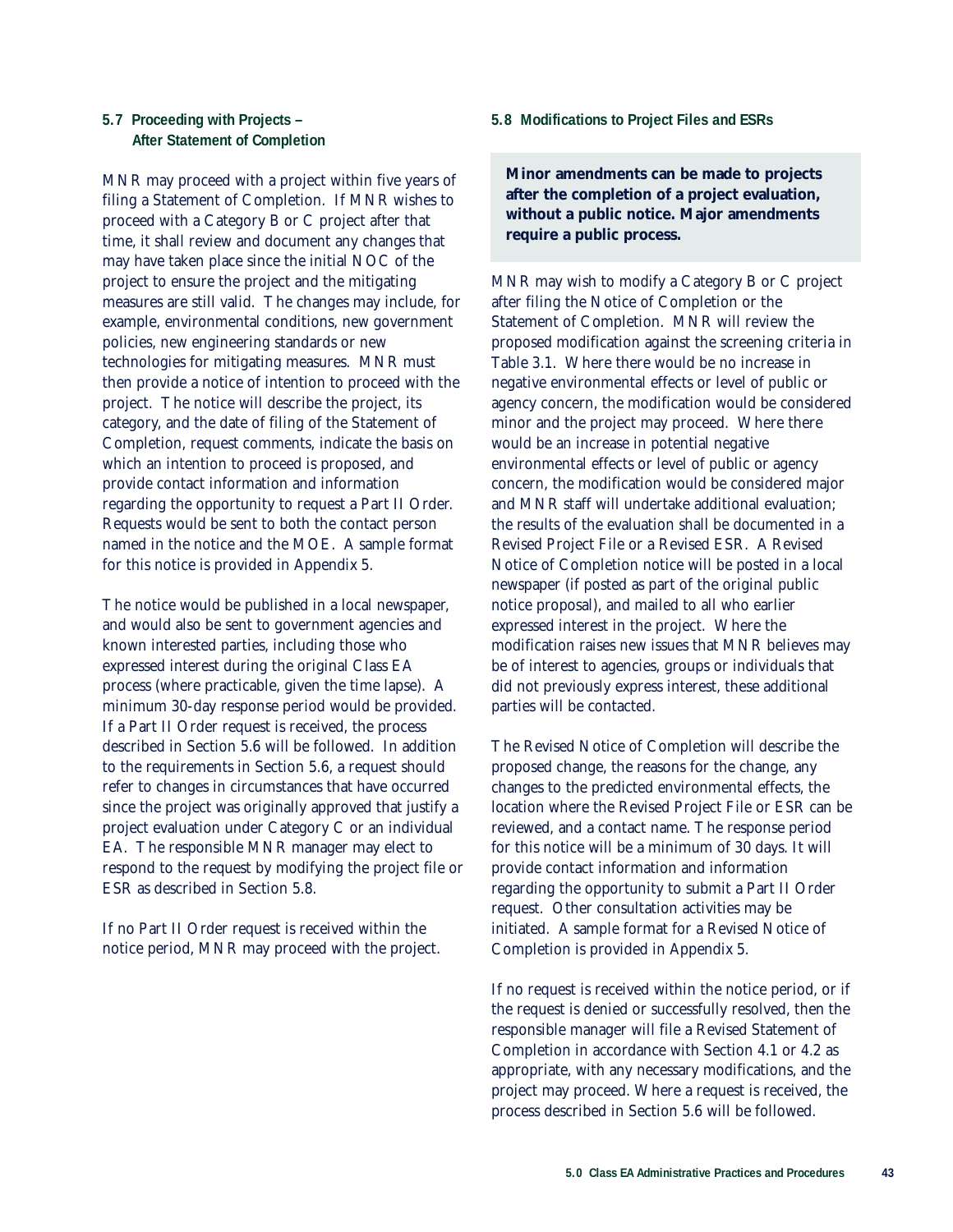### 5.7 Proceeding with Projects – After Statement of Completion

MNR may proceed with a project within five years of filing a Statement of Completion. If MNR wishes to proceed with a Category B or C project after that time, it shall review and document any changes that may have taken place since the initial NOC of the project to ensure the project and the mitigating measures are still valid. The changes may include, for example, environmental conditions, new government policies, new engineering standards or new technologies for mitigating measures. MNR must then provide a notice of intention to proceed with the project. The notice will describe the project, its category, and the date of filing of the Statement of Completion, request comments, indicate the basis on which an intention to proceed is proposed, and provide contact information and information regarding the opportunity to request a Part II Order. Requests would be sent to both the contact person named in the notice and the MOE. A sample format for this notice is provided in Appendix 5.

The notice would be published in a local newspaper, and would also be sent to government agencies and known interested parties, including those who expressed interest during the original Class EA process (where practicable, given the time lapse). A minimum 30-day response period would be provided. If a Part II Order request is received, the process described in Section 5.6 will be followed. In addition to the requirements in Section 5.6, a request should refer to changes in circumstances that have occurred since the project was originally approved that justify a project evaluation under Category C or an individual EA. The responsible MNR manager may elect to respond to the request by modifying the project file or ESR as described in Section 5.8.

If no Part II Order request is received within the notice period, MNR may proceed with the project.

### 5.8 Modifications to Project Files and ESRs

**Minor amendments can be made to projects after the completion of a project evaluation, without a public notice. Major amendments require a public process.**

MNR may wish to modify a Category B or C project after filing the Notice of Completion or the Statement of Completion. MNR will review the proposed modification against the screening criteria in Table 3.1. Where there would be no increase in negative environmental effects or level of public or agency concern, the modification would be considered minor and the project may proceed. Where there would be an increase in potential negative environmental effects or level of public or agency concern, the modification would be considered major and MNR staff will undertake additional evaluation; the results of the evaluation shall be documented in a Revised Project File or a Revised ESR. A Revised Notice of Completion notice will be posted in a local newspaper (if posted as part of the original public notice proposal), and mailed to all who earlier expressed interest in the project. Where the modification raises new issues that MNR believes may be of interest to agencies, groups or individuals that did not previously express interest, these additional parties will be contacted.

The Revised Notice of Completion will describe the proposed change, the reasons for the change, any changes to the predicted environmental effects, the location where the Revised Project File or ESR can be reviewed, and a contact name. The response period for this notice will be a minimum of 30 days. It will provide contact information and information regarding the opportunity to submit a Part II Order request. Other consultation activities may be initiated. A sample format for a Revised Notice of Completion is provided in Appendix 5.

If no request is received within the notice period, or if the request is denied or successfully resolved, then the responsible manager will file a Revised Statement of Completion in accordance with Section 4.1 or 4.2 as appropriate, with any necessary modifications, and the project may proceed. Where a request is received, the process described in Section 5.6 will be followed.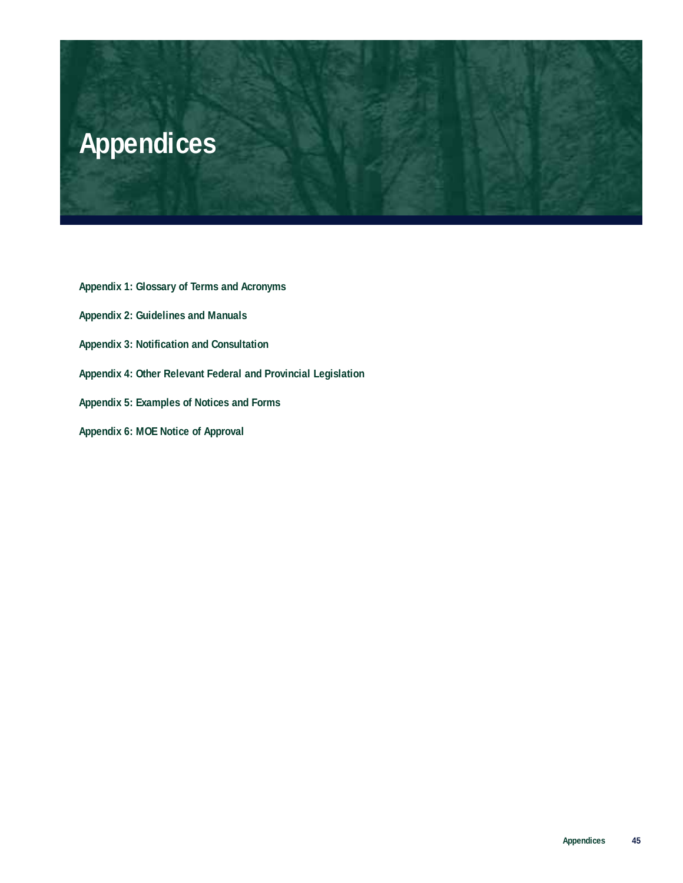# Appendices

**Appendix 1: Glossary of Terms and Acronyms**

**Appendix 2: Guidelines and Manuals**

**Appendix 3: Notification and Consultation**

**Appendix 4: Other Relevant Federal and Provincial Legislation**

**Appendix 5: Examples of Notices and Forms**

**Appendix 6: MOE Notice of Approval**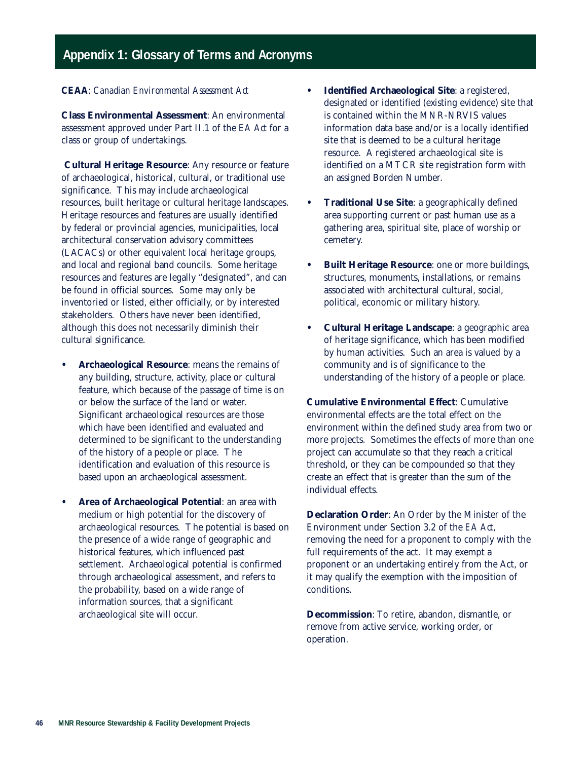## Appendix 1: Glossary of Terms and Acronyms

**CEAA**: *Canadian Environmental Assessment Act*

**Class Environmental Assessment**: An environmental assessment approved under Part II.1 of the *EA Act* for a class or group of undertakings.

**Cultural Heritage Resource**: Any resource or feature of archaeological, historical, cultural, or traditional use significance. This may include archaeological resources, built heritage or cultural heritage landscapes. Heritage resources and features are usually identified by federal or provincial agencies, municipalities, local architectural conservation advisory committees (LACACs) or other equivalent local heritage groups, and local and regional band councils. Some heritage resources and features are legally "designated", and can be found in official sources. Some may only be inventoried or listed, either officially, or by interested stakeholders. Others have never been identified, although this does not necessarily diminish their cultural significance.

- **Archaeological Resource**: means the remains of any building, structure, activity, place or cultural feature, which because of the passage of time is on or below the surface of the land or water. Significant archaeological resources are those which have been identified and evaluated and determined to be significant to the understanding of the history of a people or place. The identification and evaluation of this resource is based upon an archaeological assessment.

- **Area of Archaeological Potential**: an area with medium or high potential for the discovery of archaeological resources. The potential is based on the presence of a wide range of geographic and historical features, which influenced past settlement. Archaeological potential is confirmed through archaeological assessment, and refers to the probability, based on a wide range of information sources, that a significant archaeological site will occur.

- **Identified Archaeological Site**: a registered, designated or identified (existing evidence) site that is contained within the MNR-NRVIS values information data base and/or is a locally identified site that is deemed to be a cultural heritage resource. A registered archaeological site is identified on a MTCR site registration form with an assigned Borden Number.

- **Traditional Use Site**: a geographically defined area supporting current or past human use as a gathering area, spiritual site, place of worship or cemetery.

- **Built Heritage Resource**: one or more buildings, structures, monuments, installations, or remains associated with architectural cultural, social, political, economic or military history.

- **Cultural Heritage Landscape**: a geographic area of heritage significance, which has been modified by human activities. Such an area is valued by a community and is of significance to the understanding of the history of a people or place.

**Cumulative Environmental Effect**: Cumulative environmental effects are the total effect on the environment within the defined study area from two or more projects. Sometimes the effects of more than one project can accumulate so that they reach a critical threshold, or they can be compounded so that they create an effect that is greater than the sum of the individual effects.

**Declaration Order**: An Order by the Minister of the Environment under Section 3.2 of the *EA Act*, removing the need for a proponent to comply with the full requirements of the act. It may exempt a proponent or an undertaking entirely from the Act, or it may qualify the exemption with the imposition of conditions.

**Decommission**: To retire, abandon, dismantle, or remove from active service, working order, or operation.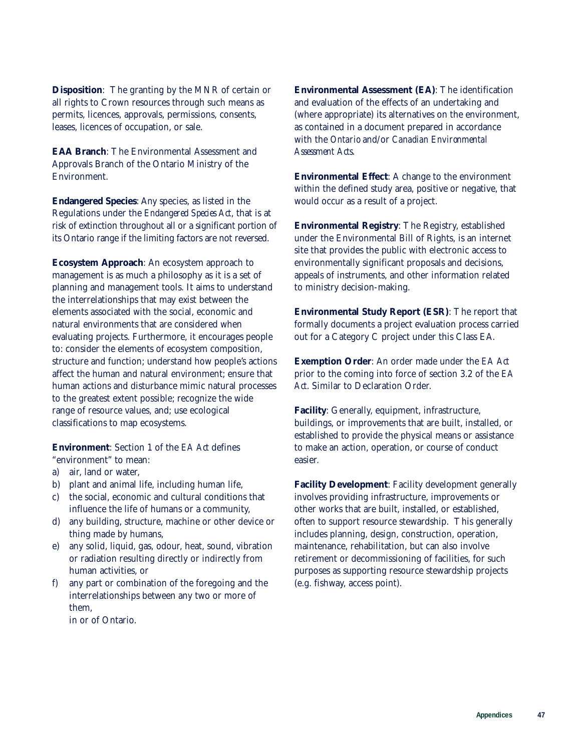**Disposition**: The granting by the MNR of certain or all rights to Crown resources through such means as permits, licences, approvals, permissions, consents, leases, licences of occupation, or sale.

**EAA Branch**: The Environmental Assessment and Approvals Branch of the Ontario Ministry of the Environment.

**Endangered Species**: Any species, as listed in the Regulations under the *Endangered Species Act*, that is at risk of extinction throughout all or a significant portion of its Ontario range if the limiting factors are not reversed.

**Ecosystem Approach**: An ecosystem approach to management is as much a philosophy as it is a set of planning and management tools. It aims to understand the interrelationships that may exist between the elements associated with the social, economic and natural environments that are considered when evaluating projects. Furthermore, it encourages people to: consider the elements of ecosystem composition, structure and function; understand how people's actions affect the human and natural environment; ensure that human actions and disturbance mimic natural processes to the greatest extent possible; recognize the wide range of resource values, and; use ecological classifications to map ecosystems.

**Environment**: Section 1 of the *EA Act* defines "environment" to mean:

a) air, land or water,
b) plant and animal life, including human life,
c) the social, economic and cultural conditions that influence the life of humans or a community,
d) any building, structure, machine or other device or thing made by humans,
e) any solid, liquid, gas, odour, heat, sound, vibration or radiation resulting directly or indirectly from human activities, or
f) any part or combination of the foregoing and the interrelationships between any two or more of them,

in or of Ontario.

**Environmental Assessment (EA)**: The identification and evaluation of the effects of an undertaking and (where appropriate) its alternatives on the environment, as contained in a document prepared in accordance with the *Ontario* and/or *Canadian Environmental Assessment Acts*.

**Environmental Effect**: A change to the environment within the defined study area, positive or negative, that would occur as a result of a project.

**Environmental Registry**: The Registry, established under the Environmental Bill of Rights, is an internet site that provides the public with electronic access to environmentally significant proposals and decisions, appeals of instruments, and other information related to ministry decision-making.

**Environmental Study Report (ESR)**: The report that formally documents a project evaluation process carried out for a Category C project under this Class EA.

**Exemption Order**: An order made under the *EA Act* prior to the coming into force of section 3.2 of the *EA Act*. Similar to Declaration Order.

**Facility**: Generally, equipment, infrastructure, buildings, or improvements that are built, installed, or established to provide the physical means or assistance to make an action, operation, or course of conduct easier.

**Facility Development**: Facility development generally involves providing infrastructure, improvements or other works that are built, installed, or established, often to support resource stewardship. This generally includes planning, design, construction, operation, maintenance, rehabilitation, but can also involve retirement or decommissioning of facilities, for such purposes as supporting resource stewardship projects (e.g. fishway, access point).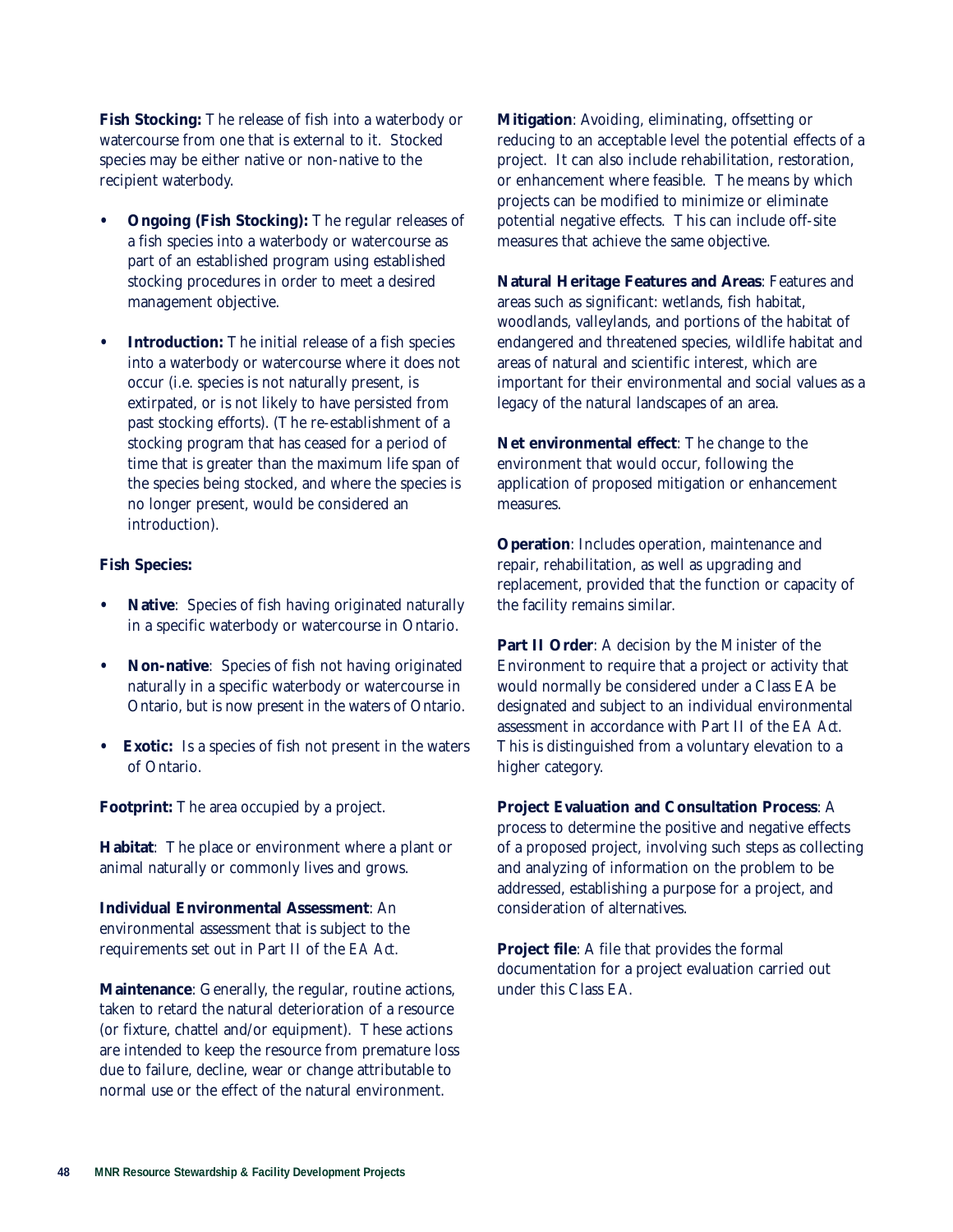**Fish Stocking:** The release of fish into a waterbody or watercourse from one that is external to it. Stocked species may be either native or non-native to the recipient waterbody.

- **Ongoing (Fish Stocking):** The regular releases of a fish species into a waterbody or watercourse as part of an established program using established stocking procedures in order to meet a desired management objective.
- **Introduction:** The initial release of a fish species into a waterbody or watercourse where it does not occur (i.e. species is not naturally present, is extirpated, or is not likely to have persisted from past stocking efforts). (The re-establishment of a stocking program that has ceased for a period of time that is greater than the maximum life span of the species being stocked, and where the species is no longer present, would be considered an introduction).

**Fish Species:**

- **Native**: Species of fish having originated naturally in a specific waterbody or watercourse in Ontario.
- **Non-native**: Species of fish not having originated naturally in a specific waterbody or watercourse in Ontario, but is now present in the waters of Ontario.
- **Exotic:** Is a species of fish not present in the waters of Ontario.

**Footprint:** The area occupied by a project.

**Habitat**: The place or environment where a plant or animal naturally or commonly lives and grows.

**Individual Environmental Assessment**: An environmental assessment that is subject to the requirements set out in Part II of the *EA Act*.

**Maintenance**: Generally, the regular, routine actions, taken to retard the natural deterioration of a resource (or fixture, chattel and/or equipment). These actions are intended to keep the resource from premature loss due to failure, decline, wear or change attributable to normal use or the effect of the natural environment.

**Mitigation**: Avoiding, eliminating, offsetting or reducing to an acceptable level the potential effects of a project. It can also include rehabilitation, restoration, or enhancement where feasible. The means by which projects can be modified to minimize or eliminate potential negative effects. This can include off-site measures that achieve the same objective.

**Natural Heritage Features and Areas**: Features and areas such as significant: wetlands, fish habitat, woodlands, valleylands, and portions of the habitat of endangered and threatened species, wildlife habitat and areas of natural and scientific interest, which are important for their environmental and social values as a legacy of the natural landscapes of an area.

**Net environmental effect**: The change to the environment that would occur, following the application of proposed mitigation or enhancement measures.

**Operation**: Includes operation, maintenance and repair, rehabilitation, as well as upgrading and replacement, provided that the function or capacity of the facility remains similar.

**Part II Order**: A decision by the Minister of the Environment to require that a project or activity that would normally be considered under a Class EA be designated and subject to an individual environmental assessment in accordance with Part II of the *EA Act*. This is distinguished from a voluntary elevation to a higher category.

**Project Evaluation and Consultation Process**: A process to determine the positive and negative effects of a proposed project, involving such steps as collecting and analyzing of information on the problem to be addressed, establishing a purpose for a project, and consideration of alternatives.

**Project file**: A file that provides the formal documentation for a project evaluation carried out under this Class EA.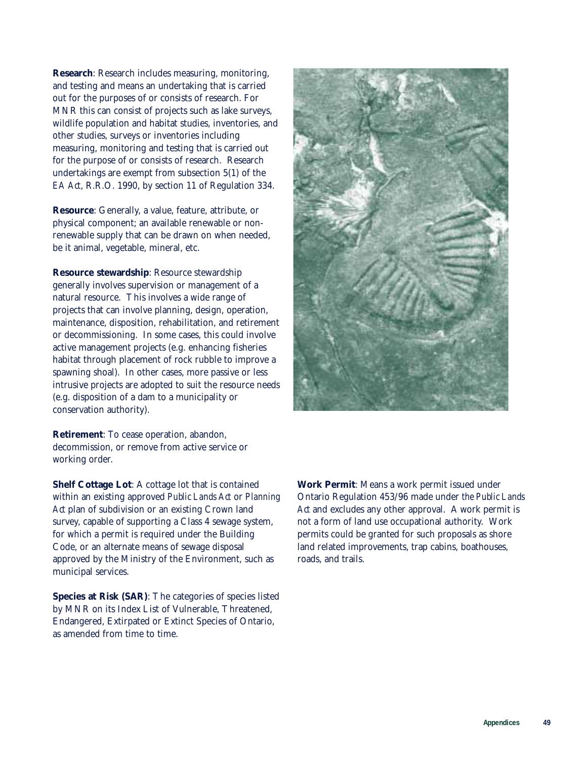**Research**: Research includes measuring, monitoring, and testing and means an undertaking that is carried out for the purposes of or consists of research. For MNR this can consist of projects such as lake surveys, wildlife population and habitat studies, inventories, and other studies, surveys or inventories including measuring, monitoring and testing that is carried out for the purpose of or consists of research. Research undertakings are exempt from subsection 5(1) of the *EA Act*, R.R.O. 1990, by section 11 of Regulation 334.

**Resource**: Generally, a value, feature, attribute, or physical component; an available renewable or non-renewable supply that can be drawn on when needed, be it animal, vegetable, mineral, etc.

**Resource stewardship**: Resource stewardship generally involves supervision or management of a natural resource. This involves a wide range of projects that can involve planning, design, operation, maintenance, disposition, rehabilitation, and retirement or decommissioning. In some cases, this could involve active management projects (e.g. enhancing fisheries habitat through placement of rock rubble to improve a spawning shoal). In other cases, more passive or less intrusive projects are adopted to suit the resource needs (e.g. disposition of a dam to a municipality or conservation authority).

**Retirement**: To cease operation, abandon, decommission, or remove from active service or working order.

**Shelf Cottage Lot**: A cottage lot that is contained within an existing approved *Public Lands Act* or *Planning Act* plan of subdivision or an existing Crown land survey, capable of supporting a Class 4 sewage system, for which a permit is required under the Building Code, or an alternate means of sewage disposal approved by the Ministry of the Environment, such as municipal services.

**Species at Risk (SAR)**: The categories of species listed by MNR on its Index List of Vulnerable, Threatened, Endangered, Extirpated or Extinct Species of Ontario, as amended from time to time.

**Work Permit**: Means a work permit issued under Ontario Regulation 453/96 made under *the Public Lands Act* and excludes any other approval. A work permit is not a form of land use occupational authority. Work permits could be granted for such proposals as shore land related improvements, trap cabins, boathouses, roads, and trails.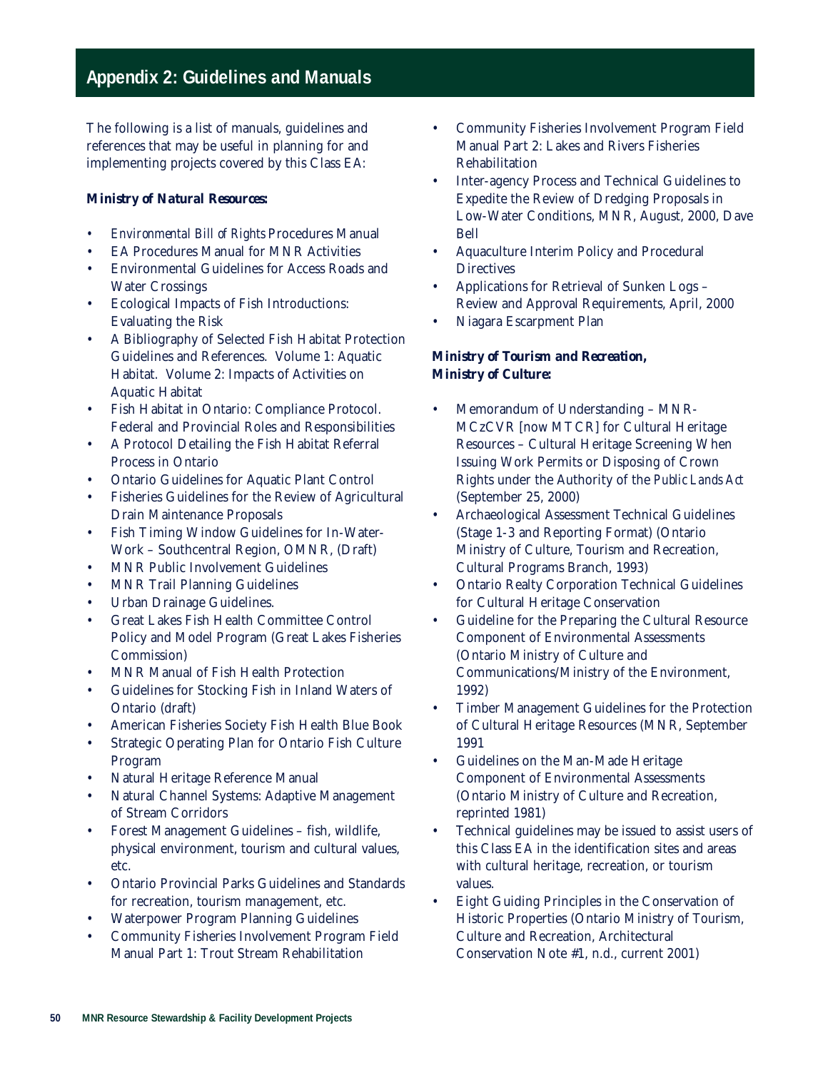## Appendix 2: Guidelines and Manuals

The following is a list of manuals, guidelines and references that may be useful in planning for and implementing projects covered by this Class EA:

**Ministry of Natural Resources:**

- *Environmental Bill of Rights* Procedures Manual
- EA Procedures Manual for MNR Activities
- Environmental Guidelines for Access Roads and Water Crossings
- Ecological Impacts of Fish Introductions: Evaluating the Risk
- A Bibliography of Selected Fish Habitat Protection Guidelines and References. Volume 1: Aquatic Habitat. Volume 2: Impacts of Activities on Aquatic Habitat
- Fish Habitat in Ontario: Compliance Protocol. Federal and Provincial Roles and Responsibilities
- A Protocol Detailing the Fish Habitat Referral Process in Ontario
- Ontario Guidelines for Aquatic Plant Control
- Fisheries Guidelines for the Review of Agricultural Drain Maintenance Proposals
- Fish Timing Window Guidelines for In-Water-Work – Southcentral Region, OMNR, (Draft)
- MNR Public Involvement Guidelines
- MNR Trail Planning Guidelines
- Urban Drainage Guidelines.
- Great Lakes Fish Health Committee Control Policy and Model Program (Great Lakes Fisheries Commission)
- MNR Manual of Fish Health Protection
- Guidelines for Stocking Fish in Inland Waters of Ontario (draft)
- American Fisheries Society Fish Health Blue Book
- Strategic Operating Plan for Ontario Fish Culture Program
- Natural Heritage Reference Manual
- Natural Channel Systems: Adaptive Management of Stream Corridors
- Forest Management Guidelines – fish, wildlife, physical environment, tourism and cultural values, etc.
- Ontario Provincial Parks Guidelines and Standards for recreation, tourism management, etc.
- Waterpower Program Planning Guidelines
- Community Fisheries Involvement Program Field Manual Part 1: Trout Stream Rehabilitation
- Community Fisheries Involvement Program Field Manual Part 2: Lakes and Rivers Fisheries Rehabilitation
- Inter-agency Process and Technical Guidelines to Expedite the Review of Dredging Proposals in Low-Water Conditions, MNR, August, 2000, Dave Bell
- Aquaculture Interim Policy and Procedural Directives
- Applications for Retrieval of Sunken Logs – Review and Approval Requirements, April, 2000
- Niagara Escarpment Plan

**Ministry of Tourism and Recreation, Ministry of Culture:**

- Memorandum of Understanding – MNR-MCzCVR [now MTCR] for Cultural Heritage Resources – Cultural Heritage Screening When Issuing Work Permits or Disposing of Crown Rights under the Authority of the *Public Lands Act* (September 25, 2000)
- Archaeological Assessment Technical Guidelines (Stage 1-3 and Reporting Format) (Ontario Ministry of Culture, Tourism and Recreation, Cultural Programs Branch, 1993)
- Ontario Realty Corporation Technical Guidelines for Cultural Heritage Conservation
- Guideline for the Preparing the Cultural Resource Component of Environmental Assessments (Ontario Ministry of Culture and Communications/Ministry of the Environment, 1992)
- Timber Management Guidelines for the Protection of Cultural Heritage Resources (MNR, September 1991
- Guidelines on the Man-Made Heritage Component of Environmental Assessments (Ontario Ministry of Culture and Recreation, reprinted 1981)
- Technical guidelines may be issued to assist users of this Class EA in the identification sites and areas with cultural heritage, recreation, or tourism values.
- Eight Guiding Principles in the Conservation of Historic Properties (Ontario Ministry of Tourism, Culture and Recreation, Architectural Conservation Note #1, n.d., current 2001)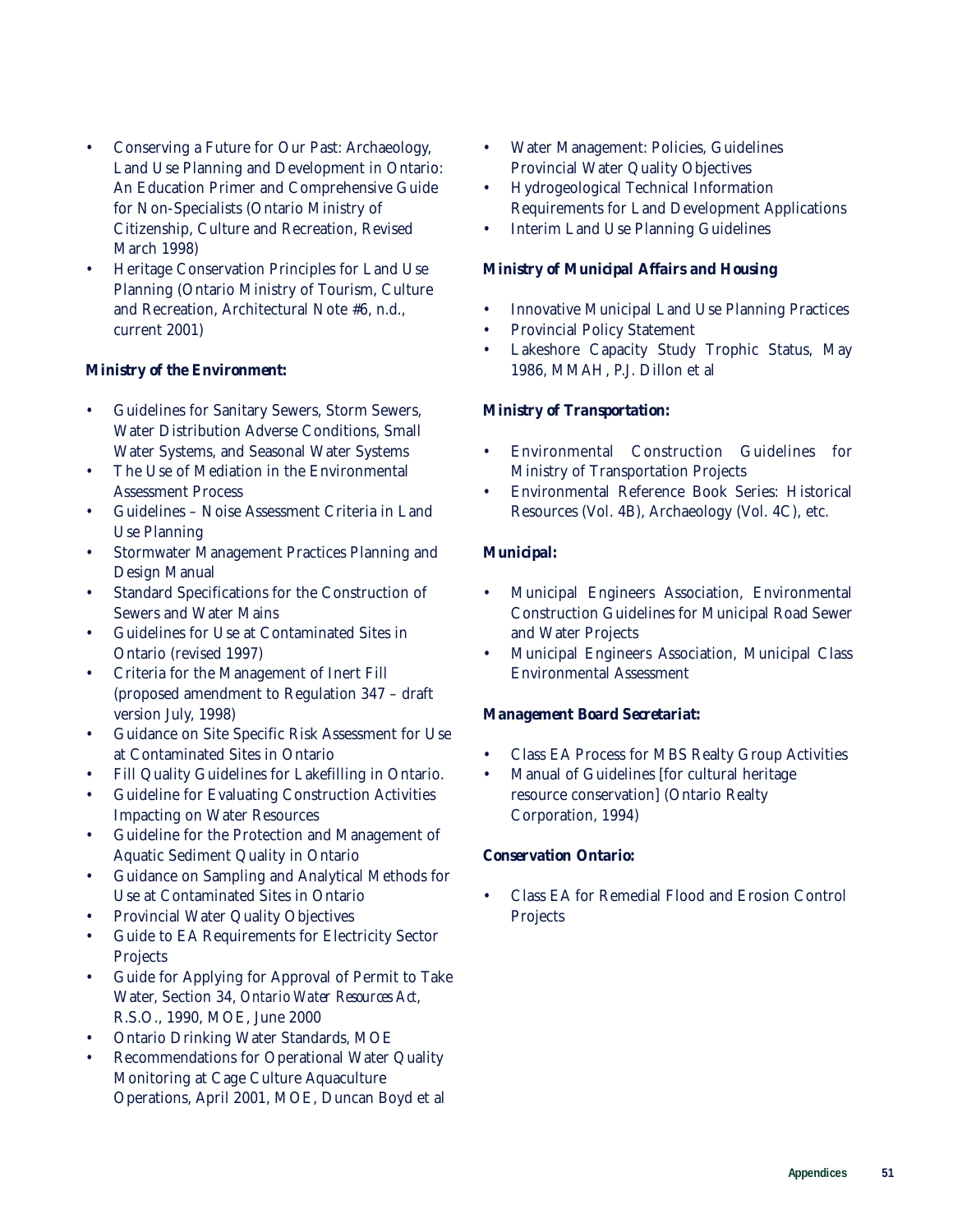- Conserving a Future for Our Past: Archaeology, Land Use Planning and Development in Ontario: An Education Primer and Comprehensive Guide for Non-Specialists (Ontario Ministry of Citizenship, Culture and Recreation, Revised March 1998)
- Heritage Conservation Principles for Land Use Planning (Ontario Ministry of Tourism, Culture and Recreation, Architectural Note #6, n.d., current 2001)

**Ministry of the Environment:**

- Guidelines for Sanitary Sewers, Storm Sewers, Water Distribution Adverse Conditions, Small Water Systems, and Seasonal Water Systems
- The Use of Mediation in the Environmental Assessment Process
- Guidelines – Noise Assessment Criteria in Land Use Planning
- Stormwater Management Practices Planning and Design Manual
- Standard Specifications for the Construction of Sewers and Water Mains
- Guidelines for Use at Contaminated Sites in Ontario (revised 1997)
- Criteria for the Management of Inert Fill (proposed amendment to Regulation 347 – draft version July, 1998)
- Guidance on Site Specific Risk Assessment for Use at Contaminated Sites in Ontario
- Fill Quality Guidelines for Lakefilling in Ontario.
- Guideline for Evaluating Construction Activities Impacting on Water Resources
- Guideline for the Protection and Management of Aquatic Sediment Quality in Ontario
- Guidance on Sampling and Analytical Methods for Use at Contaminated Sites in Ontario
- Provincial Water Quality Objectives
- Guide to EA Requirements for Electricity Sector Projects
- Guide for Applying for Approval of Permit to Take Water, Section 34, *Ontario Water Resources Act*, R.S.O., 1990, MOE, June 2000
- Ontario Drinking Water Standards, MOE
- Recommendations for Operational Water Quality Monitoring at Cage Culture Aquaculture Operations, April 2001, MOE, Duncan Boyd et al
- Water Management: Policies, Guidelines Provincial Water Quality Objectives
- Hydrogeological Technical Information Requirements for Land Development Applications
- Interim Land Use Planning Guidelines

**Ministry of Municipal Affairs and Housing**

- Innovative Municipal Land Use Planning Practices
- Provincial Policy Statement
- Lakeshore Capacity Study Trophic Status, May 1986, MMAH, P.J. Dillon et al

**Ministry of Transportation:**

- Environmental Construction Guidelines for Ministry of Transportation Projects
- Environmental Reference Book Series: Historical Resources (Vol. 4B), Archaeology (Vol. 4C), etc.

**Municipal:**

- Municipal Engineers Association, Environmental Construction Guidelines for Municipal Road Sewer and Water Projects
- Municipal Engineers Association, Municipal Class Environmental Assessment

**Management Board Secretariat:**

- Class EA Process for MBS Realty Group Activities
- Manual of Guidelines [for cultural heritage resource conservation] (Ontario Realty Corporation, 1994)

**Conservation Ontario:**

- Class EA for Remedial Flood and Erosion Control Projects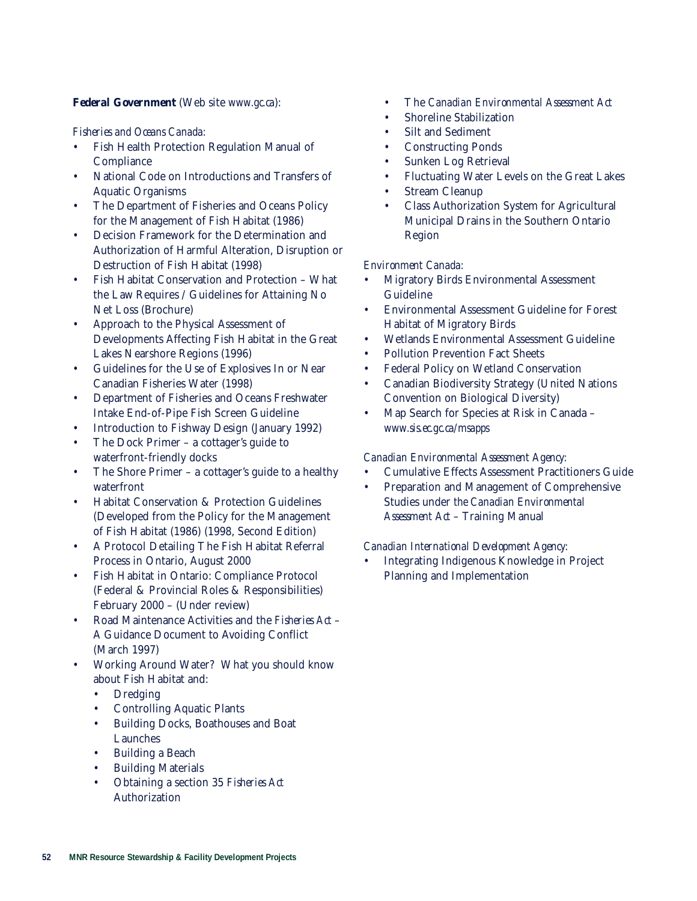**Federal Government** (Web site *www.gc.ca*):

*Fisheries and Oceans Canada:*

- Fish Health Protection Regulation Manual of Compliance
- National Code on Introductions and Transfers of Aquatic Organisms
- The Department of Fisheries and Oceans Policy for the Management of Fish Habitat (1986)
- Decision Framework for the Determination and Authorization of Harmful Alteration, Disruption or Destruction of Fish Habitat (1998)
- Fish Habitat Conservation and Protection – What the Law Requires / Guidelines for Attaining No Net Loss (Brochure)
- Approach to the Physical Assessment of Developments Affecting Fish Habitat in the Great Lakes Nearshore Regions (1996)
- Guidelines for the Use of Explosives In or Near Canadian Fisheries Water (1998)
- Department of Fisheries and Oceans Freshwater Intake End-of-Pipe Fish Screen Guideline
- Introduction to Fishway Design (January 1992)
- The Dock Primer – a cottager's guide to waterfront-friendly docks
- The Shore Primer – a cottager's guide to a healthy waterfront
- Habitat Conservation & Protection Guidelines (Developed from the Policy for the Management of Fish Habitat (1986) (1998, Second Edition)
- A Protocol Detailing The Fish Habitat Referral Process in Ontario, August 2000
- Fish Habitat in Ontario: Compliance Protocol (Federal & Provincial Roles & Responsibilities) February 2000 – (Under review)
- Road Maintenance Activities and the *Fisheries Act* – A Guidance Document to Avoiding Conflict (March 1997)
- Working Around Water? What you should know about Fish Habitat and:
  - Dredging
  - Controlling Aquatic Plants
  - Building Docks, Boathouses and Boat Launches
  - Building a Beach
  - Building Materials
  - Obtaining a section 35 *Fisheries Act* Authorization
  - The *Canadian Environmental Assessment Act*
  - Shoreline Stabilization
  - Silt and Sediment
  - Constructing Ponds
  - Sunken Log Retrieval
  - Fluctuating Water Levels on the Great Lakes
  - Stream Cleanup
  - Class Authorization System for Agricultural Municipal Drains in the Southern Ontario Region

*Environment Canada:*

- Migratory Birds Environmental Assessment Guideline
- Environmental Assessment Guideline for Forest Habitat of Migratory Birds
- Wetlands Environmental Assessment Guideline
- Pollution Prevention Fact Sheets
- Federal Policy on Wetland Conservation
- Canadian Biodiversity Strategy (United Nations Convention on Biological Diversity)
- Map Search for Species at Risk in Canada – *www.sis.ec.gc.ca/msapps*

*Canadian Environmental Assessment Agency:*

- Cumulative Effects Assessment Practitioners Guide
- Preparation and Management of Comprehensive Studies under the *Canadian Environmental Assessment Act* – Training Manual

*Canadian International Development Agency:*

- Integrating Indigenous Knowledge in Project Planning and Implementation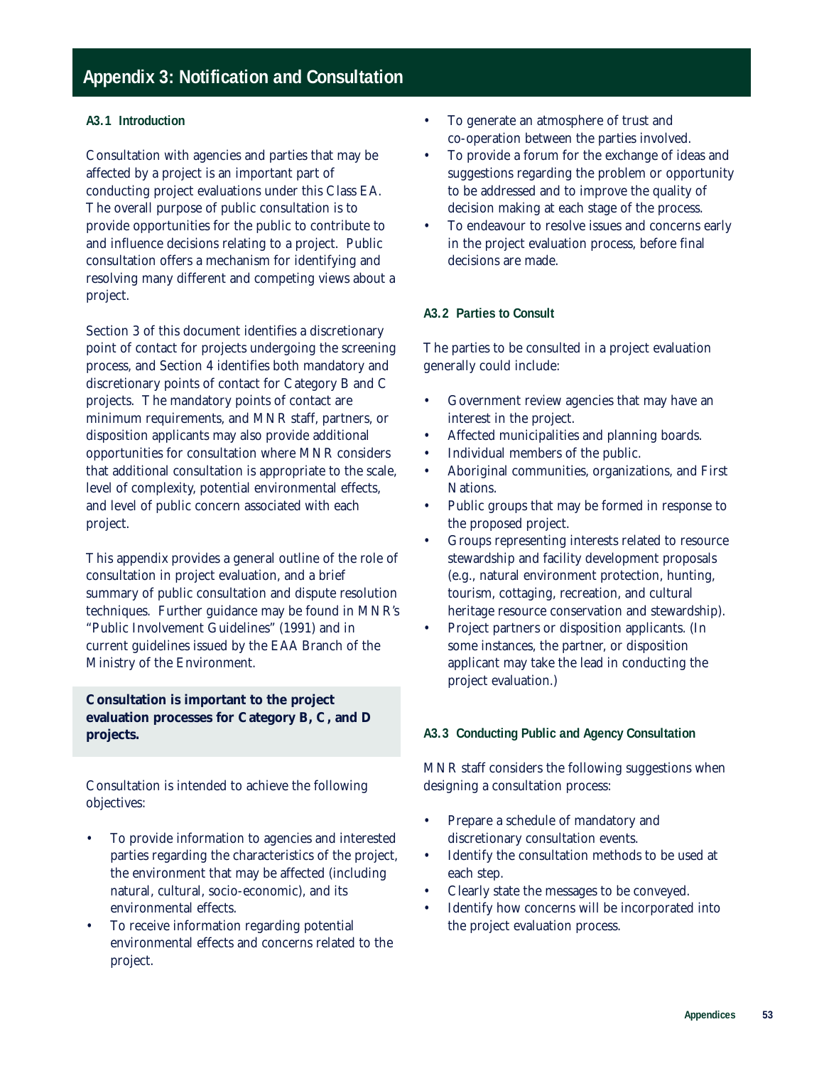# Appendix 3: Notification and Consultation

### A3.1 Introduction

Consultation with agencies and parties that may be affected by a project is an important part of conducting project evaluations under this Class EA. The overall purpose of public consultation is to provide opportunities for the public to contribute to and influence decisions relating to a project. Public consultation offers a mechanism for identifying and resolving many different and competing views about a project.

Section 3 of this document identifies a discretionary point of contact for projects undergoing the screening process, and Section 4 identifies both mandatory and discretionary points of contact for Category B and C projects. The mandatory points of contact are minimum requirements, and MNR staff, partners, or disposition applicants may also provide additional opportunities for consultation where MNR considers that additional consultation is appropriate to the scale, level of complexity, potential environmental effects, and level of public concern associated with each project.

This appendix provides a general outline of the role of consultation in project evaluation, and a brief summary of public consultation and dispute resolution techniques. Further guidance may be found in MNR's "Public Involvement Guidelines" (1991) and in current guidelines issued by the EAA Branch of the Ministry of the Environment.

**Consultation is important to the project evaluation processes for Category B, C, and D projects.**

Consultation is intended to achieve the following objectives:

- To provide information to agencies and interested parties regarding the characteristics of the project, the environment that may be affected (including natural, cultural, socio-economic), and its environmental effects.
- To receive information regarding potential environmental effects and concerns related to the project.
- To generate an atmosphere of trust and co-operation between the parties involved.
- To provide a forum for the exchange of ideas and suggestions regarding the problem or opportunity to be addressed and to improve the quality of decision making at each stage of the process.
- To endeavour to resolve issues and concerns early in the project evaluation process, before final decisions are made.

### A3.2 Parties to Consult

The parties to be consulted in a project evaluation generally could include:

- Government review agencies that may have an interest in the project.
- Affected municipalities and planning boards.
- Individual members of the public.
- Aboriginal communities, organizations, and First Nations.
- Public groups that may be formed in response to the proposed project.
- Groups representing interests related to resource stewardship and facility development proposals (e.g., natural environment protection, hunting, tourism, cottaging, recreation, and cultural heritage resource conservation and stewardship).
- Project partners or disposition applicants. (In some instances, the partner, or disposition applicant may take the lead in conducting the project evaluation.)

### A3.3 Conducting Public and Agency Consultation

MNR staff considers the following suggestions when designing a consultation process:

- Prepare a schedule of mandatory and discretionary consultation events.
- Identify the consultation methods to be used at each step.
- Clearly state the messages to be conveyed.
- Identify how concerns will be incorporated into the project evaluation process.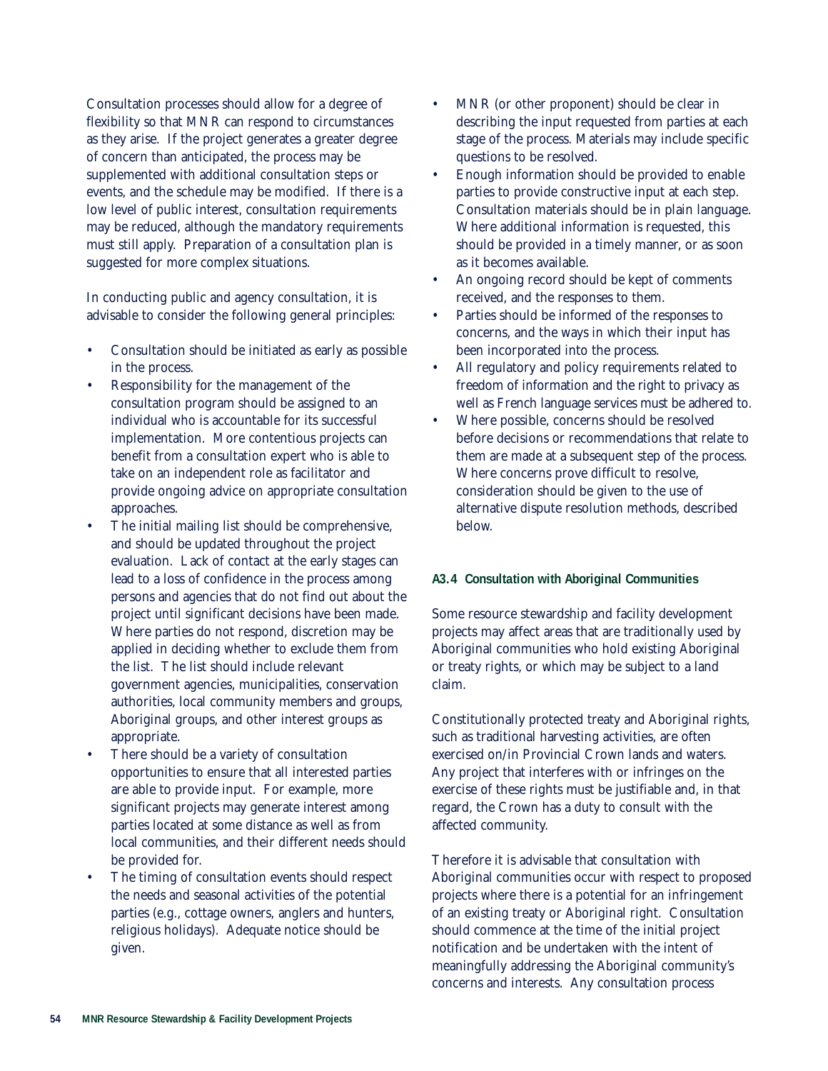Consultation processes should allow for a degree of flexibility so that MNR can respond to circumstances as they arise. If the project generates a greater degree of concern than anticipated, the process may be supplemented with additional consultation steps or events, and the schedule may be modified. If there is a low level of public interest, consultation requirements may be reduced, although the mandatory requirements must still apply. Preparation of a consultation plan is suggested for more complex situations.

In conducting public and agency consultation, it is advisable to consider the following general principles:

- Consultation should be initiated as early as possible in the process.
- Responsibility for the management of the consultation program should be assigned to an individual who is accountable for its successful implementation. More contentious projects can benefit from a consultation expert who is able to take on an independent role as facilitator and provide ongoing advice on appropriate consultation approaches.
- The initial mailing list should be comprehensive, and should be updated throughout the project evaluation. Lack of contact at the early stages can lead to a loss of confidence in the process among persons and agencies that do not find out about the project until significant decisions have been made. Where parties do not respond, discretion may be applied in deciding whether to exclude them from the list. The list should include relevant government agencies, municipalities, conservation authorities, local community members and groups, Aboriginal groups, and other interest groups as appropriate.
- There should be a variety of consultation opportunities to ensure that all interested parties are able to provide input. For example, more significant projects may generate interest among parties located at some distance as well as from local communities, and their different needs should be provided for.
- The timing of consultation events should respect the needs and seasonal activities of the potential parties (e.g., cottage owners, anglers and hunters, religious holidays). Adequate notice should be given.
- MNR (or other proponent) should be clear in describing the input requested from parties at each stage of the process. Materials may include specific questions to be resolved.
- Enough information should be provided to enable parties to provide constructive input at each step. Consultation materials should be in plain language. Where additional information is requested, this should be provided in a timely manner, or as soon as it becomes available.
- An ongoing record should be kept of comments received, and the responses to them.
- Parties should be informed of the responses to concerns, and the ways in which their input has been incorporated into the process.
- All regulatory and policy requirements related to freedom of information and the right to privacy as well as French language services must be adhered to.
- Where possible, concerns should be resolved before decisions or recommendations that relate to them are made at a subsequent step of the process. Where concerns prove difficult to resolve, consideration should be given to the use of alternative dispute resolution methods, described below.

#### A3.4 Consultation with Aboriginal Communities

Some resource stewardship and facility development projects may affect areas that are traditionally used by Aboriginal communities who hold existing Aboriginal or treaty rights, or which may be subject to a land claim.

Constitutionally protected treaty and Aboriginal rights, such as traditional harvesting activities, are often exercised on/in Provincial Crown lands and waters. Any project that interferes with or infringes on the exercise of these rights must be justifiable and, in that regard, the Crown has a duty to consult with the affected community.

Therefore it is advisable that consultation with Aboriginal communities occur with respect to proposed projects where there is a potential for an infringement of an existing treaty or Aboriginal right. Consultation should commence at the time of the initial project notification and be undertaken with the intent of meaningfully addressing the Aboriginal community's concerns and interests. Any consultation process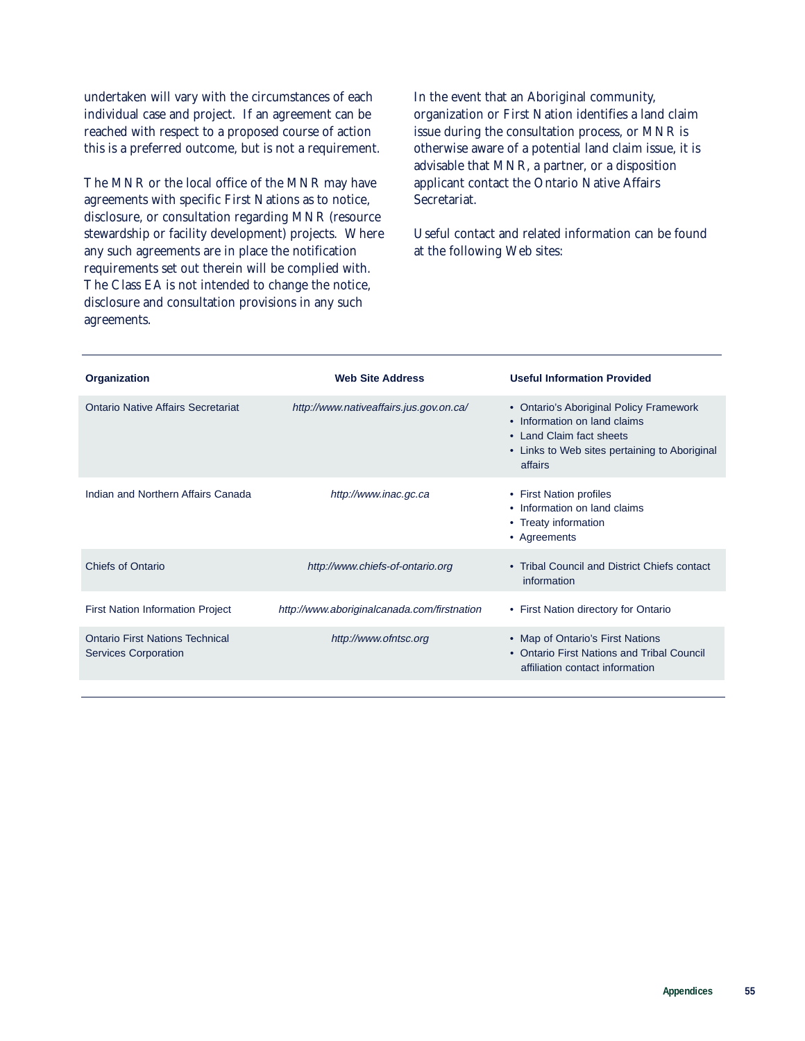undertaken will vary with the circumstances of each individual case and project. If an agreement can be reached with respect to a proposed course of action this is a preferred outcome, but is not a requirement.

The MNR or the local office of the MNR may have agreements with specific First Nations as to notice, disclosure, or consultation regarding MNR (resource stewardship or facility development) projects. Where any such agreements are in place the notification requirements set out therein will be complied with. The Class EA is not intended to change the notice, disclosure and consultation provisions in any such agreements.

In the event that an Aboriginal community, organization or First Nation identifies a land claim issue during the consultation process, or MNR is otherwise aware of a potential land claim issue, it is advisable that MNR, a partner, or a disposition applicant contact the Ontario Native Affairs Secretariat.

Useful contact and related information can be found at the following Web sites:

| Organization | Web Site Address | Useful Information Provided |
|---|---|---|
| Ontario Native Affairs Secretariat | *http://www.nativeaffairs.jus.gov.on.ca/* | • Ontario's Aboriginal Policy Framework<br>• Information on land claims<br>• Land Claim fact sheets<br>• Links to Web sites pertaining to Aboriginal affairs |
| Indian and Northern Affairs Canada | *http://www.inac.gc.ca* | • First Nation profiles<br>• Information on land claims<br>• Treaty information<br>• Agreements |
| Chiefs of Ontario | *http://www.chiefs-of-ontario.org* | • Tribal Council and District Chiefs contact information |
| First Nation Information Project | *http://www.aboriginalcanada.com/firstnation* | • First Nation directory for Ontario |
| Ontario First Nations Technical Services Corporation | *http://www.ofntsc.org* | • Map of Ontario's First Nations<br>• Ontario First Nations and Tribal Council affiliation contact information |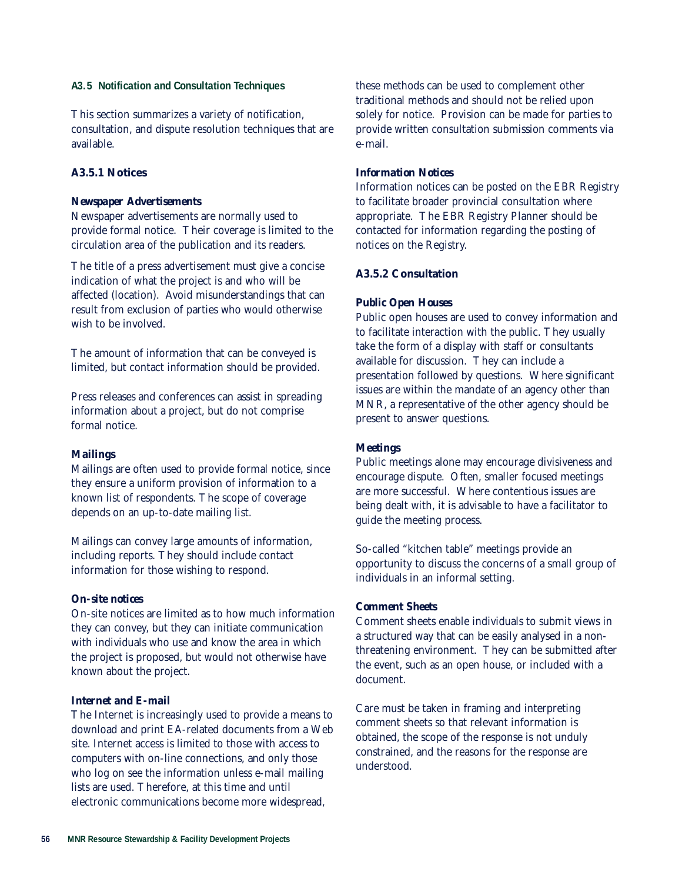### A3.5 Notification and Consultation Techniques

This section summarizes a variety of notification, consultation, and dispute resolution techniques that are available.

#### A3.5.1 Notices

***Newspaper Advertisements***

Newspaper advertisements are normally used to provide formal notice. Their coverage is limited to the circulation area of the publication and its readers.

The title of a press advertisement must give a concise indication of what the project is and who will be affected (location). Avoid misunderstandings that can result from exclusion of parties who would otherwise wish to be involved.

The amount of information that can be conveyed is limited, but contact information should be provided.

Press releases and conferences can assist in spreading information about a project, but do not comprise formal notice.

***Mailings***

Mailings are often used to provide formal notice, since they ensure a uniform provision of information to a known list of respondents. The scope of coverage depends on an up-to-date mailing list.

Mailings can convey large amounts of information, including reports. They should include contact information for those wishing to respond.

***On-site notices***

On-site notices are limited as to how much information they can convey, but they can initiate communication with individuals who use and know the area in which the project is proposed, but would not otherwise have known about the project.

***Internet and E-mail***

The Internet is increasingly used to provide a means to download and print EA-related documents from a Web site. Internet access is limited to those with access to computers with on-line connections, and only those who log on see the information unless e-mail mailing lists are used. Therefore, at this time and until electronic communications become more widespread, these methods can be used to complement other traditional methods and should not be relied upon solely for notice. Provision can be made for parties to provide written consultation submission comments via e-mail.

***Information Notices***

Information notices can be posted on the EBR Registry to facilitate broader provincial consultation where appropriate. The EBR Registry Planner should be contacted for information regarding the posting of notices on the Registry.

#### A3.5.2 Consultation

***Public Open Houses***

Public open houses are used to convey information and to facilitate interaction with the public. They usually take the form of a display with staff or consultants available for discussion. They can include a presentation followed by questions. Where significant issues are within the mandate of an agency other than MNR, a representative of the other agency should be present to answer questions.

***Meetings***

Public meetings alone may encourage divisiveness and encourage dispute. Often, smaller focused meetings are more successful. Where contentious issues are being dealt with, it is advisable to have a facilitator to guide the meeting process.

So-called "kitchen table" meetings provide an opportunity to discuss the concerns of a small group of individuals in an informal setting.

***Comment Sheets***

Comment sheets enable individuals to submit views in a structured way that can be easily analysed in a non-threatening environment. They can be submitted after the event, such as an open house, or included with a document.

Care must be taken in framing and interpreting comment sheets so that relevant information is obtained, the scope of the response is not unduly constrained, and the reasons for the response are understood.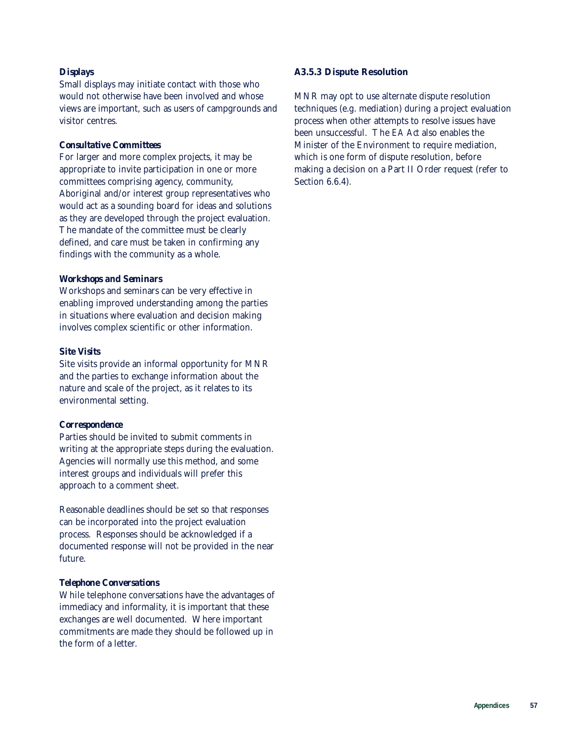**Displays**

Small displays may initiate contact with those who would not otherwise have been involved and whose views are important, such as users of campgrounds and visitor centres.

**Consultative Committees**

For larger and more complex projects, it may be appropriate to invite participation in one or more committees comprising agency, community, Aboriginal and/or interest group representatives who would act as a sounding board for ideas and solutions as they are developed through the project evaluation. The mandate of the committee must be clearly defined, and care must be taken in confirming any findings with the community as a whole.

**Workshops and Seminars**

Workshops and seminars can be very effective in enabling improved understanding among the parties in situations where evaluation and decision making involves complex scientific or other information.

**Site Visits**

Site visits provide an informal opportunity for MNR and the parties to exchange information about the nature and scale of the project, as it relates to its environmental setting.

**Correspondence**

Parties should be invited to submit comments in writing at the appropriate steps during the evaluation. Agencies will normally use this method, and some interest groups and individuals will prefer this approach to a comment sheet.

Reasonable deadlines should be set so that responses can be incorporated into the project evaluation process. Responses should be acknowledged if a documented response will not be provided in the near future.

**Telephone Conversations**

While telephone conversations have the advantages of immediacy and informality, it is important that these exchanges are well documented. Where important commitments are made they should be followed up in the form of a letter.

### A3.5.3 Dispute Resolution

MNR may opt to use alternate dispute resolution techniques (e.g. mediation) during a project evaluation process when other attempts to resolve issues have been unsuccessful. The *EA Act* also enables the Minister of the Environment to require mediation, which is one form of dispute resolution, before making a decision on a Part II Order request (refer to Section 6.6.4).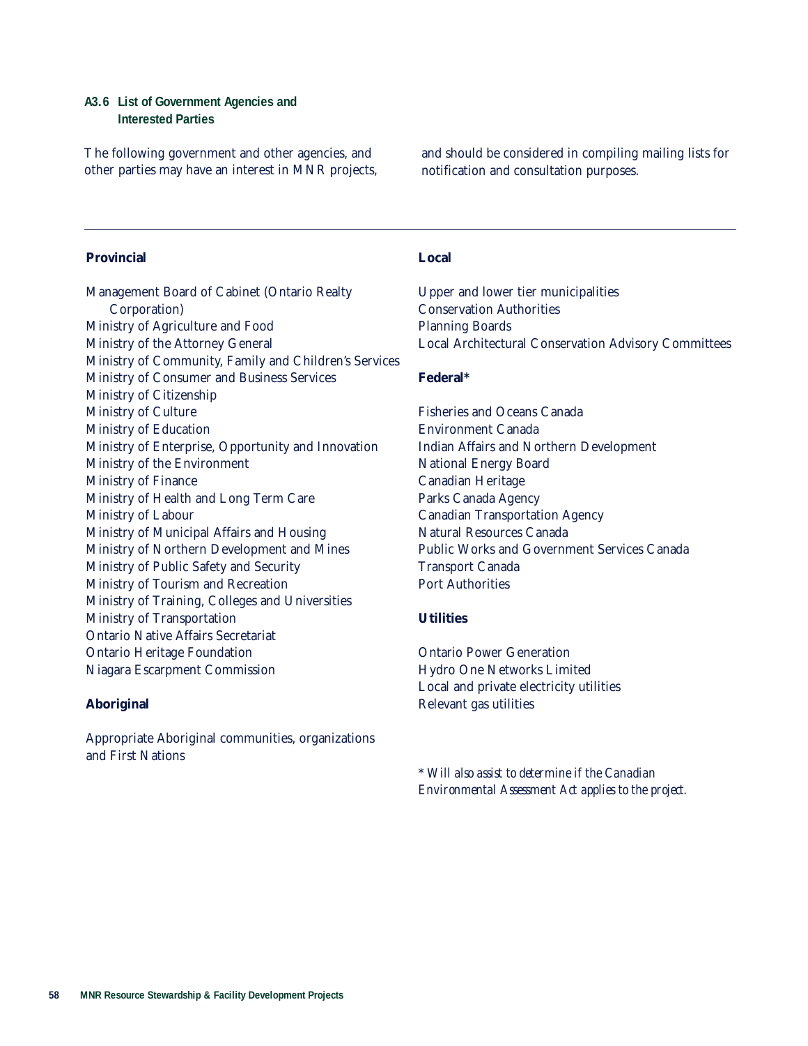### A3.6 List of Government Agencies and Interested Parties

The following government and other agencies, and other parties may have an interest in MNR projects, and should be considered in compiling mailing lists for notification and consultation purposes.

---

**Provincial**

Management Board of Cabinet (Ontario Realty Corporation)
Ministry of Agriculture and Food
Ministry of the Attorney General
Ministry of Community, Family and Children's Services
Ministry of Consumer and Business Services
Ministry of Citizenship
Ministry of Culture
Ministry of Education
Ministry of Enterprise, Opportunity and Innovation
Ministry of the Environment
Ministry of Finance
Ministry of Health and Long Term Care
Ministry of Labour
Ministry of Municipal Affairs and Housing
Ministry of Northern Development and Mines
Ministry of Public Safety and Security
Ministry of Tourism and Recreation
Ministry of Training, Colleges and Universities
Ministry of Transportation
Ontario Native Affairs Secretariat
Ontario Heritage Foundation
Niagara Escarpment Commission

**Aboriginal**

Appropriate Aboriginal communities, organizations and First Nations

**Local**

Upper and lower tier municipalities
Conservation Authorities
Planning Boards
Local Architectural Conservation Advisory Committees

**Federal***

Fisheries and Oceans Canada
Environment Canada
Indian Affairs and Northern Development
National Energy Board
Canadian Heritage
Parks Canada Agency
Canadian Transportation Agency
Natural Resources Canada
Public Works and Government Services Canada
Transport Canada
Port Authorities

**Utilities**

Ontario Power Generation
Hydro One Networks Limited
Local and private electricity utilities
Relevant gas utilities

*\* Will also assist to determine if the Canadian Environmental Assessment Act applies to the project.*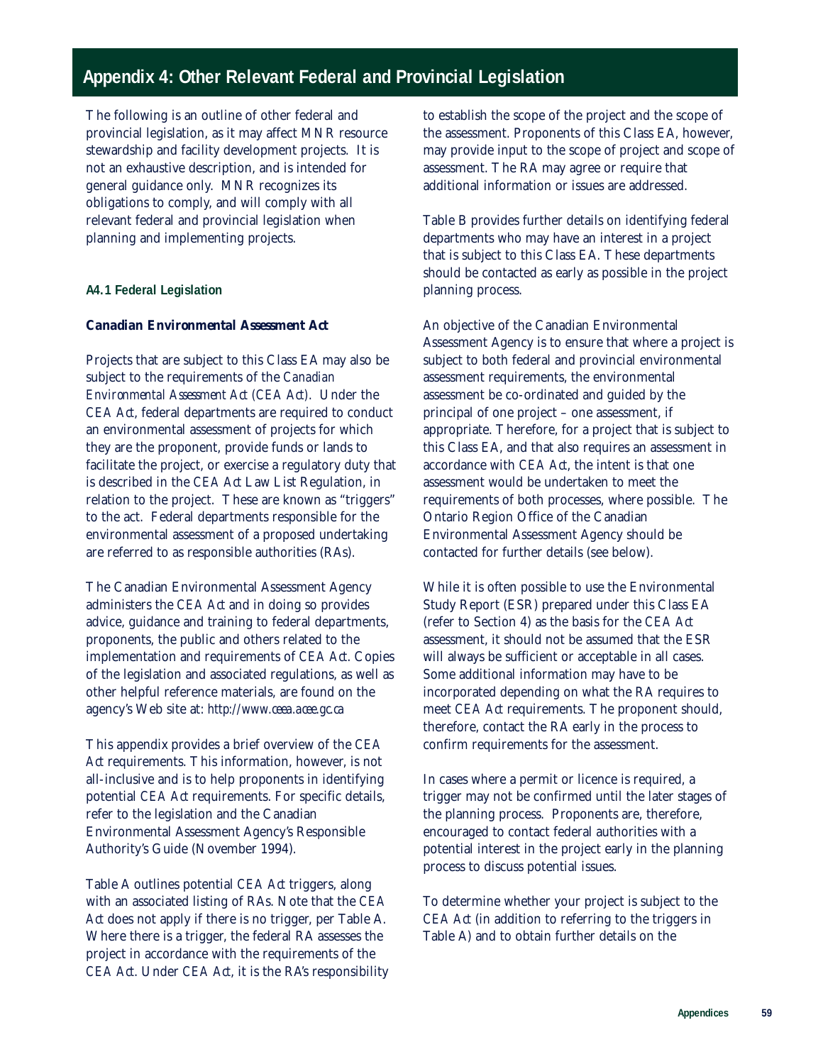## Appendix 4: Other Relevant Federal and Provincial Legislation

The following is an outline of other federal and provincial legislation, as it may affect MNR resource stewardship and facility development projects. It is not an exhaustive description, and is intended for general guidance only. MNR recognizes its obligations to comply, and will comply with all relevant federal and provincial legislation when planning and implementing projects.

### A4.1 Federal Legislation

#### Canadian Environmental Assessment Act

Projects that are subject to this Class EA may also be subject to the requirements of the *Canadian Environmental Assessment Act (CEA Act).* Under the *CEA Act*, federal departments are required to conduct an environmental assessment of projects for which they are the proponent, provide funds or lands to facilitate the project, or exercise a regulatory duty that is described in the *CEA Act* Law List Regulation, in relation to the project. These are known as "triggers" to the act. Federal departments responsible for the environmental assessment of a proposed undertaking are referred to as responsible authorities (RAs).

The Canadian Environmental Assessment Agency administers the *CEA Act* and in doing so provides advice, guidance and training to federal departments, proponents, the public and others related to the implementation and requirements of *CEA Act*. Copies of the legislation and associated regulations, as well as other helpful reference materials, are found on the agency's Web site at: *http://www.ceaa.acee.gc.ca*

This appendix provides a brief overview of the *CEA Act* requirements. This information, however, is not all-inclusive and is to help proponents in identifying potential *CEA Act* requirements. For specific details, refer to the legislation and the Canadian Environmental Assessment Agency's Responsible Authority's Guide (November 1994).

Table A outlines potential *CEA Act* triggers, along with an associated listing of RAs. Note that the *CEA Act* does not apply if there is no trigger, per Table A. Where there is a trigger, the federal RA assesses the project in accordance with the requirements of the *CEA Act*. Under *CEA Act*, it is the RA's responsibility to establish the scope of the project and the scope of the assessment. Proponents of this Class EA, however, may provide input to the scope of project and scope of assessment. The RA may agree or require that additional information or issues are addressed.

Table B provides further details on identifying federal departments who may have an interest in a project that is subject to this Class EA. These departments should be contacted as early as possible in the project planning process.

An objective of the Canadian Environmental Assessment Agency is to ensure that where a project is subject to both federal and provincial environmental assessment requirements, the environmental assessment be co-ordinated and guided by the principal of one project – one assessment, if appropriate. Therefore, for a project that is subject to this Class EA, and that also requires an assessment in accordance with *CEA Act*, the intent is that one assessment would be undertaken to meet the requirements of both processes, where possible. The Ontario Region Office of the Canadian Environmental Assessment Agency should be contacted for further details (see below).

While it is often possible to use the Environmental Study Report (ESR) prepared under this Class EA (refer to Section 4) as the basis for the *CEA Act* assessment, it should not be assumed that the ESR will always be sufficient or acceptable in all cases. Some additional information may have to be incorporated depending on what the RA requires to meet *CEA Act* requirements. The proponent should, therefore, contact the RA early in the process to confirm requirements for the assessment.

In cases where a permit or licence is required, a trigger may not be confirmed until the later stages of the planning process. Proponents are, therefore, encouraged to contact federal authorities with a potential interest in the project early in the planning process to discuss potential issues.

To determine whether your project is subject to the *CEA Act* (in addition to referring to the triggers in Table A) and to obtain further details on the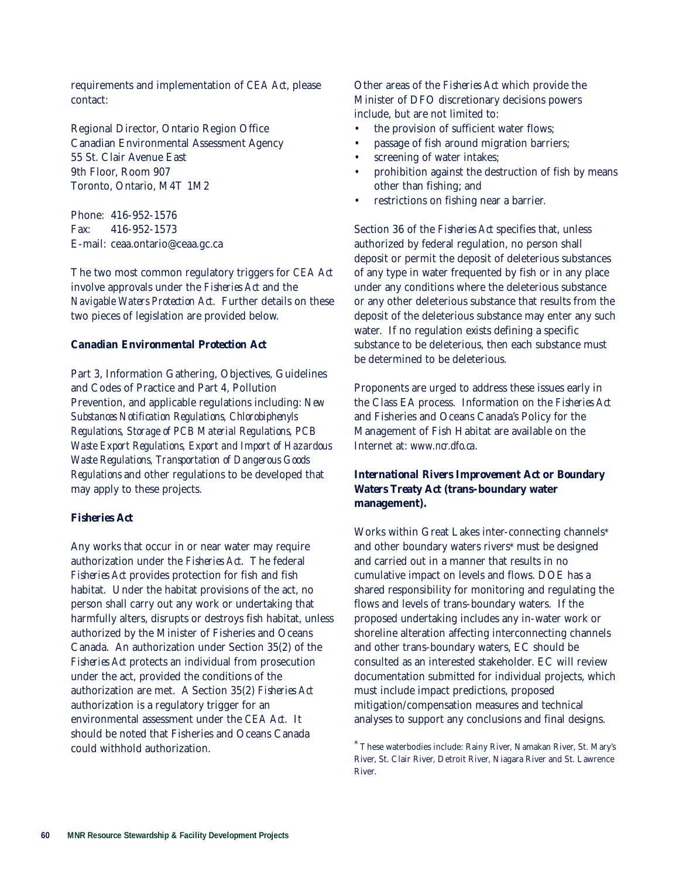requirements and implementation of *CEA Act*, please contact:

Regional Director, Ontario Region Office
Canadian Environmental Assessment Agency
55 St. Clair Avenue East
9th Floor, Room 907
Toronto, Ontario, M4T 1M2

Phone: 416-952-1576
Fax: 416-952-1573
E-mail: ceaa.ontario@ceaa.gc.ca

The two most common regulatory triggers for *CEA Act* involve approvals under the *Fisheries Act* and the *Navigable Waters Protection Act*. Further details on these two pieces of legislation are provided below.

**Canadian Environmental Protection Act**

Part 3, Information Gathering, Objectives, Guidelines and Codes of Practice and Part 4, Pollution Prevention, and applicable regulations including: *New Substances Notification Regulations, Chlorobiphenyls Regulations, Storage of PCB Material Regulations, PCB Waste Export Regulations, Export and Import of Hazardous Waste Regulations, Transportation of Dangerous Goods Regulations* and other regulations to be developed that may apply to these projects.

**Fisheries Act**

Any works that occur in or near water may require authorization under the *Fisheries Act*. The federal *Fisheries Act* provides protection for fish and fish habitat. Under the habitat provisions of the act, no person shall carry out any work or undertaking that harmfully alters, disrupts or destroys fish habitat, unless authorized by the Minister of Fisheries and Oceans Canada. An authorization under Section 35(2) of the *Fisheries Act* protects an individual from prosecution under the act, provided the conditions of the authorization are met. A Section 35(2) *Fisheries Act* authorization is a regulatory trigger for an environmental assessment under the *CEA Act*. It should be noted that Fisheries and Oceans Canada could withhold authorization.

Other areas of the *Fisheries Act* which provide the Minister of DFO discretionary decisions powers include, but are not limited to:

- the provision of sufficient water flows;
- passage of fish around migration barriers;
- screening of water intakes;
- prohibition against the destruction of fish by means other than fishing; and
- restrictions on fishing near a barrier.

Section 36 of the *Fisheries Act* specifies that, unless authorized by federal regulation, no person shall deposit or permit the deposit of deleterious substances of any type in water frequented by fish or in any place under any conditions where the deleterious substance or any other deleterious substance that results from the deposit of the deleterious substance may enter any such water. If no regulation exists defining a specific substance to be deleterious, then each substance must be determined to be deleterious.

Proponents are urged to address these issues early in the Class EA process. Information on the *Fisheries Act* and Fisheries and Oceans Canada's Policy for the Management of Fish Habitat are available on the Internet at: *www.ncr.dfo.ca*.

**International Rivers Improvement Act or Boundary Waters Treaty Act (trans-boundary water management).**

Works within Great Lakes inter-connecting channels* and other boundary waters rivers* must be designed and carried out in a manner that results in no cumulative impact on levels and flows. DOE has a shared responsibility for monitoring and regulating the flows and levels of trans-boundary waters. If the proposed undertaking includes any in-water work or shoreline alteration affecting interconnecting channels and other trans-boundary waters, EC should be consulted as an interested stakeholder. EC will review documentation submitted for individual projects, which must include impact predictions, proposed mitigation/compensation measures and technical analyses to support any conclusions and final designs.

* These waterbodies include: Rainy River, Namakan River, St. Mary's River, St. Clair River, Detroit River, Niagara River and St. Lawrence River.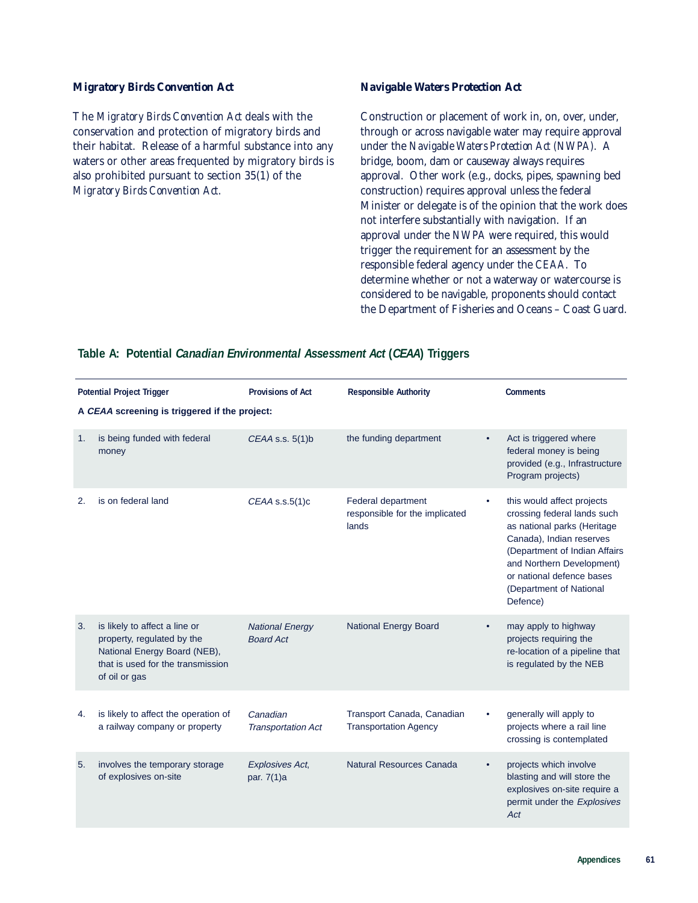### Migratory Birds Convention Act

The *Migratory Birds Convention Act* deals with the conservation and protection of migratory birds and their habitat. Release of a harmful substance into any waters or other areas frequented by migratory birds is also prohibited pursuant to section 35(1) of the *Migratory Birds Convention Act*.

### Navigable Waters Protection Act

Construction or placement of work in, on, over, under, through or across navigable water may require approval under the *Navigable Waters Protection Act (NWPA)*. A bridge, boom, dam or causeway always requires approval. Other work (e.g., docks, pipes, spawning bed construction) requires approval unless the federal Minister or delegate is of the opinion that the work does not interfere substantially with navigation. If an approval under the *NWPA* were required, this would trigger the requirement for an assessment by the responsible federal agency under the *CEAA*. To determine whether or not a waterway or watercourse is considered to be navigable, proponents should contact the Department of Fisheries and Oceans – Coast Guard.

## Table A: Potential *Canadian Environmental Assessment Act* (*CEAA*) Triggers

| Potential Project Trigger | Provisions of Act | Responsible Authority | Comments |
|---|---|---|---|
| **A *CEAA* screening is triggered if the project:** | | | |
| 1. is being funded with federal money | *CEAA* s.s. 5(1)b | the funding department | • Act is triggered where federal money is being provided (e.g., Infrastructure Program projects) |
| 2. is on federal land | *CEAA* s.s.5(1)c | Federal department responsible for the implicated lands | • this would affect projects crossing federal lands such as national parks (Heritage Canada), Indian reserves (Department of Indian Affairs and Northern Development) or national defence bases (Department of National Defence) |
| 3. is likely to affect a line or property, regulated by the National Energy Board (NEB), that is used for the transmission of oil or gas | *National Energy Board Act* | National Energy Board | • may apply to highway projects requiring the re-location of a pipeline that is regulated by the NEB |
| 4. is likely to affect the operation of a railway company or property | *Canadian Transportation Act* | Transport Canada, Canadian Transportation Agency | • generally will apply to projects where a rail line crossing is contemplated |
| 5. involves the temporary storage of explosives on-site | *Explosives Act*, par. 7(1)a | Natural Resources Canada | • projects which involve blasting and will store the explosives on-site require a permit under the *Explosives Act* |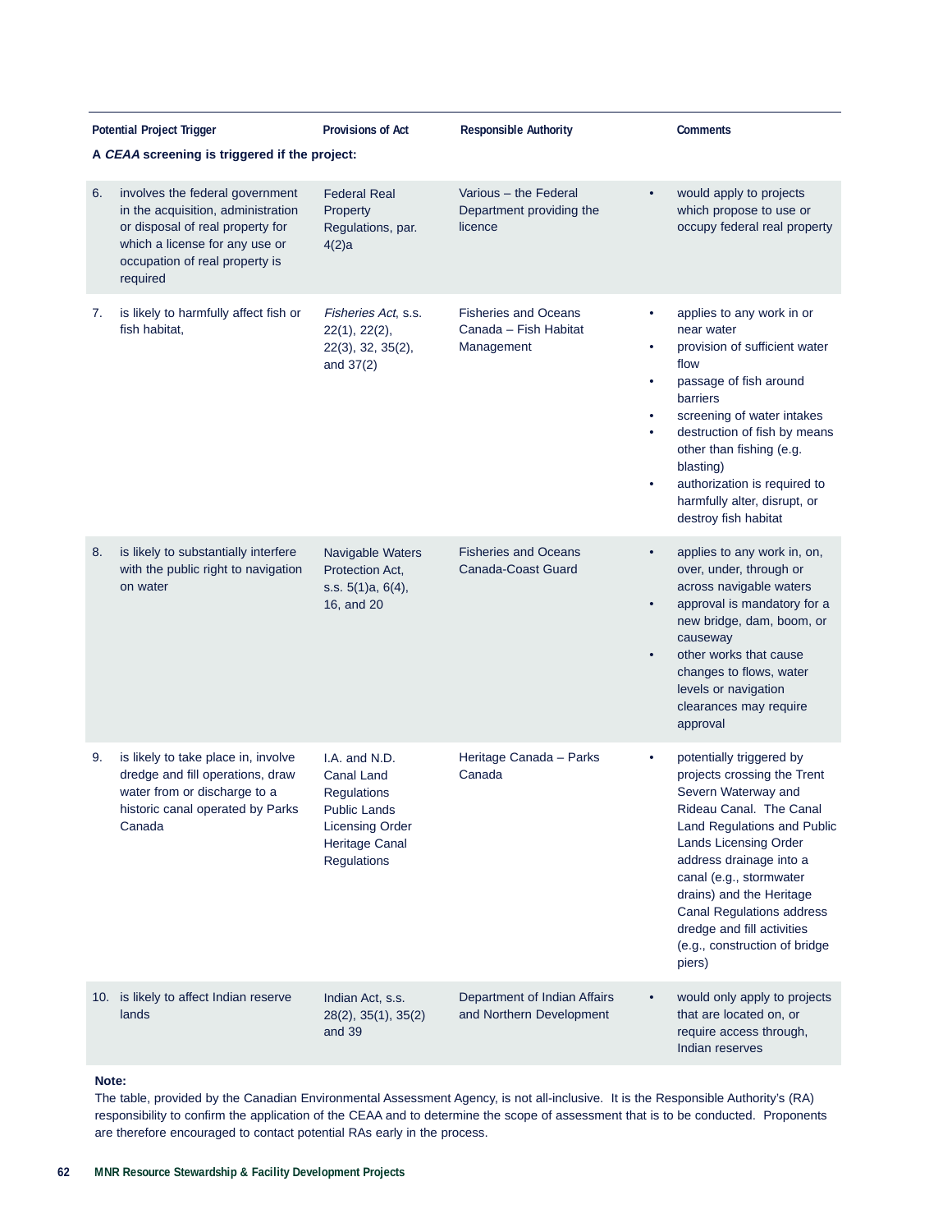| Potential Project Trigger | Provisions of Act | Responsible Authority | Comments |
|---|---|---|---|
| **A *CEAA* screening is triggered if the project:** | | | |
| 6. involves the federal government in the acquisition, administration or disposal of real property for which a license for any use or occupation of real property is required | Federal Real Property Regulations, par. 4(2)a | Various – the Federal Department providing the licence | • would apply to projects which propose to use or occupy federal real property |
| 7. is likely to harmfully affect fish or fish habitat, | *Fisheries Act*, s.s. 22(1), 22(2), 22(3), 32, 35(2), and 37(2) | Fisheries and Oceans Canada – Fish Habitat Management | • applies to any work in or near water<br>• provision of sufficient water flow<br>• passage of fish around barriers<br>• screening of water intakes<br>• destruction of fish by means other than fishing (e.g. blasting)<br>• authorization is required to harmfully alter, disrupt, or destroy fish habitat |
| 8. is likely to substantially interfere with the public right to navigation on water | Navigable Waters Protection Act, s.s. 5(1)a, 6(4), 16, and 20 | Fisheries and Oceans Canada-Coast Guard | • applies to any work in, on, over, under, through or across navigable waters<br>• approval is mandatory for a new bridge, dam, boom, or causeway<br>• other works that cause changes to flows, water levels or navigation clearances may require approval |
| 9. is likely to take place in, involve dredge and fill operations, draw water from or discharge to a historic canal operated by Parks Canada | I.A. and N.D. Canal Land Regulations<br>Public Lands Licensing Order<br>Heritage Canal Regulations | Heritage Canada – Parks Canada | • potentially triggered by projects crossing the Trent Severn Waterway and Rideau Canal. The Canal Land Regulations and Public Lands Licensing Order address drainage into a canal (e.g., stormwater drains) and the Heritage Canal Regulations address dredge and fill activities (e.g., construction of bridge piers) |
| 10. is likely to affect Indian reserve lands | Indian Act, s.s. 28(2), 35(1), 35(2) and 39 | Department of Indian Affairs and Northern Development | • would only apply to projects that are located on, or require access through, Indian reserves |

**Note:**
The table, provided by the Canadian Environmental Assessment Agency, is not all-inclusive. It is the Responsible Authority's (RA) responsibility to confirm the application of the CEAA and to determine the scope of assessment that is to be conducted. Proponents are therefore encouraged to contact potential RAs early in the process.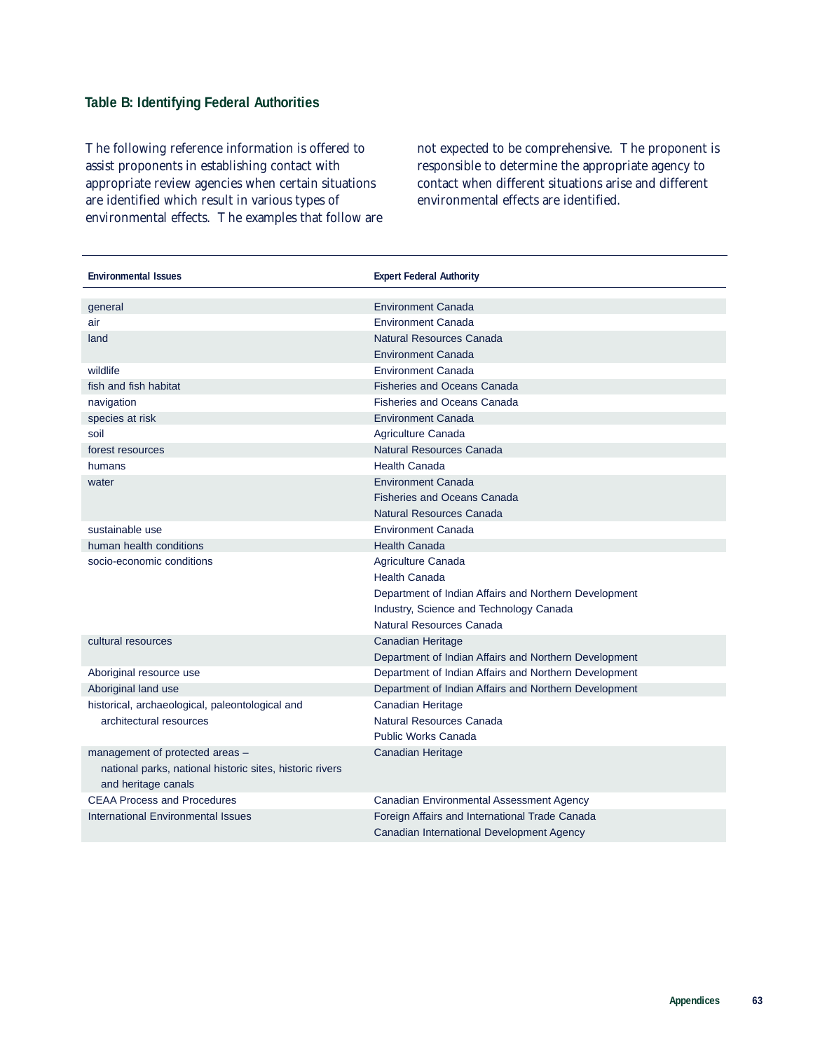### Table B: Identifying Federal Authorities

The following reference information is offered to assist proponents in establishing contact with appropriate review agencies when certain situations are identified which result in various types of environmental effects. The examples that follow are not expected to be comprehensive. The proponent is responsible to determine the appropriate agency to contact when different situations arise and different environmental effects are identified.

| Environmental Issues | Expert Federal Authority |
|---|---|
| general | Environment Canada |
| air | Environment Canada |
| land | Natural Resources Canada<br>Environment Canada |
| wildlife | Environment Canada |
| fish and fish habitat | Fisheries and Oceans Canada |
| navigation | Fisheries and Oceans Canada |
| species at risk | Environment Canada |
| soil | Agriculture Canada |
| forest resources | Natural Resources Canada |
| humans | Health Canada |
| water | Environment Canada<br>Fisheries and Oceans Canada<br>Natural Resources Canada |
| sustainable use | Environment Canada |
| human health conditions | Health Canada |
| socio-economic conditions | Agriculture Canada<br>Health Canada<br>Department of Indian Affairs and Northern Development<br>Industry, Science and Technology Canada<br>Natural Resources Canada |
| cultural resources | Canadian Heritage<br>Department of Indian Affairs and Northern Development |
| Aboriginal resource use | Department of Indian Affairs and Northern Development |
| Aboriginal land use | Department of Indian Affairs and Northern Development |
| historical, archaeological, paleontological and architectural resources | Canadian Heritage<br>Natural Resources Canada<br>Public Works Canada |
| management of protected areas – national parks, national historic sites, historic rivers and heritage canals | Canadian Heritage |
| CEAA Process and Procedures | Canadian Environmental Assessment Agency |
| International Environmental Issues | Foreign Affairs and International Trade Canada<br>Canadian International Development Agency |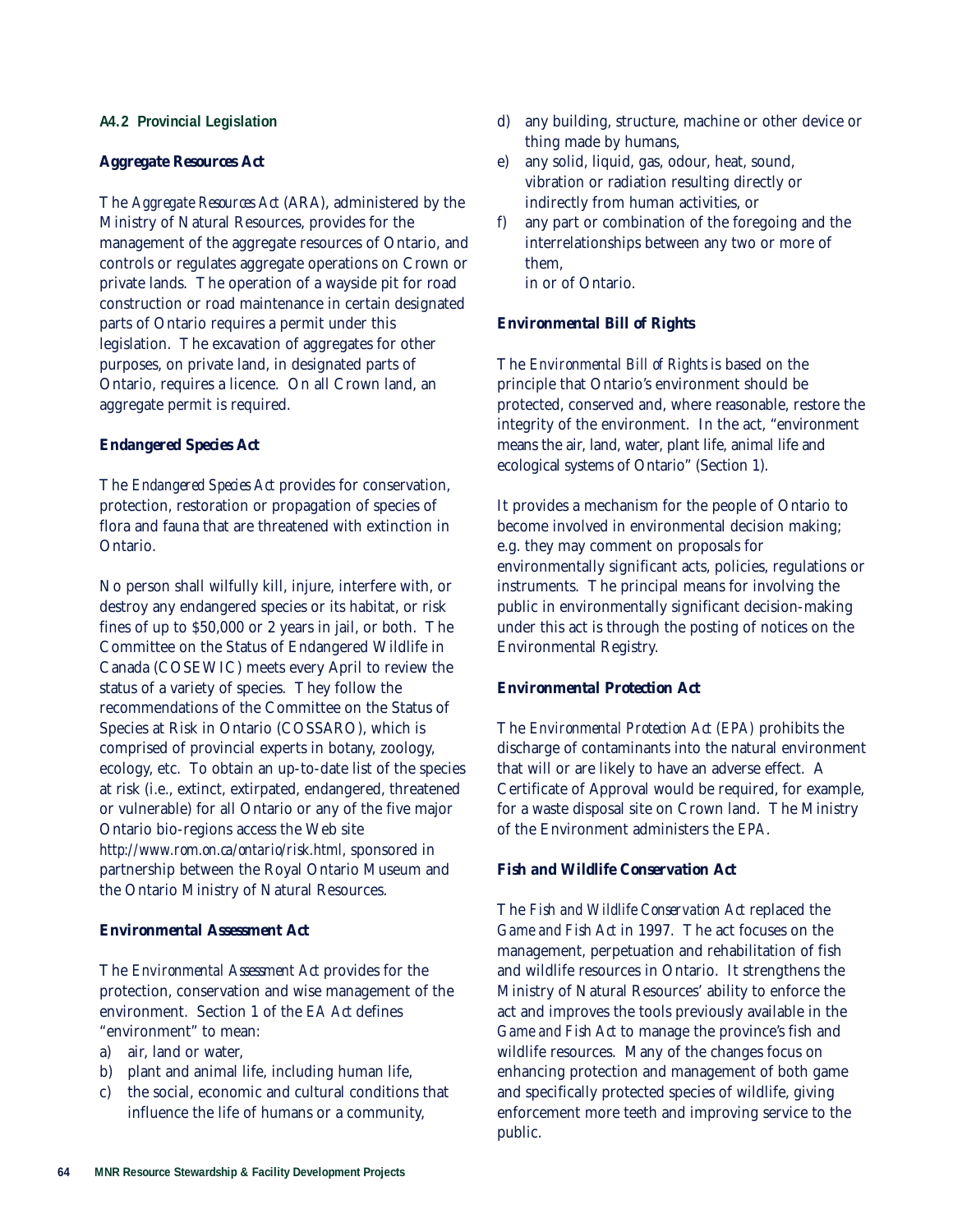### A4.2 Provincial Legislation

#### Aggregate Resources Act

The *Aggregate Resources Act* (ARA), administered by the Ministry of Natural Resources, provides for the management of the aggregate resources of Ontario, and controls or regulates aggregate operations on Crown or private lands. The operation of a wayside pit for road construction or road maintenance in certain designated parts of Ontario requires a permit under this legislation. The excavation of aggregates for other purposes, on private land, in designated parts of Ontario, requires a licence. On all Crown land, an aggregate permit is required.

#### Endangered Species Act

The *Endangered Species Act* provides for conservation, protection, restoration or propagation of species of flora and fauna that are threatened with extinction in Ontario.

No person shall wilfully kill, injure, interfere with, or destroy any endangered species or its habitat, or risk fines of up to $50,000 or 2 years in jail, or both. The Committee on the Status of Endangered Wildlife in Canada (COSEWIC) meets every April to review the status of a variety of species. They follow the recommendations of the Committee on the Status of Species at Risk in Ontario (COSSARO), which is comprised of provincial experts in botany, zoology, ecology, etc. To obtain an up-to-date list of the species at risk (i.e., extinct, extirpated, endangered, threatened or vulnerable) for all Ontario or any of the five major Ontario bio-regions access the Web site *http://www.rom.on.ca/ontario/risk.html*, sponsored in partnership between the Royal Ontario Museum and the Ontario Ministry of Natural Resources.

#### Environmental Assessment Act

The *Environmental Assessment Act* provides for the protection, conservation and wise management of the environment. Section 1 of the *EA Act* defines "environment" to mean:

a) air, land or water,
b) plant and animal life, including human life,
c) the social, economic and cultural conditions that influence the life of humans or a community,
d) any building, structure, machine or other device or thing made by humans,
e) any solid, liquid, gas, odour, heat, sound, vibration or radiation resulting directly or indirectly from human activities, or
f) any part or combination of the foregoing and the interrelationships between any two or more of them,
   in or of Ontario.

#### Environmental Bill of Rights

The *Environmental Bill of Rights* is based on the principle that Ontario's environment should be protected, conserved and, where reasonable, restore the integrity of the environment. In the act, "environment means the air, land, water, plant life, animal life and ecological systems of Ontario" (Section 1).

It provides a mechanism for the people of Ontario to become involved in environmental decision making; e.g. they may comment on proposals for environmentally significant acts, policies, regulations or instruments. The principal means for involving the public in environmentally significant decision-making under this act is through the posting of notices on the Environmental Registry.

#### Environmental Protection Act

The *Environmental Protection Act (EPA)* prohibits the discharge of contaminants into the natural environment that will or are likely to have an adverse effect. A Certificate of Approval would be required, for example, for a waste disposal site on Crown land. The Ministry of the Environment administers the *EPA*.

#### Fish and Wildlife Conservation Act

The *Fish and Wildlife Conservation Act* replaced the *Game and Fish Act* in 1997. The act focuses on the management, perpetuation and rehabilitation of fish and wildlife resources in Ontario. It strengthens the Ministry of Natural Resources' ability to enforce the act and improves the tools previously available in the *Game and Fish Act* to manage the province's fish and wildlife resources. Many of the changes focus on enhancing protection and management of both game and specifically protected species of wildlife, giving enforcement more teeth and improving service to the public.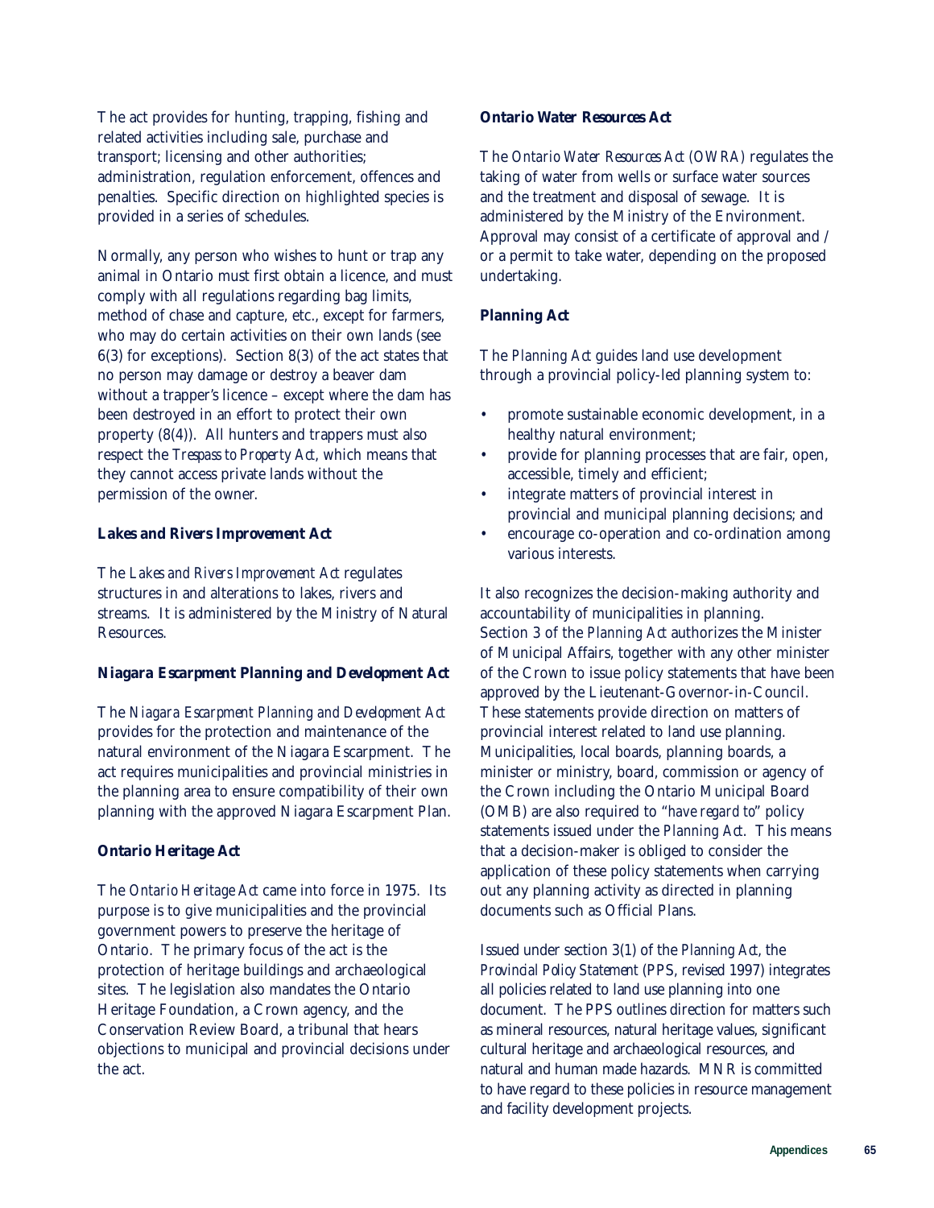The act provides for hunting, trapping, fishing and related activities including sale, purchase and transport; licensing and other authorities; administration, regulation enforcement, offences and penalties. Specific direction on highlighted species is provided in a series of schedules.

Normally, any person who wishes to hunt or trap any animal in Ontario must first obtain a licence, and must comply with all regulations regarding bag limits, method of chase and capture, etc., except for farmers, who may do certain activities on their own lands (see 6(3) for exceptions). Section 8(3) of the act states that no person may damage or destroy a beaver dam without a trapper's licence – except where the dam has been destroyed in an effort to protect their own property (8(4)). All hunters and trappers must also respect the *Trespass to Property Act*, which means that they cannot access private lands without the permission of the owner.

**Lakes and Rivers Improvement Act**

The *Lakes and Rivers Improvement Act* regulates structures in and alterations to lakes, rivers and streams. It is administered by the Ministry of Natural Resources.

**Niagara Escarpment Planning and Development Act**

The *Niagara Escarpment Planning and Development Act* provides for the protection and maintenance of the natural environment of the Niagara Escarpment. The act requires municipalities and provincial ministries in the planning area to ensure compatibility of their own planning with the approved Niagara Escarpment Plan.

**Ontario Heritage Act**

The *Ontario Heritage Act* came into force in 1975. Its purpose is to give municipalities and the provincial government powers to preserve the heritage of Ontario. The primary focus of the act is the protection of heritage buildings and archaeological sites. The legislation also mandates the Ontario Heritage Foundation, a Crown agency, and the Conservation Review Board, a tribunal that hears objections to municipal and provincial decisions under the act.

**Ontario Water Resources Act**

The *Ontario Water Resources Act (OWRA)* regulates the taking of water from wells or surface water sources and the treatment and disposal of sewage. It is administered by the Ministry of the Environment. Approval may consist of a certificate of approval and / or a permit to take water, depending on the proposed undertaking.

**Planning Act**

The *Planning Act* guides land use development through a provincial policy-led planning system to:

- promote sustainable economic development, in a healthy natural environment;
- provide for planning processes that are fair, open, accessible, timely and efficient;
- integrate matters of provincial interest in provincial and municipal planning decisions; and
- encourage co-operation and co-ordination among various interests.

It also recognizes the decision-making authority and accountability of municipalities in planning. Section 3 of the *Planning Act* authorizes the Minister of Municipal Affairs, together with any other minister of the Crown to issue policy statements that have been approved by the Lieutenant-Governor-in-Council. These statements provide direction on matters of provincial interest related to land use planning. Municipalities, local boards, planning boards, a minister or ministry, board, commission or agency of the Crown including the Ontario Municipal Board (OMB) are also required to "*have regard to*" policy statements issued under the *Planning Act*. This means that a decision-maker is obliged to consider the application of these policy statements when carrying out any planning activity as directed in planning documents such as Official Plans.

Issued under section 3(1) of the *Planning Act*, the *Provincial Policy Statement* (PPS, revised 1997) integrates all policies related to land use planning into one document. The PPS outlines direction for matters such as mineral resources, natural heritage values, significant cultural heritage and archaeological resources, and natural and human made hazards. MNR is committed to have regard to these policies in resource management and facility development projects.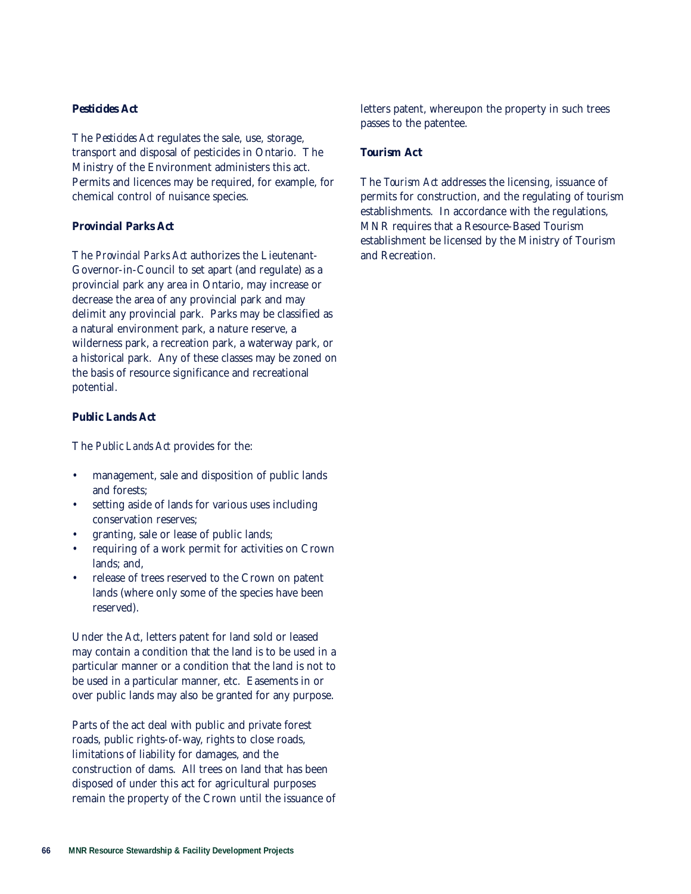### Pesticides Act

The *Pesticides Act* regulates the sale, use, storage, transport and disposal of pesticides in Ontario. The Ministry of the Environment administers this act. Permits and licences may be required, for example, for chemical control of nuisance species.

### Provincial Parks Act

The *Provincial Parks Act* authorizes the Lieutenant-Governor-in-Council to set apart (and regulate) as a provincial park any area in Ontario, may increase or decrease the area of any provincial park and may delimit any provincial park. Parks may be classified as a natural environment park, a nature reserve, a wilderness park, a recreation park, a waterway park, or a historical park. Any of these classes may be zoned on the basis of resource significance and recreational potential.

### Public Lands Act

The *Public Lands Act* provides for the:

- management, sale and disposition of public lands and forests;
- setting aside of lands for various uses including conservation reserves;
- granting, sale or lease of public lands;
- requiring of a work permit for activities on Crown lands; and,
- release of trees reserved to the Crown on patent lands (where only some of the species have been reserved).

Under the *Act*, letters patent for land sold or leased may contain a condition that the land is to be used in a particular manner or a condition that the land is not to be used in a particular manner, etc. Easements in or over public lands may also be granted for any purpose.

Parts of the act deal with public and private forest roads, public rights-of-way, rights to close roads, limitations of liability for damages, and the construction of dams. All trees on land that has been disposed of under this act for agricultural purposes remain the property of the Crown until the issuance of letters patent, whereupon the property in such trees passes to the patentee.

### Tourism Act

The *Tourism Act* addresses the licensing, issuance of permits for construction, and the regulating of tourism establishments. In accordance with the regulations, MNR requires that a Resource-Based Tourism establishment be licensed by the Ministry of Tourism and Recreation.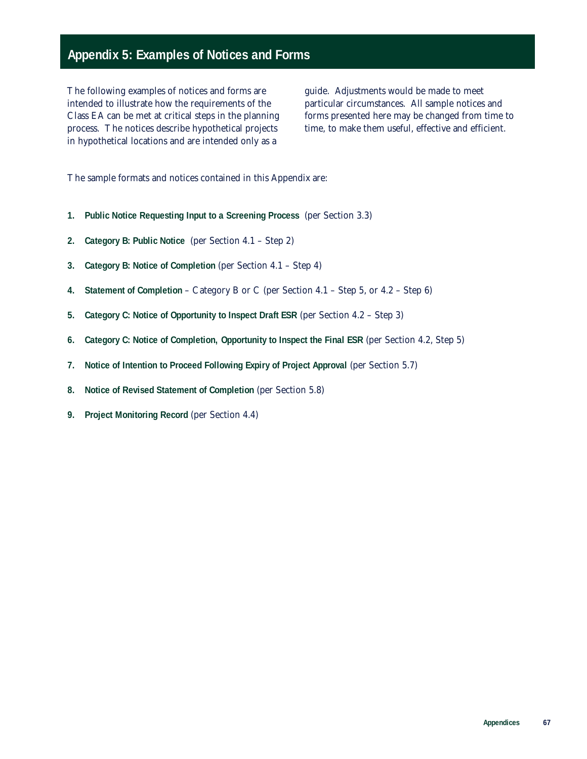# Appendix 5: Examples of Notices and Forms

The following examples of notices and forms are intended to illustrate how the requirements of the Class EA can be met at critical steps in the planning process. The notices describe hypothetical projects in hypothetical locations and are intended only as a guide. Adjustments would be made to meet particular circumstances. All sample notices and forms presented here may be changed from time to time, to make them useful, effective and efficient.

The sample formats and notices contained in this Appendix are:

1. **Public Notice Requesting Input to a Screening Process** (per Section 3.3)
2. **Category B: Public Notice** (per Section 4.1 – Step 2)
3. **Category B: Notice of Completion** (per Section 4.1 – Step 4)
4. **Statement of Completion** – Category B or C (per Section 4.1 – Step 5, or 4.2 – Step 6)
5. **Category C: Notice of Opportunity to Inspect Draft ESR** (per Section 4.2 – Step 3)
6. **Category C: Notice of Completion, Opportunity to Inspect the Final ESR** (per Section 4.2, Step 5)
7. **Notice of Intention to Proceed Following Expiry of Project Approval** (per Section 5.7)
8. **Notice of Revised Statement of Completion** (per Section 5.8)
9. **Project Monitoring Record** (per Section 4.4)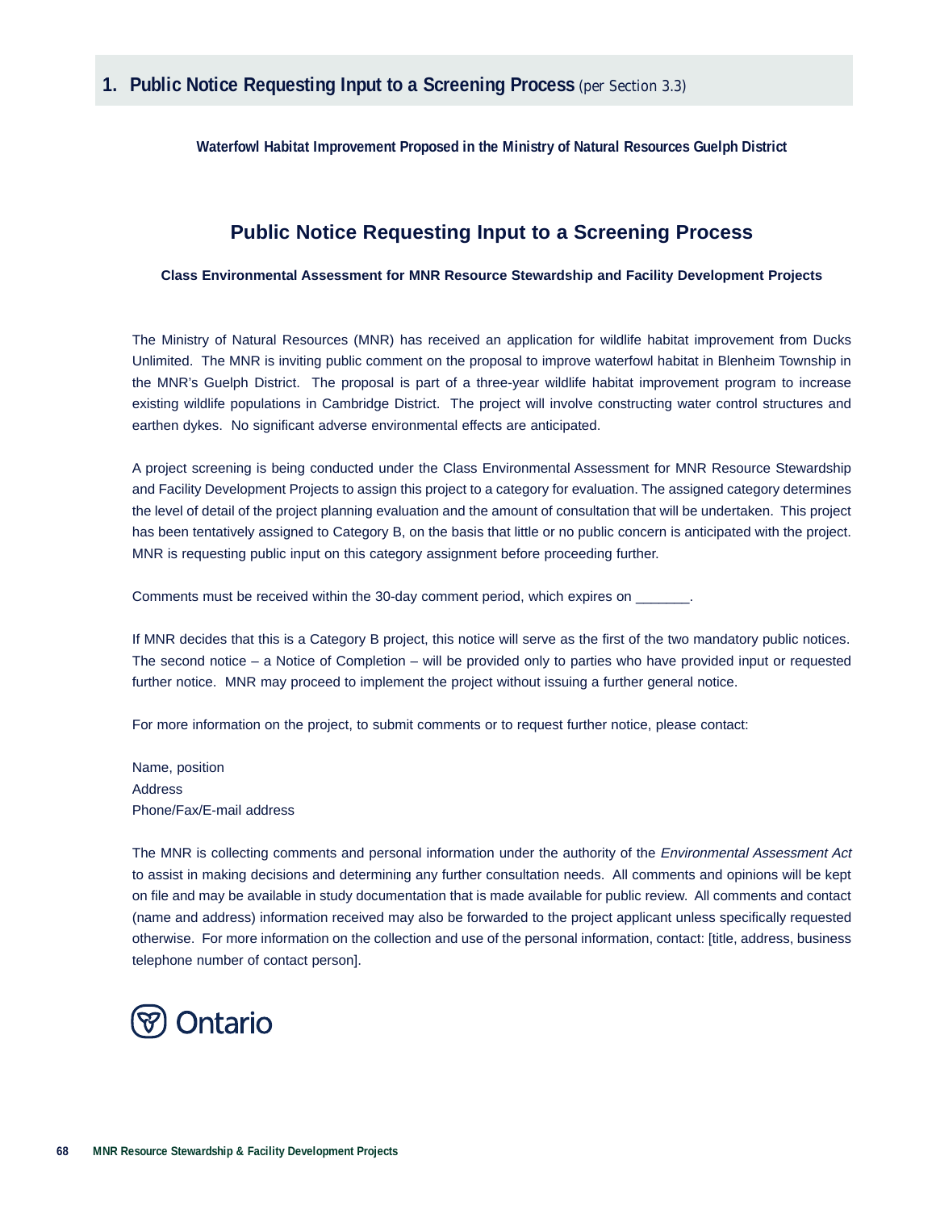## 1. Public Notice Requesting Input to a Screening Process *(per Section 3.3)*

**Waterfowl Habitat Improvement Proposed in the Ministry of Natural Resources Guelph District**

# Public Notice Requesting Input to a Screening Process

**Class Environmental Assessment for MNR Resource Stewardship and Facility Development Projects**

The Ministry of Natural Resources (MNR) has received an application for wildlife habitat improvement from Ducks Unlimited. The MNR is inviting public comment on the proposal to improve waterfowl habitat in Blenheim Township in the MNR's Guelph District. The proposal is part of a three-year wildlife habitat improvement program to increase existing wildlife populations in Cambridge District. The project will involve constructing water control structures and earthen dykes. No significant adverse environmental effects are anticipated.

A project screening is being conducted under the Class Environmental Assessment for MNR Resource Stewardship and Facility Development Projects to assign this project to a category for evaluation. The assigned category determines the level of detail of the project planning evaluation and the amount of consultation that will be undertaken. This project has been tentatively assigned to Category B, on the basis that little or no public concern is anticipated with the project. MNR is requesting public input on this category assignment before proceeding further.

Comments must be received within the 30-day comment period, which expires on _______.

If MNR decides that this is a Category B project, this notice will serve as the first of the two mandatory public notices. The second notice – a Notice of Completion – will be provided only to parties who have provided input or requested further notice. MNR may proceed to implement the project without issuing a further general notice.

For more information on the project, to submit comments or to request further notice, please contact:

Name, position
Address
Phone/Fax/E-mail address

The MNR is collecting comments and personal information under the authority of the *Environmental Assessment Act* to assist in making decisions and determining any further consultation needs. All comments and opinions will be kept on file and may be available in study documentation that is made available for public review. All comments and contact (name and address) information received may also be forwarded to the project applicant unless specifically requested otherwise. For more information on the collection and use of the personal information, contact: [title, address, business telephone number of contact person].

Ontario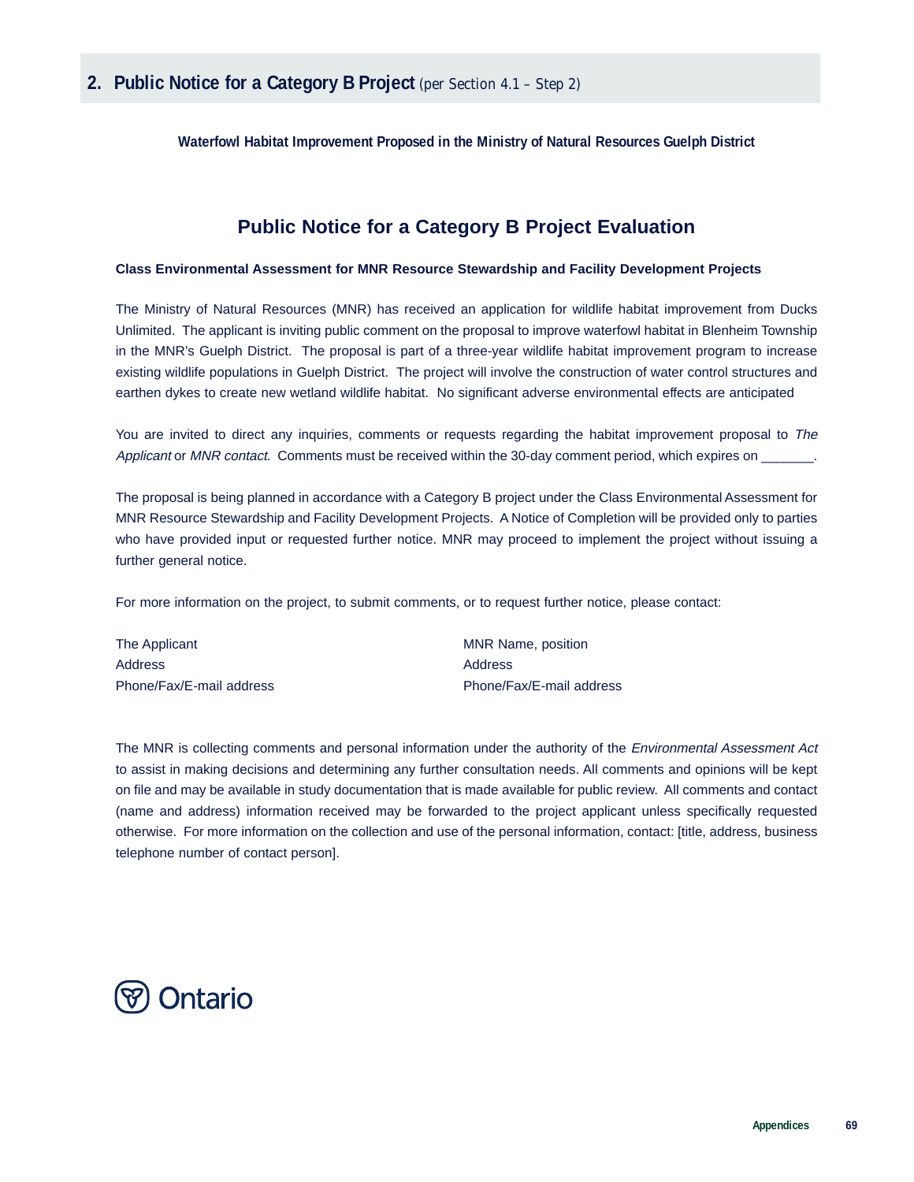## 2. Public Notice for a Category B Project *(per Section 4.1 – Step 2)*

**Waterfowl Habitat Improvement Proposed in the Ministry of Natural Resources Guelph District**

### Public Notice for a Category B Project Evaluation

**Class Environmental Assessment for MNR Resource Stewardship and Facility Development Projects**

The Ministry of Natural Resources (MNR) has received an application for wildlife habitat improvement from Ducks Unlimited. The applicant is inviting public comment on the proposal to improve waterfowl habitat in Blenheim Township in the MNR's Guelph District. The proposal is part of a three-year wildlife habitat improvement program to increase existing wildlife populations in Guelph District. The project will involve the construction of water control structures and earthen dykes to create new wetland wildlife habitat. No significant adverse environmental effects are anticipated

You are invited to direct any inquiries, comments or requests regarding the habitat improvement proposal to *The Applicant* or *MNR contact*. Comments must be received within the 30-day comment period, which expires on _______.

The proposal is being planned in accordance with a Category B project under the Class Environmental Assessment for MNR Resource Stewardship and Facility Development Projects. A Notice of Completion will be provided only to parties who have provided input or requested further notice. MNR may proceed to implement the project without issuing a further general notice.

For more information on the project, to submit comments, or to request further notice, please contact:

The Applicant
Address
Phone/Fax/E-mail address

MNR Name, position
Address
Phone/Fax/E-mail address

The MNR is collecting comments and personal information under the authority of the *Environmental Assessment Act* to assist in making decisions and determining any further consultation needs. All comments and opinions will be kept on file and may be available in study documentation that is made available for public review. All comments and contact (name and address) information received may be forwarded to the project applicant unless specifically requested otherwise. For more information on the collection and use of the personal information, contact: [title, address, business telephone number of contact person].

Ontario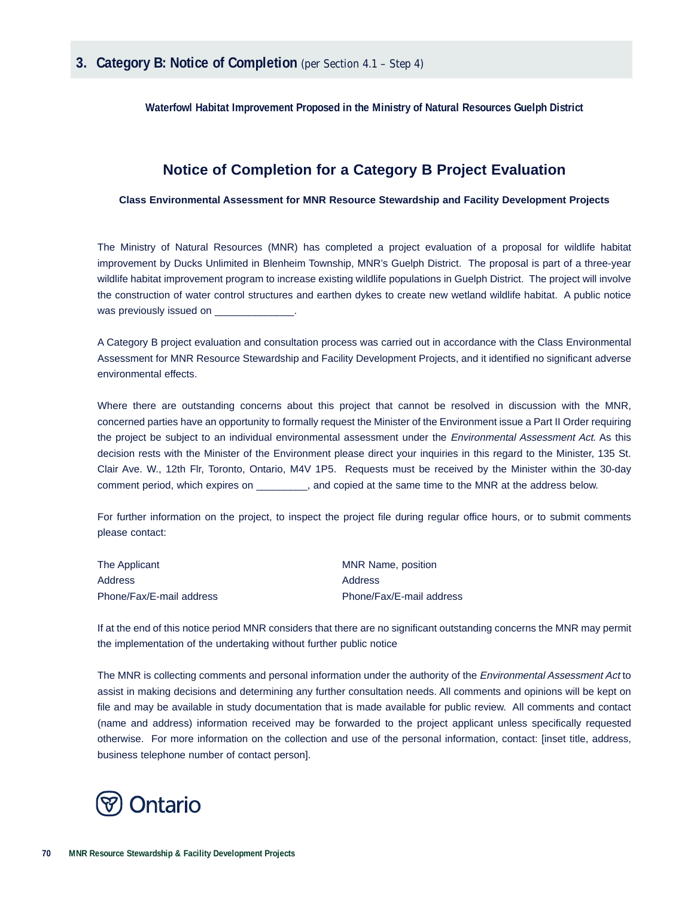## 3. Category B: Notice of Completion *(per Section 4.1 – Step 4)*

**Waterfowl Habitat Improvement Proposed in the Ministry of Natural Resources Guelph District**

# Notice of Completion for a Category B Project Evaluation

**Class Environmental Assessment for MNR Resource Stewardship and Facility Development Projects**

The Ministry of Natural Resources (MNR) has completed a project evaluation of a proposal for wildlife habitat improvement by Ducks Unlimited in Blenheim Township, MNR's Guelph District. The proposal is part of a three-year wildlife habitat improvement program to increase existing wildlife populations in Guelph District. The project will involve the construction of water control structures and earthen dykes to create new wetland wildlife habitat. A public notice was previously issued on ______________.

A Category B project evaluation and consultation process was carried out in accordance with the Class Environmental Assessment for MNR Resource Stewardship and Facility Development Projects, and it identified no significant adverse environmental effects.

Where there are outstanding concerns about this project that cannot be resolved in discussion with the MNR, concerned parties have an opportunity to formally request the Minister of the Environment issue a Part II Order requiring the project be subject to an individual environmental assessment under the *Environmental Assessment Act.* As this decision rests with the Minister of the Environment please direct your inquiries in this regard to the Minister, 135 St. Clair Ave. W., 12th Flr, Toronto, Ontario, M4V 1P5. Requests must be received by the Minister within the 30-day comment period, which expires on _________, and copied at the same time to the MNR at the address below.

For further information on the project, to inspect the project file during regular office hours, or to submit comments please contact:

The Applicant
Address
Phone/Fax/E-mail address

MNR Name, position
Address
Phone/Fax/E-mail address

If at the end of this notice period MNR considers that there are no significant outstanding concerns the MNR may permit the implementation of the undertaking without further public notice

The MNR is collecting comments and personal information under the authority of the *Environmental Assessment Act* to assist in making decisions and determining any further consultation needs. All comments and opinions will be kept on file and may be available in study documentation that is made available for public review. All comments and contact (name and address) information received may be forwarded to the project applicant unless specifically requested otherwise. For more information on the collection and use of the personal information, contact: [inset title, address, business telephone number of contact person].

Ontario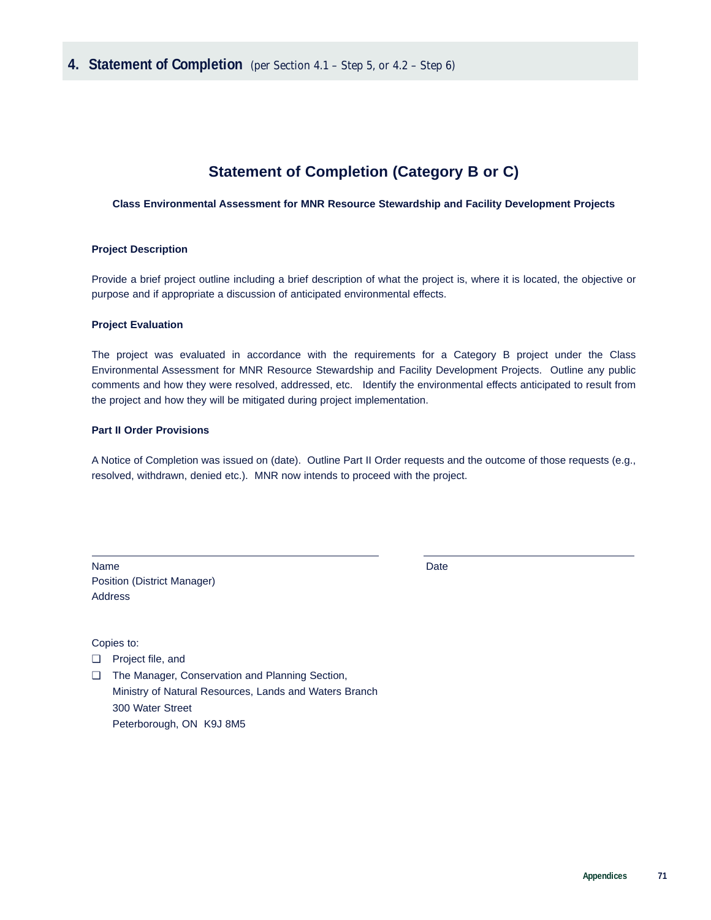## 4. Statement of Completion *(per Section 4.1 – Step 5, or 4.2 – Step 6)*

# Statement of Completion (Category B or C)

**Class Environmental Assessment for MNR Resource Stewardship and Facility Development Projects**

**Project Description**

Provide a brief project outline including a brief description of what the project is, where it is located, the objective or purpose and if appropriate a discussion of anticipated environmental effects.

**Project Evaluation**

The project was evaluated in accordance with the requirements for a Category B project under the Class Environmental Assessment for MNR Resource Stewardship and Facility Development Projects. Outline any public comments and how they were resolved, addressed, etc. Identify the environmental effects anticipated to result from the project and how they will be mitigated during project implementation.

**Part II Order Provisions**

A Notice of Completion was issued on (date). Outline Part II Order requests and the outcome of those requests (e.g., resolved, withdrawn, denied etc.). MNR now intends to proceed with the project.

\_\_\_\_\_\_\_\_\_\_\_\_\_\_\_\_\_\_\_\_\_\_\_\_\_\_\_\_\_\_\_\_\_\_\_\_\_\_\_\_

Name
Position (District Manager)
Address

\_\_\_\_\_\_\_\_\_\_\_\_\_\_\_\_\_\_\_\_\_\_\_\_\_\_\_\_\_\_

Date

Copies to:

- ❑ Project file, and
- ❑ The Manager, Conservation and Planning Section,
  Ministry of Natural Resources, Lands and Waters Branch
  300 Water Street
  Peterborough, ON K9J 8M5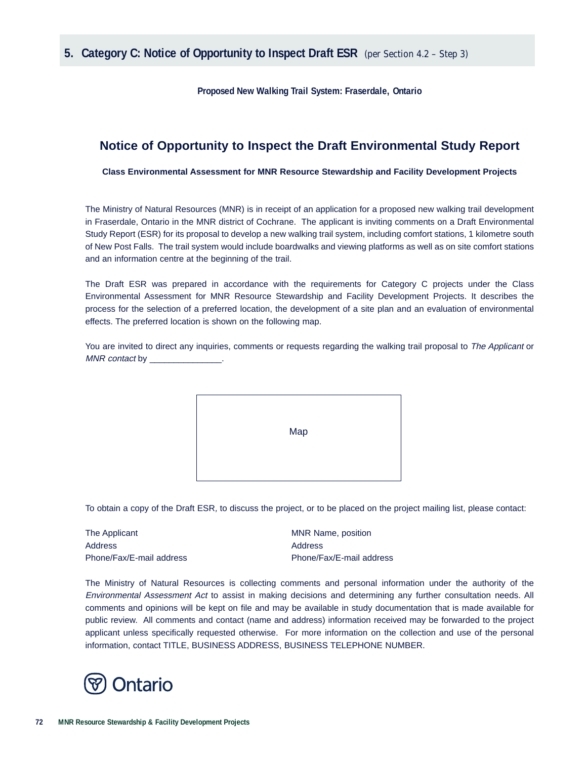## 5. Category C: Notice of Opportunity to Inspect Draft ESR *(per Section 4.2 – Step 3)*

**Proposed New Walking Trail System: Fraserdale, Ontario**

# Notice of Opportunity to Inspect the Draft Environmental Study Report

**Class Environmental Assessment for MNR Resource Stewardship and Facility Development Projects**

The Ministry of Natural Resources (MNR) is in receipt of an application for a proposed new walking trail development in Fraserdale, Ontario in the MNR district of Cochrane. The applicant is inviting comments on a Draft Environmental Study Report (ESR) for its proposal to develop a new walking trail system, including comfort stations, 1 kilometre south of New Post Falls. The trail system would include boardwalks and viewing platforms as well as on site comfort stations and an information centre at the beginning of the trail.

The Draft ESR was prepared in accordance with the requirements for Category C projects under the Class Environmental Assessment for MNR Resource Stewardship and Facility Development Projects. It describes the process for the selection of a preferred location, the development of a site plan and an evaluation of environmental effects. The preferred location is shown on the following map.

You are invited to direct any inquiries, comments or requests regarding the walking trail proposal to *The Applicant* or *MNR contact* by _______________.

Map

To obtain a copy of the Draft ESR, to discuss the project, or to be placed on the project mailing list, please contact:

The Applicant
Address
Phone/Fax/E-mail address

MNR Name, position
Address
Phone/Fax/E-mail address

The Ministry of Natural Resources is collecting comments and personal information under the authority of the *Environmental Assessment Act* to assist in making decisions and determining any further consultation needs. All comments and opinions will be kept on file and may be available in study documentation that is made available for public review. All comments and contact (name and address) information received may be forwarded to the project applicant unless specifically requested otherwise. For more information on the collection and use of the personal information, contact TITLE, BUSINESS ADDRESS, BUSINESS TELEPHONE NUMBER.

Ontario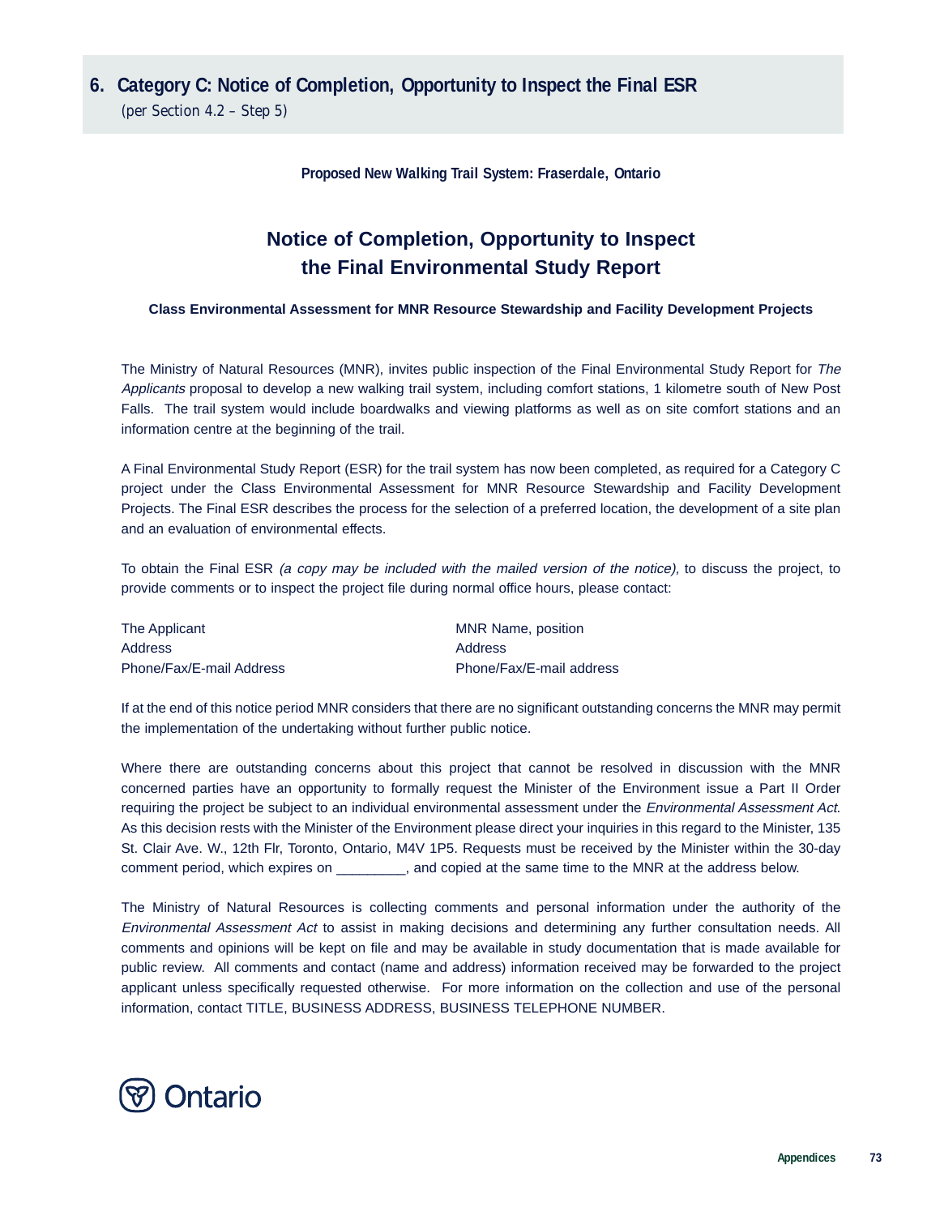## 6. Category C: Notice of Completion, Opportunity to Inspect the Final ESR

*(per Section 4.2 – Step 5)*

**Proposed New Walking Trail System: Fraserdale, Ontario**

# Notice of Completion, Opportunity to Inspect the Final Environmental Study Report

**Class Environmental Assessment for MNR Resource Stewardship and Facility Development Projects**

The Ministry of Natural Resources (MNR), invites public inspection of the Final Environmental Study Report for *The Applicants* proposal to develop a new walking trail system, including comfort stations, 1 kilometre south of New Post Falls. The trail system would include boardwalks and viewing platforms as well as on site comfort stations and an information centre at the beginning of the trail.

A Final Environmental Study Report (ESR) for the trail system has now been completed, as required for a Category C project under the Class Environmental Assessment for MNR Resource Stewardship and Facility Development Projects. The Final ESR describes the process for the selection of a preferred location, the development of a site plan and an evaluation of environmental effects.

To obtain the Final ESR *(a copy may be included with the mailed version of the notice),* to discuss the project, to provide comments or to inspect the project file during normal office hours, please contact:

The Applicant
Address
Phone/Fax/E-mail Address

MNR Name, position
Address
Phone/Fax/E-mail address

If at the end of this notice period MNR considers that there are no significant outstanding concerns the MNR may permit the implementation of the undertaking without further public notice.

Where there are outstanding concerns about this project that cannot be resolved in discussion with the MNR concerned parties have an opportunity to formally request the Minister of the Environment issue a Part II Order requiring the project be subject to an individual environmental assessment under the *Environmental Assessment Act.* As this decision rests with the Minister of the Environment please direct your inquiries in this regard to the Minister, 135 St. Clair Ave. W., 12th Flr, Toronto, Ontario, M4V 1P5. Requests must be received by the Minister within the 30-day comment period, which expires on _________, and copied at the same time to the MNR at the address below.

The Ministry of Natural Resources is collecting comments and personal information under the authority of the *Environmental Assessment Act* to assist in making decisions and determining any further consultation needs. All comments and opinions will be kept on file and may be available in study documentation that is made available for public review. All comments and contact (name and address) information received may be forwarded to the project applicant unless specifically requested otherwise. For more information on the collection and use of the personal information, contact TITLE, BUSINESS ADDRESS, BUSINESS TELEPHONE NUMBER.

Ontario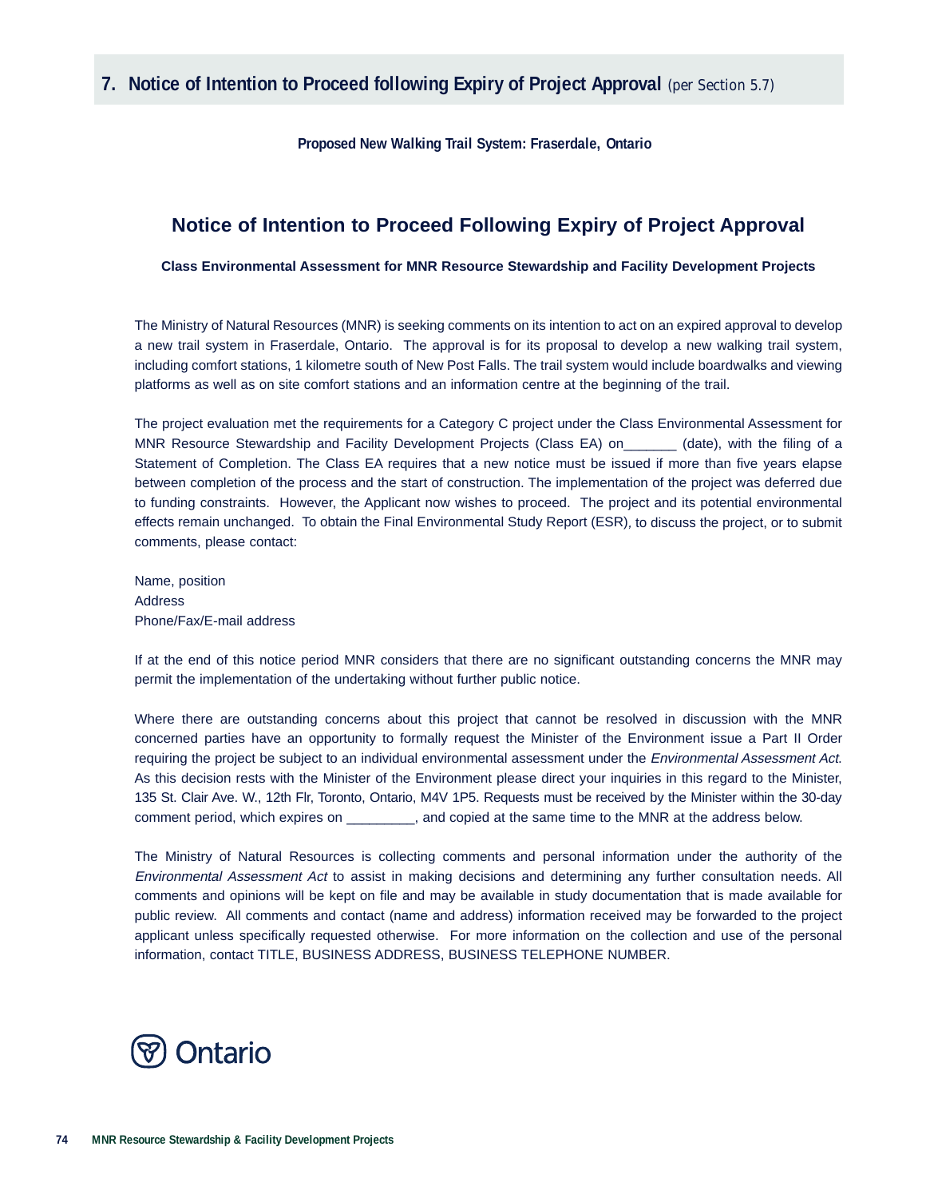## 7. Notice of Intention to Proceed following Expiry of Project Approval (per Section 5.7)

**Proposed New Walking Trail System: Fraserdale, Ontario**

# Notice of Intention to Proceed Following Expiry of Project Approval

**Class Environmental Assessment for MNR Resource Stewardship and Facility Development Projects**

The Ministry of Natural Resources (MNR) is seeking comments on its intention to act on an expired approval to develop a new trail system in Fraserdale, Ontario. The approval is for its proposal to develop a new walking trail system, including comfort stations, 1 kilometre south of New Post Falls. The trail system would include boardwalks and viewing platforms as well as on site comfort stations and an information centre at the beginning of the trail.

The project evaluation met the requirements for a Category C project under the Class Environmental Assessment for MNR Resource Stewardship and Facility Development Projects (Class EA) on_______ (date), with the filing of a Statement of Completion. The Class EA requires that a new notice must be issued if more than five years elapse between completion of the process and the start of construction. The implementation of the project was deferred due to funding constraints. However, the Applicant now wishes to proceed. The project and its potential environmental effects remain unchanged. To obtain the Final Environmental Study Report (ESR), to discuss the project, or to submit comments, please contact:

Name, position
Address
Phone/Fax/E-mail address

If at the end of this notice period MNR considers that there are no significant outstanding concerns the MNR may permit the implementation of the undertaking without further public notice.

Where there are outstanding concerns about this project that cannot be resolved in discussion with the MNR concerned parties have an opportunity to formally request the Minister of the Environment issue a Part II Order requiring the project be subject to an individual environmental assessment under the *Environmental Assessment Act*. As this decision rests with the Minister of the Environment please direct your inquiries in this regard to the Minister, 135 St. Clair Ave. W., 12th Flr, Toronto, Ontario, M4V 1P5. Requests must be received by the Minister within the 30-day comment period, which expires on _________, and copied at the same time to the MNR at the address below.

The Ministry of Natural Resources is collecting comments and personal information under the authority of the *Environmental Assessment Act* to assist in making decisions and determining any further consultation needs. All comments and opinions will be kept on file and may be available in study documentation that is made available for public review. All comments and contact (name and address) information received may be forwarded to the project applicant unless specifically requested otherwise. For more information on the collection and use of the personal information, contact TITLE, BUSINESS ADDRESS, BUSINESS TELEPHONE NUMBER.

Ontario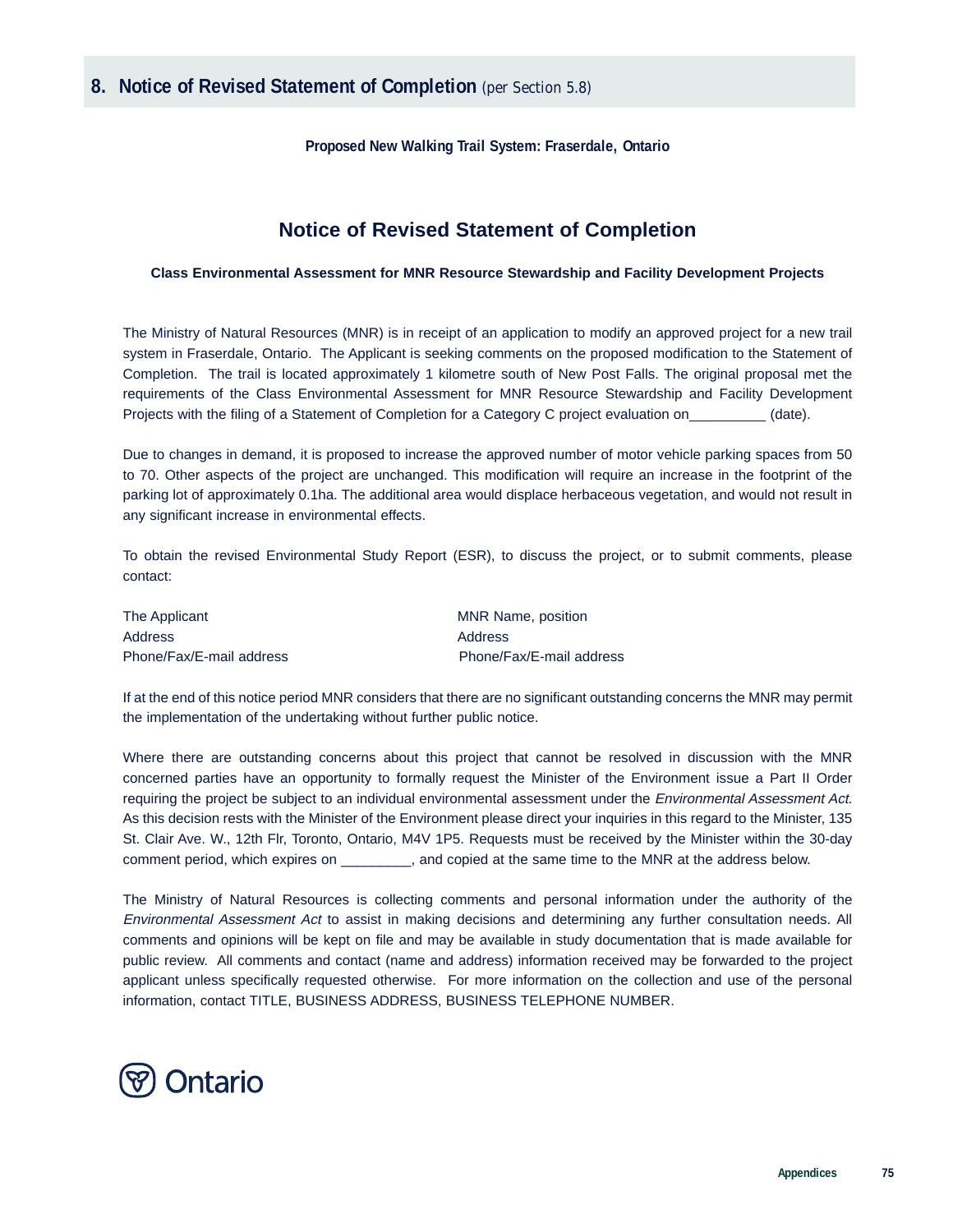## 8. Notice of Revised Statement of Completion (per Section 5.8)

**Proposed New Walking Trail System: Fraserdale, Ontario**

# Notice of Revised Statement of Completion

**Class Environmental Assessment for MNR Resource Stewardship and Facility Development Projects**

The Ministry of Natural Resources (MNR) is in receipt of an application to modify an approved project for a new trail system in Fraserdale, Ontario. The Applicant is seeking comments on the proposed modification to the Statement of Completion. The trail is located approximately 1 kilometre south of New Post Falls. The original proposal met the requirements of the Class Environmental Assessment for MNR Resource Stewardship and Facility Development Projects with the filing of a Statement of Completion for a Category C project evaluation on__________ (date).

Due to changes in demand, it is proposed to increase the approved number of motor vehicle parking spaces from 50 to 70. Other aspects of the project are unchanged. This modification will require an increase in the footprint of the parking lot of approximately 0.1ha. The additional area would displace herbaceous vegetation, and would not result in any significant increase in environmental effects.

To obtain the revised Environmental Study Report (ESR), to discuss the project, or to submit comments, please contact:

| | |
|---|---|
| The Applicant | MNR Name, position |
| Address | Address |
| Phone/Fax/E-mail address | Phone/Fax/E-mail address |

If at the end of this notice period MNR considers that there are no significant outstanding concerns the MNR may permit the implementation of the undertaking without further public notice.

Where there are outstanding concerns about this project that cannot be resolved in discussion with the MNR concerned parties have an opportunity to formally request the Minister of the Environment issue a Part II Order requiring the project be subject to an individual environmental assessment under the *Environmental Assessment Act.* As this decision rests with the Minister of the Environment please direct your inquiries in this regard to the Minister, 135 St. Clair Ave. W., 12th Flr, Toronto, Ontario, M4V 1P5. Requests must be received by the Minister within the 30-day comment period, which expires on _________, and copied at the same time to the MNR at the address below.

The Ministry of Natural Resources is collecting comments and personal information under the authority of the *Environmental Assessment Act* to assist in making decisions and determining any further consultation needs. All comments and opinions will be kept on file and may be available in study documentation that is made available for public review. All comments and contact (name and address) information received may be forwarded to the project applicant unless specifically requested otherwise. For more information on the collection and use of the personal information, contact TITLE, BUSINESS ADDRESS, BUSINESS TELEPHONE NUMBER.

Ontario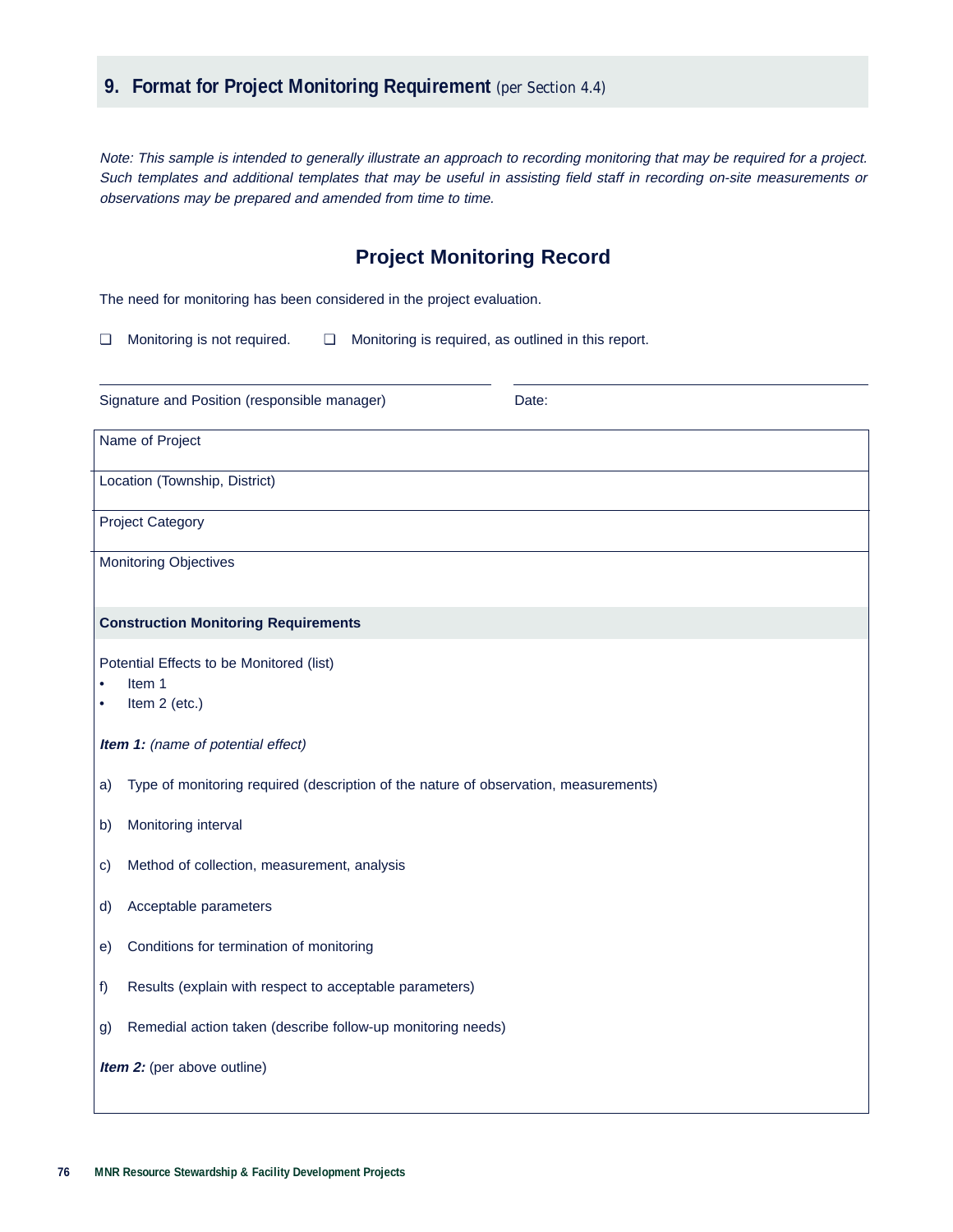## 9. Format for Project Monitoring Requirement (per Section 4.4)

*Note: This sample is intended to generally illustrate an approach to recording monitoring that may be required for a project. Such templates and additional templates that may be useful in assisting field staff in recording on-site measurements or observations may be prepared and amended from time to time.*

### Project Monitoring Record

The need for monitoring has been considered in the project evaluation.

❑ Monitoring is not required. ❑ Monitoring is required, as outlined in this report.

\_\_\_\_\_\_\_\_\_\_\_\_\_\_\_\_\_\_\_\_\_\_\_\_\_\_\_\_\_\_\_\_\_\_\_\_\_\_\_\_ \_\_\_\_\_\_\_\_\_\_\_\_\_\_\_\_\_\_\_\_\_\_\_\_\_\_\_\_\_\_\_\_\_\_\_\_

Signature and Position (responsible manager) Date:

| Name of Project |
|---|
| Location (Township, District) |
| Project Category |
| Monitoring Objectives |

**Construction Monitoring Requirements**

Potential Effects to be Monitored (list)

- Item 1
- Item 2 (etc.)

***Item 1:*** *(name of potential effect)*

a) Type of monitoring required (description of the nature of observation, measurements)

b) Monitoring interval

c) Method of collection, measurement, analysis

d) Acceptable parameters

e) Conditions for termination of monitoring

f) Results (explain with respect to acceptable parameters)

g) Remedial action taken (describe follow-up monitoring needs)

***Item 2:*** (per above outline)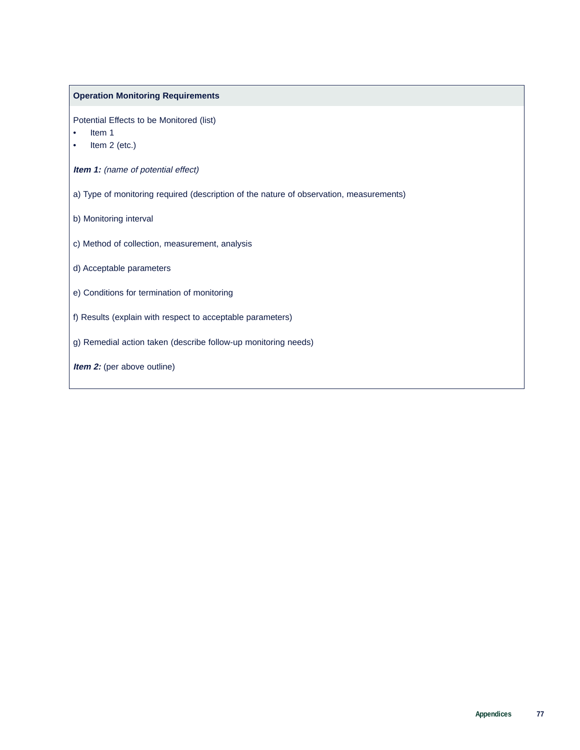**Operation Monitoring Requirements**

Potential Effects to be Monitored (list)

- Item 1
- Item 2 (etc.)

***Item 1:*** *(name of potential effect)*

a) Type of monitoring required (description of the nature of observation, measurements)

b) Monitoring interval

c) Method of collection, measurement, analysis

d) Acceptable parameters

e) Conditions for termination of monitoring

f) Results (explain with respect to acceptable parameters)

g) Remedial action taken (describe follow-up monitoring needs)

***Item 2:*** (per above outline)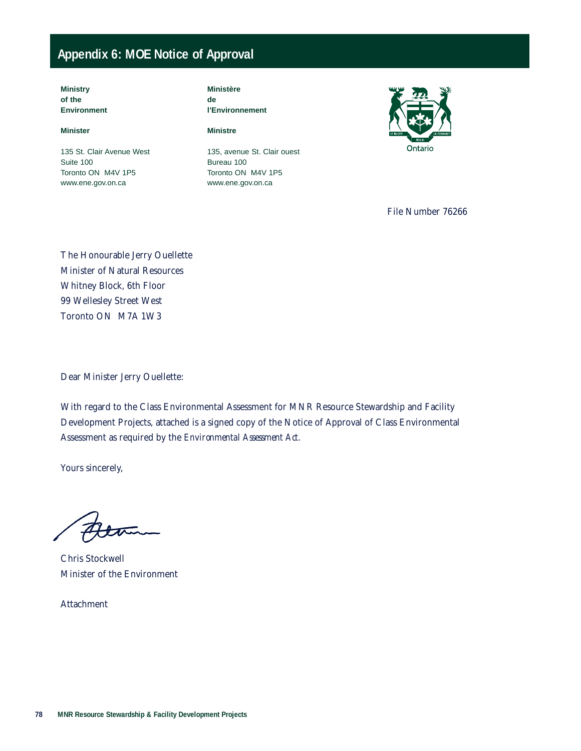# Appendix 6: MOE Notice of Approval

**Ministry of the Environment**

**Minister**

135 St. Clair Avenue West
Suite 100
Toronto ON M4V 1P5
www.ene.gov.on.ca

**Ministère de l'Environnement**

**Ministre**

135, avenue St. Clair ouest
Bureau 100
Toronto ON M4V 1P5
www.ene.gov.on.ca

Ontario

File Number 76266

The Honourable Jerry Ouellette
Minister of Natural Resources
Whitney Block, 6th Floor
99 Wellesley Street West
Toronto ON M7A 1W3

Dear Minister Jerry Ouellette:

With regard to the Class Environmental Assessment for MNR Resource Stewardship and Facility Development Projects, attached is a signed copy of the Notice of Approval of Class Environmental Assessment as required by the *Environmental Assessment Act*.

Yours sincerely,

Chris Stockwell
Minister of the Environment

Attachment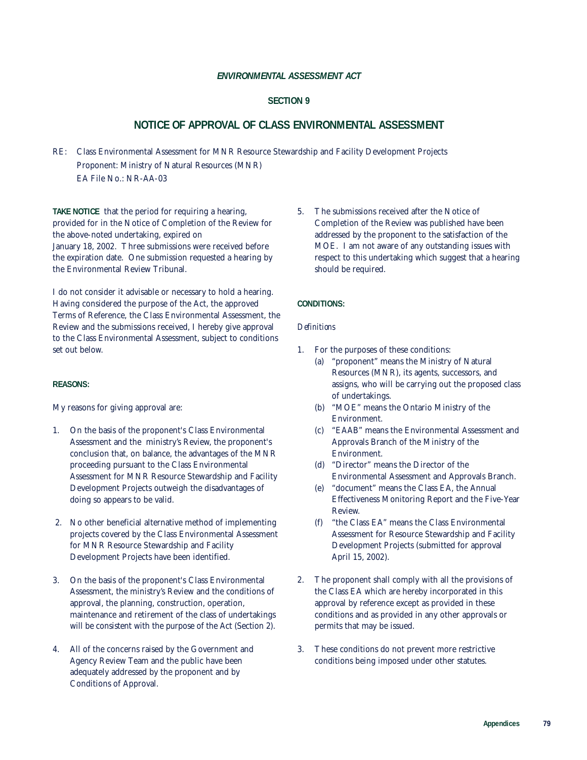*ENVIRONMENTAL ASSESSMENT ACT*

**SECTION 9**

# NOTICE OF APPROVAL OF CLASS ENVIRONMENTAL ASSESSMENT

RE: Class Environmental Assessment for MNR Resource Stewardship and Facility Development Projects
Proponent: Ministry of Natural Resources (MNR)
EA File No.: NR-AA-03

**TAKE NOTICE** that the period for requiring a hearing, provided for in the Notice of Completion of the Review for the above-noted undertaking, expired on January 18, 2002. Three submissions were received before the expiration date. One submission requested a hearing by the Environmental Review Tribunal.

I do not consider it advisable or necessary to hold a hearing. Having considered the purpose of the Act, the approved Terms of Reference, the Class Environmental Assessment, the Review and the submissions received, I hereby give approval to the Class Environmental Assessment, subject to conditions set out below.

**REASONS:**

My reasons for giving approval are:

1. On the basis of the proponent's Class Environmental Assessment and the ministry's Review, the proponent's conclusion that, on balance, the advantages of the MNR proceeding pursuant to the Class Environmental Assessment for MNR Resource Stewardship and Facility Development Projects outweigh the disadvantages of doing so appears to be valid.

2. No other beneficial alternative method of implementing projects covered by the Class Environmental Assessment for MNR Resource Stewardship and Facility Development Projects have been identified.

3. On the basis of the proponent's Class Environmental Assessment, the ministry's Review and the conditions of approval, the planning, construction, operation, maintenance and retirement of the class of undertakings will be consistent with the purpose of the Act (Section 2).

4. All of the concerns raised by the Government and Agency Review Team and the public have been adequately addressed by the proponent and by Conditions of Approval.

5. The submissions received after the Notice of Completion of the Review was published have been addressed by the proponent to the satisfaction of the MOE. I am not aware of any outstanding issues with respect to this undertaking which suggest that a hearing should be required.

**CONDITIONS:**

*Definitions*

1. For the purposes of these conditions:
   (a) "proponent" means the Ministry of Natural Resources (MNR), its agents, successors, and assigns, who will be carrying out the proposed class of undertakings.
   (b) "MOE" means the Ontario Ministry of the Environment.
   (c) "EAAB" means the Environmental Assessment and Approvals Branch of the Ministry of the Environment.
   (d) "Director" means the Director of the Environmental Assessment and Approvals Branch.
   (e) "document" means the Class EA, the Annual Effectiveness Monitoring Report and the Five-Year Review.
   (f) "the Class EA" means the Class Environmental Assessment for Resource Stewardship and Facility Development Projects (submitted for approval April 15, 2002).

2. The proponent shall comply with all the provisions of the Class EA which are hereby incorporated in this approval by reference except as provided in these conditions and as provided in any other approvals or permits that may be issued.

3. These conditions do not prevent more restrictive conditions being imposed under other statutes.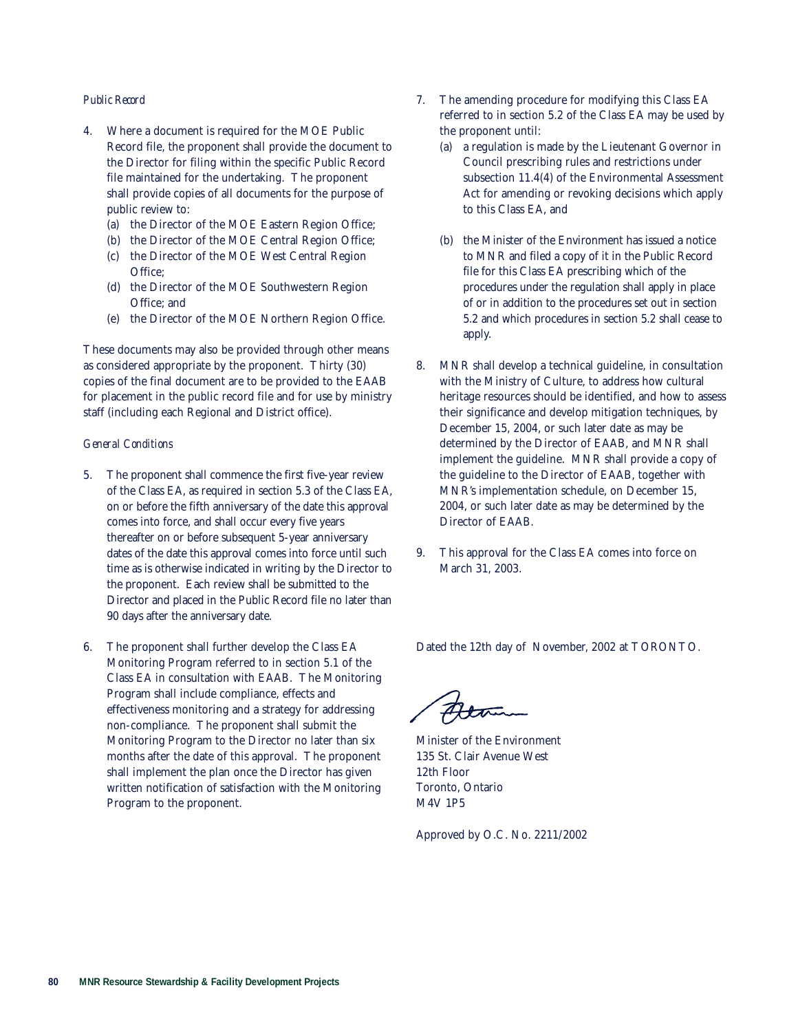*Public Record*

4. Where a document is required for the MOE Public Record file, the proponent shall provide the document to the Director for filing within the specific Public Record file maintained for the undertaking. The proponent shall provide copies of all documents for the purpose of public review to:
   (a) the Director of the MOE Eastern Region Office;
   (b) the Director of the MOE Central Region Office;
   (c) the Director of the MOE West Central Region Office;
   (d) the Director of the MOE Southwestern Region Office; and
   (e) the Director of the MOE Northern Region Office.

These documents may also be provided through other means as considered appropriate by the proponent. Thirty (30) copies of the final document are to be provided to the EAAB for placement in the public record file and for use by ministry staff (including each Regional and District office).

*General Conditions*

5. The proponent shall commence the first five-year review of the Class EA, as required in section 5.3 of the Class EA, on or before the fifth anniversary of the date this approval comes into force, and shall occur every five years thereafter on or before subsequent 5-year anniversary dates of the date this approval comes into force until such time as is otherwise indicated in writing by the Director to the proponent. Each review shall be submitted to the Director and placed in the Public Record file no later than 90 days after the anniversary date.

6. The proponent shall further develop the Class EA Monitoring Program referred to in section 5.1 of the Class EA in consultation with EAAB. The Monitoring Program shall include compliance, effects and effectiveness monitoring and a strategy for addressing non-compliance. The proponent shall submit the Monitoring Program to the Director no later than six months after the date of this approval. The proponent shall implement the plan once the Director has given written notification of satisfaction with the Monitoring Program to the proponent.

7. The amending procedure for modifying this Class EA referred to in section 5.2 of the Class EA may be used by the proponent until:
   (a) a regulation is made by the Lieutenant Governor in Council prescribing rules and restrictions under subsection 11.4(4) of the Environmental Assessment Act for amending or revoking decisions which apply to this Class EA, and
   (b) the Minister of the Environment has issued a notice to MNR and filed a copy of it in the Public Record file for this Class EA prescribing which of the procedures under the regulation shall apply in place of or in addition to the procedures set out in section 5.2 and which procedures in section 5.2 shall cease to apply.

8. MNR shall develop a technical guideline, in consultation with the Ministry of Culture, to address how cultural heritage resources should be identified, and how to assess their significance and develop mitigation techniques, by December 15, 2004, or such later date as may be determined by the Director of EAAB, and MNR shall implement the guideline. MNR shall provide a copy of the guideline to the Director of EAAB, together with MNR's implementation schedule, on December 15, 2004, or such later date as may be determined by the Director of EAAB.

9. This approval for the Class EA comes into force on March 31, 2003.

Dated the 12th day of November, 2002 at TORONTO.

Minister of the Environment
135 St. Clair Avenue West
12th Floor
Toronto, Ontario
M4V 1P5

Approved by O.C. No. 2211/2002